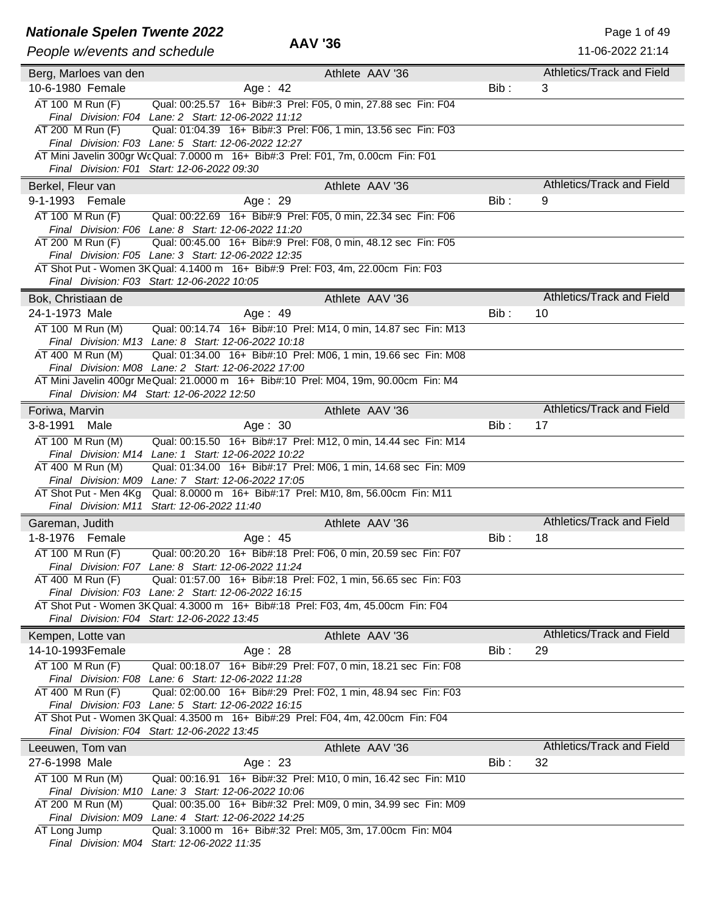# Nationale Spelen Twente 2022

*People w/events and schedule*

**AAV '36**

11-06-2022 21:14

---

**Berg, Marloes van den** — Athlete AAV '36 — Athletics/Track and Field

10-6-1980 Female — Age : 42 — Bib : 3

- AT 100 M Run (F) — Qual: 00:25.57 16+ Bib#:3 Prel: F05, 0 min, 27.88 sec Fin: F04
  *Final Division: F04 Lane: 2 Start: 12-06-2022 11:12*
- AT 200 M Run (F) — Qual: 01:04.39 16+ Bib#:3 Prel: F06, 1 min, 13.56 sec Fin: F03
  *Final Division: F03 Lane: 5 Start: 12-06-2022 12:27*
- AT Mini Javelin 300gr Wc Qual: 7.0000 m 16+ Bib#:3 Prel: F01, 7m, 0.00cm Fin: F01
  *Final Division: F01 Start: 12-06-2022 09:30*

---

**Berkel, Fleur van** — Athlete AAV '36 — Athletics/Track and Field

9-1-1993 Female — Age : 29 — Bib : 9

- AT 100 M Run (F) — Qual: 00:22.69 16+ Bib#:9 Prel: F05, 0 min, 22.34 sec Fin: F06
  *Final Division: F06 Lane: 8 Start: 12-06-2022 11:20*
- AT 200 M Run (F) — Qual: 00:45.00 16+ Bib#:9 Prel: F08, 0 min, 48.12 sec Fin: F05
  *Final Division: F05 Lane: 3 Start: 12-06-2022 12:35*
- AT Shot Put - Women 3K Qual: 4.1400 m 16+ Bib#:9 Prel: F03, 4m, 22.00cm Fin: F03
  *Final Division: F03 Start: 12-06-2022 10:05*

---

**Bok, Christiaan de** — Athlete AAV '36 — Athletics/Track and Field

24-1-1973 Male — Age : 49 — Bib : 10

- AT 100 M Run (M) — Qual: 00:14.74 16+ Bib#:10 Prel: M14, 0 min, 14.87 sec Fin: M13
  *Final Division: M13 Lane: 8 Start: 12-06-2022 10:18*
- AT 400 M Run (M) — Qual: 01:34.00 16+ Bib#:10 Prel: M06, 1 min, 19.66 sec Fin: M08
  *Final Division: M08 Lane: 2 Start: 12-06-2022 17:00*
- AT Mini Javelin 400gr Me Qual: 21.0000 m 16+ Bib#:10 Prel: M04, 19m, 90.00cm Fin: M4
  *Final Division: M4 Start: 12-06-2022 12:50*

---

**Foriwa, Marvin** — Athlete AAV '36 — Athletics/Track and Field

3-8-1991 Male — Age : 30 — Bib : 17

- AT 100 M Run (M) — Qual: 00:15.50 16+ Bib#:17 Prel: M12, 0 min, 14.44 sec Fin: M14
  *Final Division: M14 Lane: 1 Start: 12-06-2022 10:22*
- AT 400 M Run (M) — Qual: 01:34.00 16+ Bib#:17 Prel: M06, 1 min, 14.68 sec Fin: M09
  *Final Division: M09 Lane: 7 Start: 12-06-2022 17:05*
- AT Shot Put - Men 4Kg — Qual: 8.0000 m 16+ Bib#:17 Prel: M10, 8m, 56.00cm Fin: M11
  *Final Division: M11 Start: 12-06-2022 11:40*

---

**Gareman, Judith** — Athlete AAV '36 — Athletics/Track and Field

1-8-1976 Female — Age : 45 — Bib : 18

- AT 100 M Run (F) — Qual: 00:20.20 16+ Bib#:18 Prel: F06, 0 min, 20.59 sec Fin: F07
  *Final Division: F07 Lane: 8 Start: 12-06-2022 11:24*
- AT 400 M Run (F) — Qual: 01:57.00 16+ Bib#:18 Prel: F02, 1 min, 56.65 sec Fin: F03
  *Final Division: F03 Lane: 2 Start: 12-06-2022 16:15*
- AT Shot Put - Women 3K Qual: 4.3000 m 16+ Bib#:18 Prel: F03, 4m, 45.00cm Fin: F04
  *Final Division: F04 Start: 12-06-2022 13:45*

---

**Kempen, Lotte van** — Athlete AAV '36 — Athletics/Track and Field

14-10-1993 Female — Age : 28 — Bib : 29

- AT 100 M Run (F) — Qual: 00:18.07 16+ Bib#:29 Prel: F07, 0 min, 18.21 sec Fin: F08
  *Final Division: F08 Lane: 6 Start: 12-06-2022 11:28*
- AT 400 M Run (F) — Qual: 02:00.00 16+ Bib#:29 Prel: F02, 1 min, 48.94 sec Fin: F03
  *Final Division: F03 Lane: 5 Start: 12-06-2022 16:15*
- AT Shot Put - Women 3K Qual: 4.3500 m 16+ Bib#:29 Prel: F04, 4m, 42.00cm Fin: F04
  *Final Division: F04 Start: 12-06-2022 13:45*

---

**Leeuwen, Tom van** — Athlete AAV '36 — Athletics/Track and Field

27-6-1998 Male — Age : 23 — Bib : 32

- AT 100 M Run (M) — Qual: 00:16.91 16+ Bib#:32 Prel: M10, 0 min, 16.42 sec Fin: M10
  *Final Division: M10 Lane: 3 Start: 12-06-2022 10:06*
- AT 200 M Run (M) — Qual: 00:35.00 16+ Bib#:32 Prel: M09, 0 min, 34.99 sec Fin: M09
  *Final Division: M09 Lane: 4 Start: 12-06-2022 14:25*
- AT Long Jump — Qual: 3.1000 m 16+ Bib#:32 Prel: M05, 3m, 17.00cm Fin: M04
  *Final Division: M04 Start: 12-06-2022 11:35*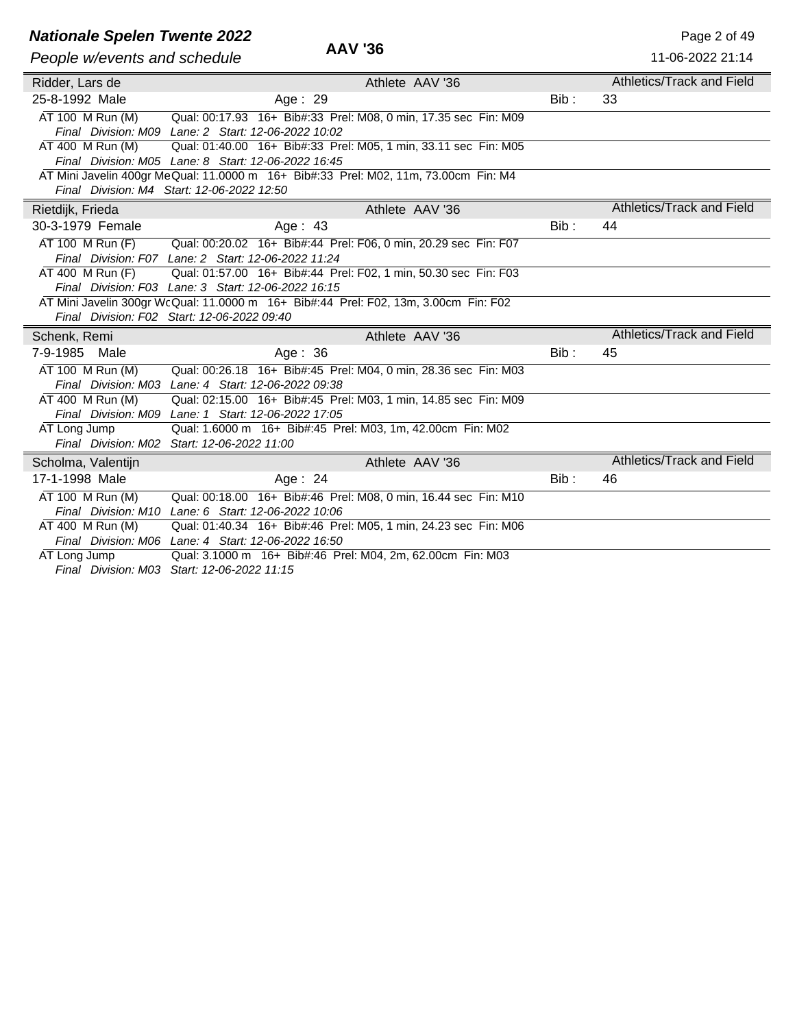## Ridder, Lars de

Athlete AAV '36 — Athletics/Track and Field

25-8-1992 Male — Age : 29 — Bib : 33

- AT 100 M Run (M) — Qual: 00:17.93 16+ Bib#:33 Prel: M08, 0 min, 17.35 sec Fin: M09
  *Final Division: M09 Lane: 2 Start: 12-06-2022 10:02*
- AT 400 M Run (M) — Qual: 01:40.00 16+ Bib#:33 Prel: M05, 1 min, 33.11 sec Fin: M05
  *Final Division: M05 Lane: 8 Start: 12-06-2022 16:45*
- AT Mini Javelin 400gr Me Qual: 11.0000 m 16+ Bib#:33 Prel: M02, 11m, 73.00cm Fin: M4
  *Final Division: M4 Start: 12-06-2022 12:50*

## Rietdijk, Frieda

Athlete AAV '36 — Athletics/Track and Field

30-3-1979 Female — Age : 43 — Bib : 44

- AT 100 M Run (F) — Qual: 00:20.02 16+ Bib#:44 Prel: F06, 0 min, 20.29 sec Fin: F07
  *Final Division: F07 Lane: 2 Start: 12-06-2022 11:24*
- AT 400 M Run (F) — Qual: 01:57.00 16+ Bib#:44 Prel: F02, 1 min, 50.30 sec Fin: F03
  *Final Division: F03 Lane: 3 Start: 12-06-2022 16:15*
- AT Mini Javelin 300gr Wo Qual: 11.0000 m 16+ Bib#:44 Prel: F02, 13m, 3.00cm Fin: F02
  *Final Division: F02 Start: 12-06-2022 09:40*

## Schenk, Remi

Athlete AAV '36 — Athletics/Track and Field

7-9-1985 Male — Age : 36 — Bib : 45

- AT 100 M Run (M) — Qual: 00:26.18 16+ Bib#:45 Prel: M04, 0 min, 28.36 sec Fin: M03
  *Final Division: M03 Lane: 4 Start: 12-06-2022 09:38*
- AT 400 M Run (M) — Qual: 02:15.00 16+ Bib#:45 Prel: M03, 1 min, 14.85 sec Fin: M09
  *Final Division: M09 Lane: 1 Start: 12-06-2022 17:05*
- AT Long Jump — Qual: 1.6000 m 16+ Bib#:45 Prel: M03, 1m, 42.00cm Fin: M02
  *Final Division: M02 Start: 12-06-2022 11:00*

## Scholma, Valentijn

Athlete AAV '36 — Athletics/Track and Field

17-1-1998 Male — Age : 24 — Bib : 46

- AT 100 M Run (M) — Qual: 00:18.00 16+ Bib#:46 Prel: M08, 0 min, 16.44 sec Fin: M10
  *Final Division: M10 Lane: 6 Start: 12-06-2022 10:06*
- AT 400 M Run (M) — Qual: 01:40.34 16+ Bib#:46 Prel: M05, 1 min, 24.23 sec Fin: M06
  *Final Division: M06 Lane: 4 Start: 12-06-2022 16:50*
- AT Long Jump — Qual: 3.1000 m 16+ Bib#:46 Prel: M04, 2m, 62.00cm Fin: M03
  *Final Division: M03 Start: 12-06-2022 11:15*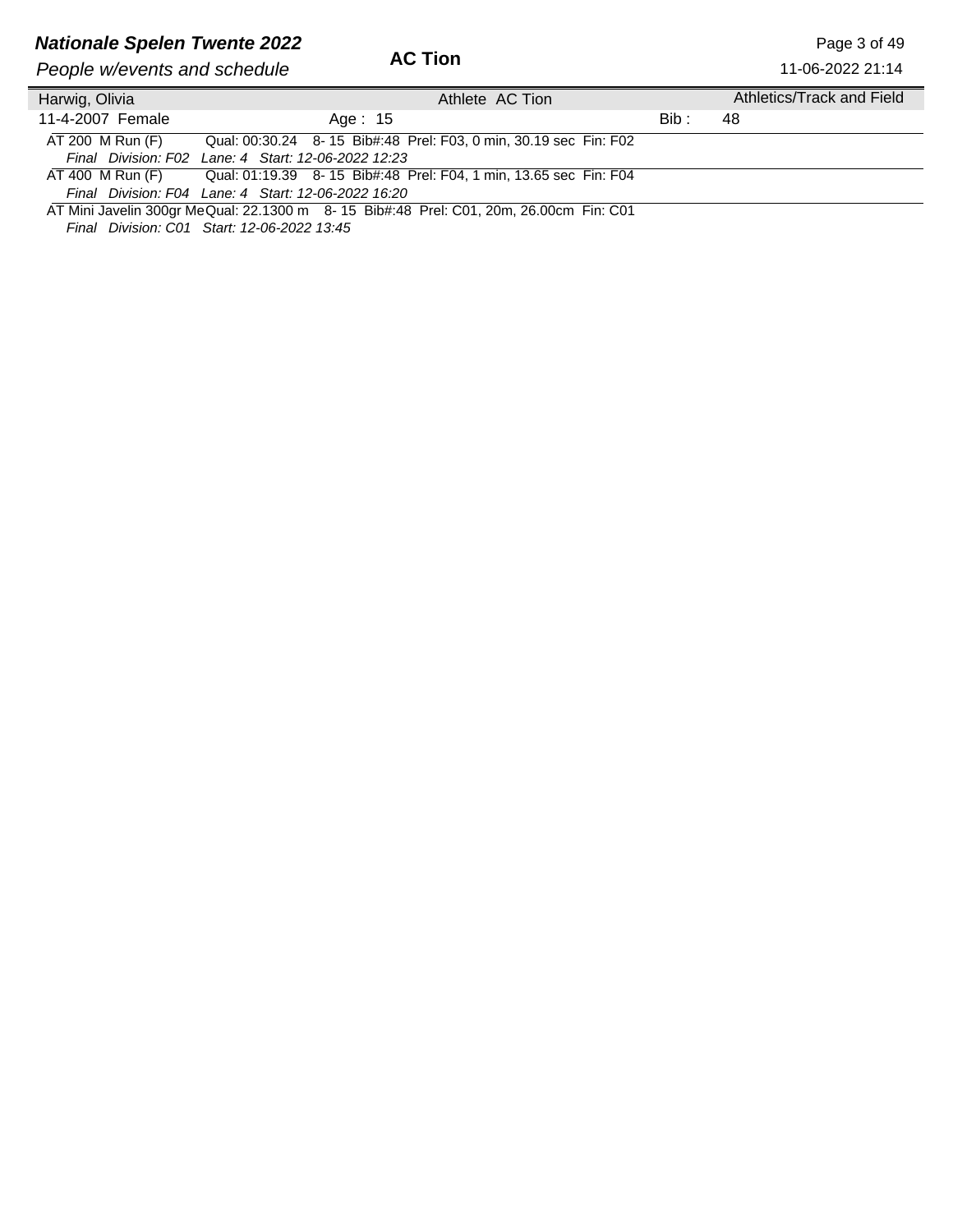| Harwig, Olivia | | Athlete AC Tion | | Athletics/Track and Field |
|---|---|---|---|---|
| 11-4-2007 Female | Age : 15 | | Bib : | 48 |

AT 200 M Run (F) Qual: 00:30.24 8- 15 Bib#:48 Prel: F03, 0 min, 30.19 sec Fin: F02
*Final Division: F02 Lane: 4 Start: 12-06-2022 12:23*

AT 400 M Run (F) Qual: 01:19.39 8- 15 Bib#:48 Prel: F04, 1 min, 13.65 sec Fin: F04
*Final Division: F04 Lane: 4 Start: 12-06-2022 16:20*

AT Mini Javelin 300gr Me Qual: 22.1300 m 8- 15 Bib#:48 Prel: C01, 20m, 26.00cm Fin: C01
*Final Division: C01 Start: 12-06-2022 13:45*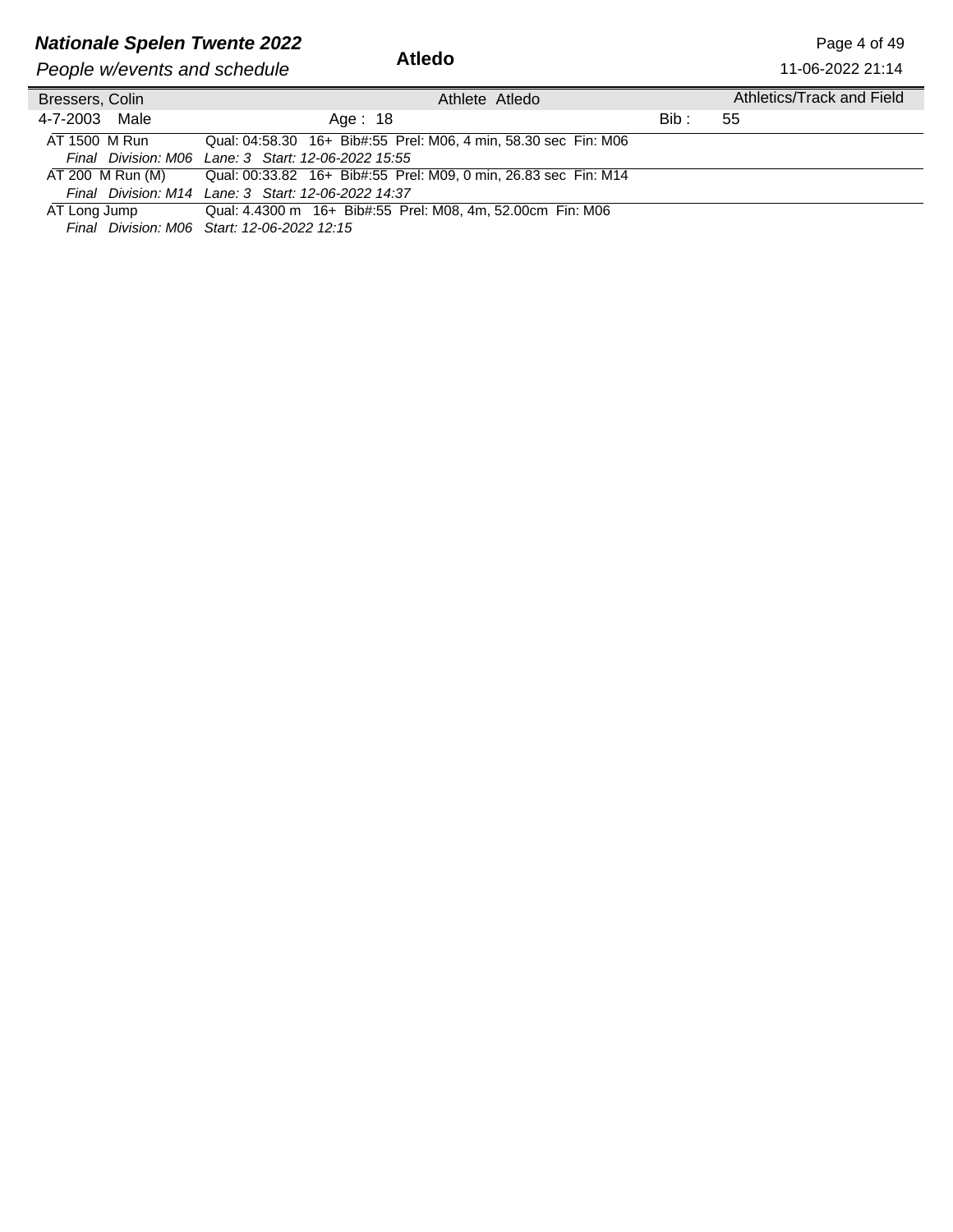| Bressers, Colin | Athlete Atledo | | Athletics/Track and Field |
|---|---|---|---|
| 4-7-2003 Male | Age : 18 | Bib : | 55 |

AT 1500 M Run — Qual: 04:58.30 16+ Bib#:55 Prel: M06, 4 min, 58.30 sec Fin: M06
*Final Division: M06 Lane: 3 Start: 12-06-2022 15:55*

AT 200 M Run (M) — Qual: 00:33.82 16+ Bib#:55 Prel: M09, 0 min, 26.83 sec Fin: M14
*Final Division: M14 Lane: 3 Start: 12-06-2022 14:37*

AT Long Jump — Qual: 4.4300 m 16+ Bib#:55 Prel: M08, 4m, 52.00cm Fin: M06
*Final Division: M06 Start: 12-06-2022 12:15*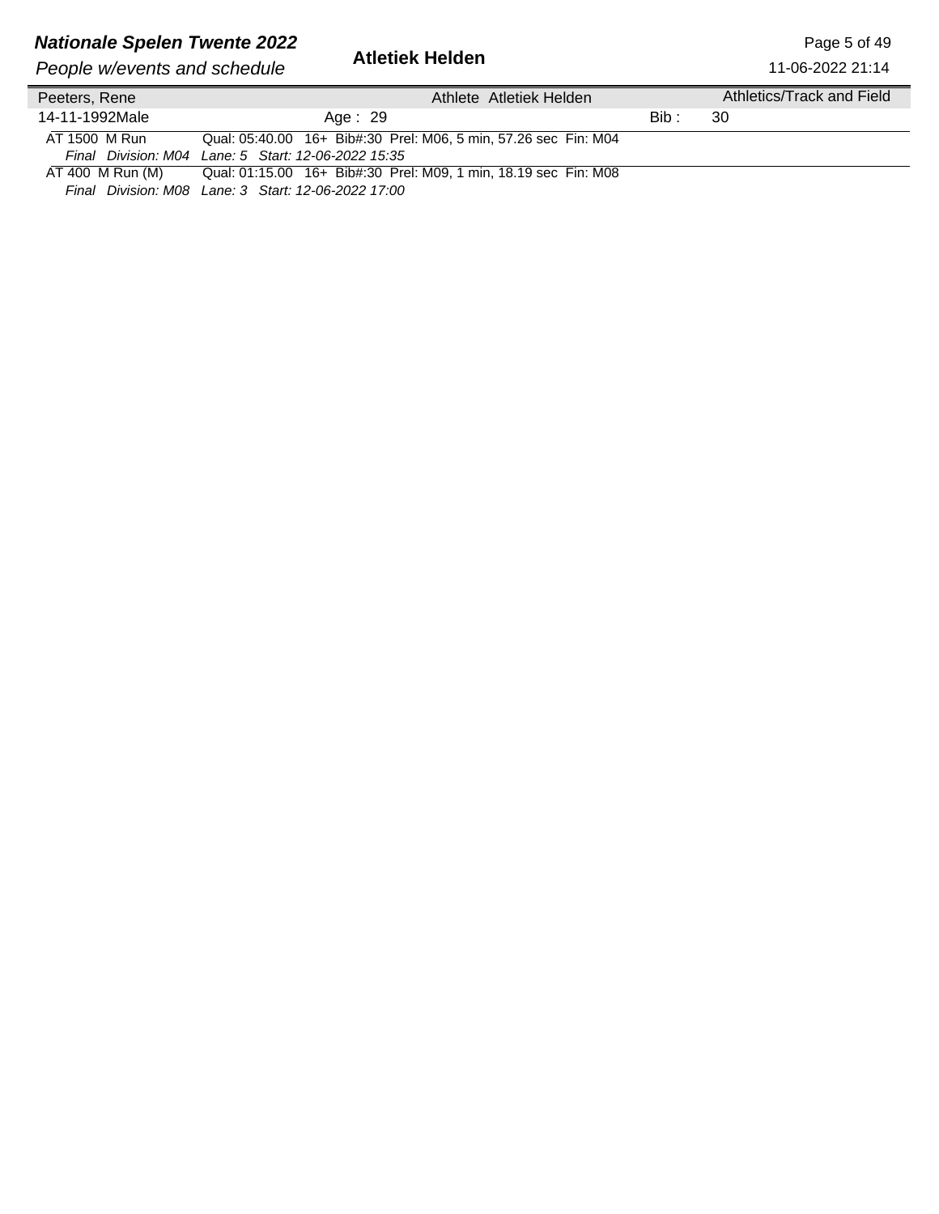| Peeters, Rene | | Athlete Atletiek Helden | | Athletics/Track and Field |
| --- | --- | --- | --- | --- |
| 14-11-1992Male | Age : 29 | | Bib : | 30 |

AT 1500 M Run    Qual: 05:40.00  16+  Bib#:30  Prel: M06, 5 min, 57.26 sec  Fin: M04
*Final  Division: M04  Lane: 5  Start: 12-06-2022 15:35*

AT 400 M Run (M)    Qual: 01:15.00  16+  Bib#:30  Prel: M09, 1 min, 18.19 sec  Fin: M08
*Final  Division: M08  Lane: 3  Start: 12-06-2022 17:00*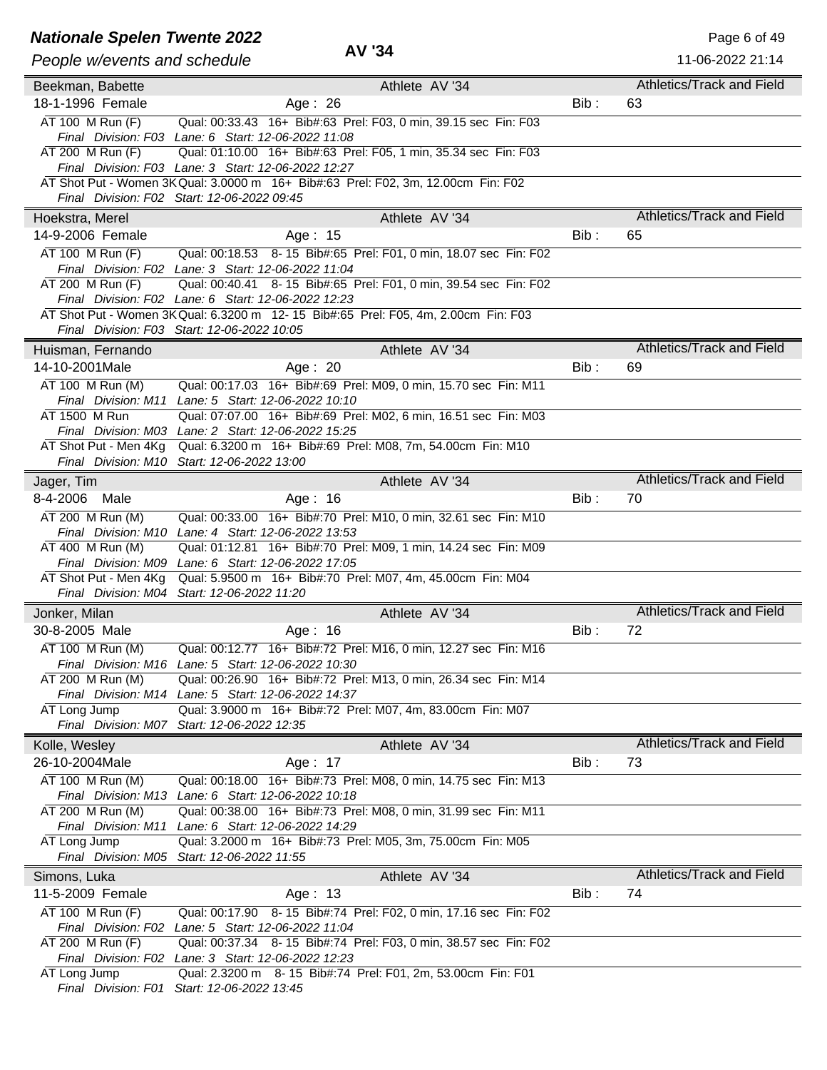**AV '34**

## Beekman, Babette

Athlete AV '34 — Athletics/Track and Field

18-1-1996 Female — Age : 26 — Bib : 63

- AT 100 M Run (F) — Qual: 00:33.43 16+ Bib#:63 Prel: F03, 0 min, 39.15 sec Fin: F03
  *Final Division: F03 Lane: 6 Start: 12-06-2022 11:08*
- AT 200 M Run (F) — Qual: 01:10.00 16+ Bib#:63 Prel: F05, 1 min, 35.34 sec Fin: F03
  *Final Division: F03 Lane: 3 Start: 12-06-2022 12:27*
- AT Shot Put - Women 3K Qual: 3.0000 m 16+ Bib#:63 Prel: F02, 3m, 12.00cm Fin: F02
  *Final Division: F02 Start: 12-06-2022 09:45*

## Hoekstra, Merel

Athlete AV '34 — Athletics/Track and Field

14-9-2006 Female — Age : 15 — Bib : 65

- AT 100 M Run (F) — Qual: 00:18.53 8- 15 Bib#:65 Prel: F01, 0 min, 18.07 sec Fin: F02
  *Final Division: F02 Lane: 3 Start: 12-06-2022 11:04*
- AT 200 M Run (F) — Qual: 00:40.41 8- 15 Bib#:65 Prel: F01, 0 min, 39.54 sec Fin: F02
  *Final Division: F02 Lane: 6 Start: 12-06-2022 12:23*
- AT Shot Put - Women 3K Qual: 6.3200 m 12- 15 Bib#:65 Prel: F05, 4m, 2.00cm Fin: F03
  *Final Division: F03 Start: 12-06-2022 10:05*

## Huisman, Fernando

Athlete AV '34 — Athletics/Track and Field

14-10-2001 Male — Age : 20 — Bib : 69

- AT 100 M Run (M) — Qual: 00:17.03 16+ Bib#:69 Prel: M09, 0 min, 15.70 sec Fin: M11
  *Final Division: M11 Lane: 5 Start: 12-06-2022 10:10*
- AT 1500 M Run — Qual: 07:07.00 16+ Bib#:69 Prel: M02, 6 min, 16.51 sec Fin: M03
  *Final Division: M03 Lane: 2 Start: 12-06-2022 15:25*
- AT Shot Put - Men 4Kg — Qual: 6.3200 m 16+ Bib#:69 Prel: M08, 7m, 54.00cm Fin: M10
  *Final Division: M10 Start: 12-06-2022 13:00*

## Jager, Tim

Athlete AV '34 — Athletics/Track and Field

8-4-2006 Male — Age : 16 — Bib : 70

- AT 200 M Run (M) — Qual: 00:33.00 16+ Bib#:70 Prel: M10, 0 min, 32.61 sec Fin: M10
  *Final Division: M10 Lane: 4 Start: 12-06-2022 13:53*
- AT 400 M Run (M) — Qual: 01:12.81 16+ Bib#:70 Prel: M09, 1 min, 14.24 sec Fin: M09
  *Final Division: M09 Lane: 6 Start: 12-06-2022 17:05*
- AT Shot Put - Men 4Kg — Qual: 5.9500 m 16+ Bib#:70 Prel: M07, 4m, 45.00cm Fin: M04
  *Final Division: M04 Start: 12-06-2022 11:20*

## Jonker, Milan

Athlete AV '34 — Athletics/Track and Field

30-8-2005 Male — Age : 16 — Bib : 72

- AT 100 M Run (M) — Qual: 00:12.77 16+ Bib#:72 Prel: M16, 0 min, 12.27 sec Fin: M16
  *Final Division: M16 Lane: 5 Start: 12-06-2022 10:30*
- AT 200 M Run (M) — Qual: 00:26.90 16+ Bib#:72 Prel: M13, 0 min, 26.34 sec Fin: M14
  *Final Division: M14 Lane: 5 Start: 12-06-2022 14:37*
- AT Long Jump — Qual: 3.9000 m 16+ Bib#:72 Prel: M07, 4m, 83.00cm Fin: M07
  *Final Division: M07 Start: 12-06-2022 12:35*

## Kolle, Wesley

Athlete AV '34 — Athletics/Track and Field

26-10-2004 Male — Age : 17 — Bib : 73

- AT 100 M Run (M) — Qual: 00:18.00 16+ Bib#:73 Prel: M08, 0 min, 14.75 sec Fin: M13
  *Final Division: M13 Lane: 6 Start: 12-06-2022 10:18*
- AT 200 M Run (M) — Qual: 00:38.00 16+ Bib#:73 Prel: M08, 0 min, 31.99 sec Fin: M11
  *Final Division: M11 Lane: 6 Start: 12-06-2022 14:29*
- AT Long Jump — Qual: 3.2000 m 16+ Bib#:73 Prel: M05, 3m, 75.00cm Fin: M05
  *Final Division: M05 Start: 12-06-2022 11:55*

## Simons, Luka

Athlete AV '34 — Athletics/Track and Field

11-5-2009 Female — Age : 13 — Bib : 74

- AT 100 M Run (F) — Qual: 00:17.90 8- 15 Bib#:74 Prel: F02, 0 min, 17.16 sec Fin: F02
  *Final Division: F02 Lane: 5 Start: 12-06-2022 11:04*
- AT 200 M Run (F) — Qual: 00:37.34 8- 15 Bib#:74 Prel: F03, 0 min, 38.57 sec Fin: F02
  *Final Division: F02 Lane: 3 Start: 12-06-2022 12:23*
- AT Long Jump — Qual: 2.3200 m 8- 15 Bib#:74 Prel: F01, 2m, 53.00cm Fin: F01
  *Final Division: F01 Start: 12-06-2022 13:45*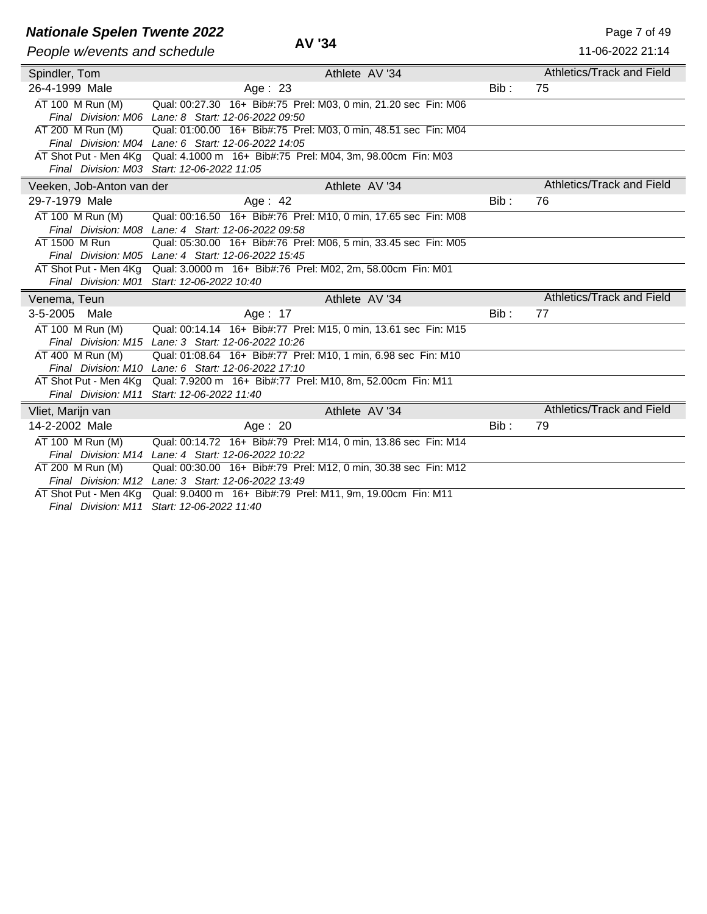## Spindler, Tom

Athlete AV '34 — Athletics/Track and Field

26-4-1999 Male — Age : 23 — Bib : 75

| Event | Details |
|---|---|
| AT 100 M Run (M) | Qual: 00:27.30 16+ Bib#:75 Prel: M03, 0 min, 21.20 sec Fin: M06 |
| *Final Division: M06* | *Lane: 8 Start: 12-06-2022 09:50* |
| AT 200 M Run (M) | Qual: 01:00.00 16+ Bib#:75 Prel: M03, 0 min, 48.51 sec Fin: M04 |
| *Final Division: M04* | *Lane: 6 Start: 12-06-2022 14:05* |
| AT Shot Put - Men 4Kg | Qual: 4.1000 m 16+ Bib#:75 Prel: M04, 3m, 98.00cm Fin: M03 |
| *Final Division: M03* | *Start: 12-06-2022 11:05* |

## Veeken, Job-Anton van der

Athlete AV '34 — Athletics/Track and Field

29-7-1979 Male — Age : 42 — Bib : 76

| Event | Details |
|---|---|
| AT 100 M Run (M) | Qual: 00:16.50 16+ Bib#:76 Prel: M10, 0 min, 17.65 sec Fin: M08 |
| *Final Division: M08* | *Lane: 4 Start: 12-06-2022 09:58* |
| AT 1500 M Run | Qual: 05:30.00 16+ Bib#:76 Prel: M06, 5 min, 33.45 sec Fin: M05 |
| *Final Division: M05* | *Lane: 4 Start: 12-06-2022 15:45* |
| AT Shot Put - Men 4Kg | Qual: 3.0000 m 16+ Bib#:76 Prel: M02, 2m, 58.00cm Fin: M01 |
| *Final Division: M01* | *Start: 12-06-2022 10:40* |

## Venema, Teun

Athlete AV '34 — Athletics/Track and Field

3-5-2005 Male — Age : 17 — Bib : 77

| Event | Details |
|---|---|
| AT 100 M Run (M) | Qual: 00:14.14 16+ Bib#:77 Prel: M15, 0 min, 13.61 sec Fin: M15 |
| *Final Division: M15* | *Lane: 3 Start: 12-06-2022 10:26* |
| AT 400 M Run (M) | Qual: 01:08.64 16+ Bib#:77 Prel: M10, 1 min, 6.98 sec Fin: M10 |
| *Final Division: M10* | *Lane: 6 Start: 12-06-2022 17:10* |
| AT Shot Put - Men 4Kg | Qual: 7.9200 m 16+ Bib#:77 Prel: M10, 8m, 52.00cm Fin: M11 |
| *Final Division: M11* | *Start: 12-06-2022 11:40* |

## Vliet, Marijn van

Athlete AV '34 — Athletics/Track and Field

14-2-2002 Male — Age : 20 — Bib : 79

| Event | Details |
|---|---|
| AT 100 M Run (M) | Qual: 00:14.72 16+ Bib#:79 Prel: M14, 0 min, 13.86 sec Fin: M14 |
| *Final Division: M14* | *Lane: 4 Start: 12-06-2022 10:22* |
| AT 200 M Run (M) | Qual: 00:30.00 16+ Bib#:79 Prel: M12, 0 min, 30.38 sec Fin: M12 |
| *Final Division: M12* | *Lane: 3 Start: 12-06-2022 13:49* |
| AT Shot Put - Men 4Kg | Qual: 9.0400 m 16+ Bib#:79 Prel: M11, 9m, 19.00cm Fin: M11 |
| *Final Division: M11* | *Start: 12-06-2022 11:40* |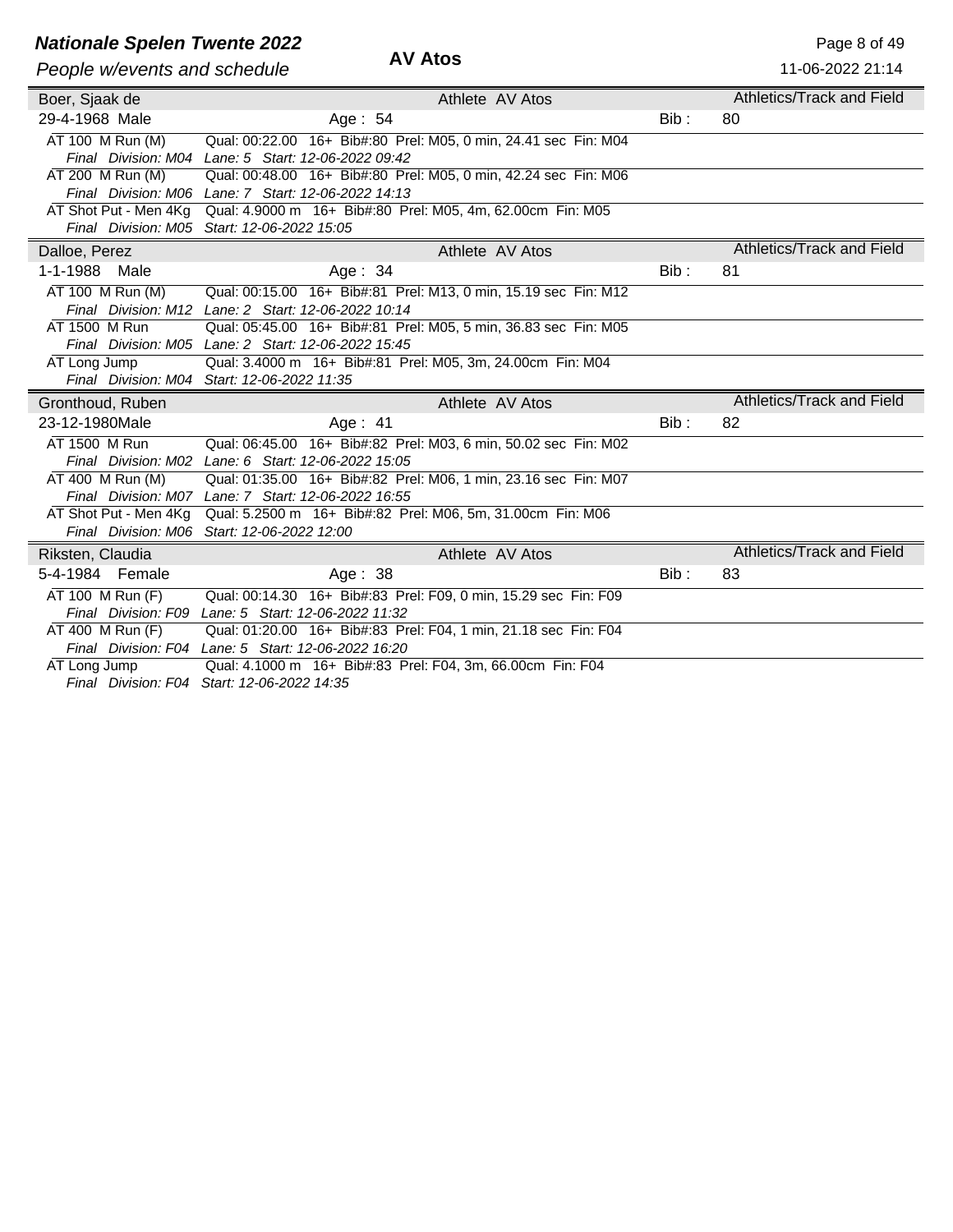# Nationale Spelen Twente 2022

*People w/events and schedule*

**AV Atos**

11-06-2022 21:14

| Boer, Sjaak de | Athlete AV Atos | | Athletics/Track and Field |
|---|---|---|---|
| 29-4-1968 Male | Age : 54 | Bib : | 80 |

AT 100 M Run (M) — Qual: 00:22.00 16+ Bib#:80 Prel: M05, 0 min, 24.41 sec Fin: M04
*Final Division: M04 Lane: 5 Start: 12-06-2022 09:42*

AT 200 M Run (M) — Qual: 00:48.00 16+ Bib#:80 Prel: M05, 0 min, 42.24 sec Fin: M06
*Final Division: M06 Lane: 7 Start: 12-06-2022 14:13*

AT Shot Put - Men 4Kg — Qual: 4.9000 m 16+ Bib#:80 Prel: M05, 4m, 62.00cm Fin: M05
*Final Division: M05 Start: 12-06-2022 15:05*

| Dalloe, Perez | Athlete AV Atos | | Athletics/Track and Field |
|---|---|---|---|
| 1-1-1988 Male | Age : 34 | Bib : | 81 |

AT 100 M Run (M) — Qual: 00:15.00 16+ Bib#:81 Prel: M13, 0 min, 15.19 sec Fin: M12
*Final Division: M12 Lane: 2 Start: 12-06-2022 10:14*

AT 1500 M Run — Qual: 05:45.00 16+ Bib#:81 Prel: M05, 5 min, 36.83 sec Fin: M05
*Final Division: M05 Lane: 2 Start: 12-06-2022 15:45*

AT Long Jump — Qual: 3.4000 m 16+ Bib#:81 Prel: M05, 3m, 24.00cm Fin: M04
*Final Division: M04 Start: 12-06-2022 11:35*

| Gronthoud, Ruben | Athlete AV Atos | | Athletics/Track and Field |
|---|---|---|---|
| 23-12-1980Male | Age : 41 | Bib : | 82 |

AT 1500 M Run — Qual: 06:45.00 16+ Bib#:82 Prel: M03, 6 min, 50.02 sec Fin: M02
*Final Division: M02 Lane: 6 Start: 12-06-2022 15:05*

AT 400 M Run (M) — Qual: 01:35.00 16+ Bib#:82 Prel: M06, 1 min, 23.16 sec Fin: M07
*Final Division: M07 Lane: 7 Start: 12-06-2022 16:55*

AT Shot Put - Men 4Kg — Qual: 5.2500 m 16+ Bib#:82 Prel: M06, 5m, 31.00cm Fin: M06
*Final Division: M06 Start: 12-06-2022 12:00*

| Riksten, Claudia | Athlete AV Atos | | Athletics/Track and Field |
|---|---|---|---|
| 5-4-1984 Female | Age : 38 | Bib : | 83 |

AT 100 M Run (F) — Qual: 00:14.30 16+ Bib#:83 Prel: F09, 0 min, 15.29 sec Fin: F09
*Final Division: F09 Lane: 5 Start: 12-06-2022 11:32*

AT 400 M Run (F) — Qual: 01:20.00 16+ Bib#:83 Prel: F04, 1 min, 21.18 sec Fin: F04
*Final Division: F04 Lane: 5 Start: 12-06-2022 16:20*

AT Long Jump — Qual: 4.1000 m 16+ Bib#:83 Prel: F04, 3m, 66.00cm Fin: F04
*Final Division: F04 Start: 12-06-2022 14:35*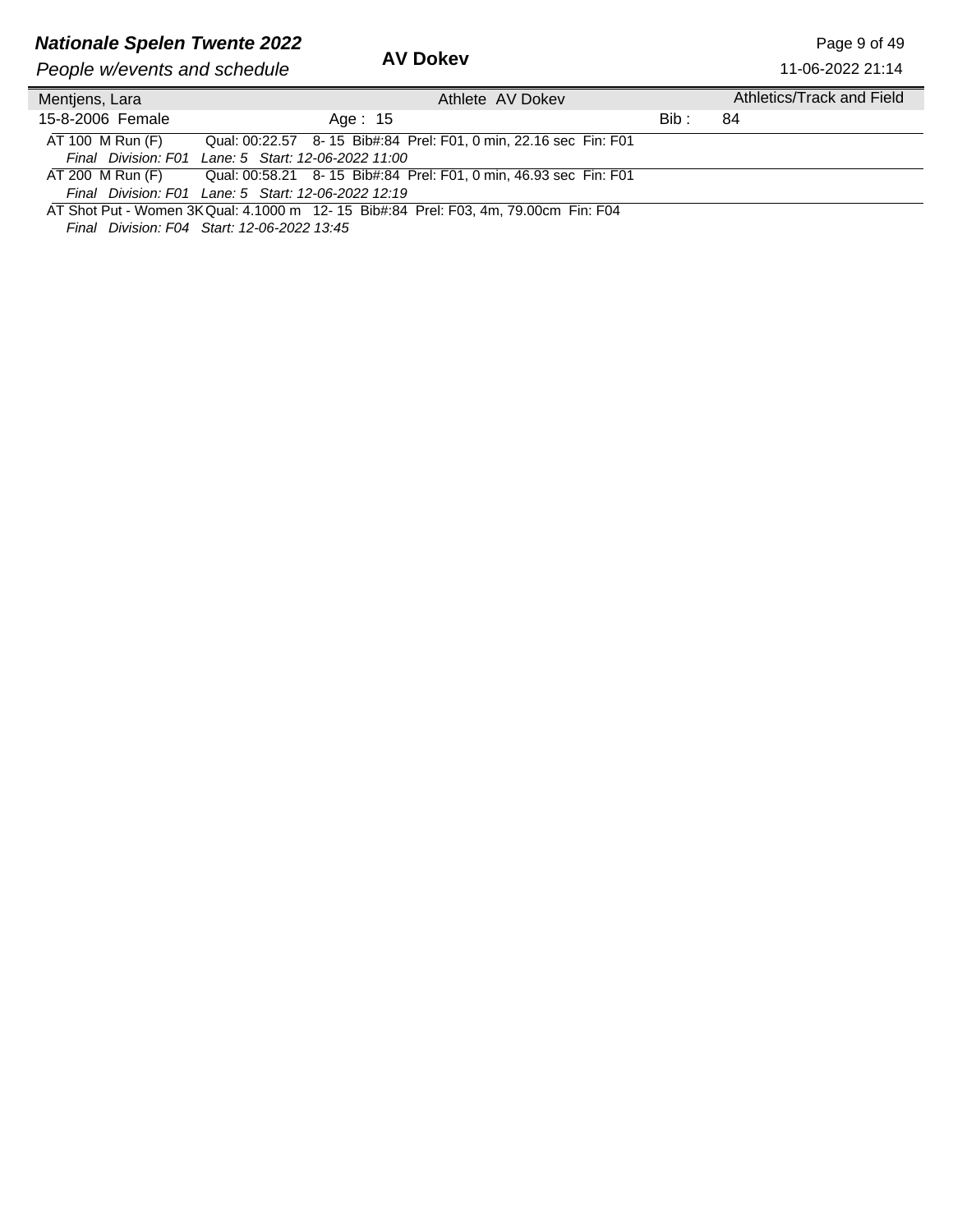**AV Dokev**

| Mentjens, Lara | Athlete AV Dokev | | Athletics/Track and Field |
|---|---|---|---|
| 15-8-2006 Female | Age : 15 | Bib : | 84 |

AT 100 M Run (F) Qual: 00:22.57 8- 15 Bib#:84 Prel: F01, 0 min, 22.16 sec Fin: F01
*Final Division: F01 Lane: 5 Start: 12-06-2022 11:00*

AT 200 M Run (F) Qual: 00:58.21 8- 15 Bib#:84 Prel: F01, 0 min, 46.93 sec Fin: F01
*Final Division: F01 Lane: 5 Start: 12-06-2022 12:19*

AT Shot Put - Women 3K Qual: 4.1000 m 12- 15 Bib#:84 Prel: F03, 4m, 79.00cm Fin: F04
*Final Division: F04 Start: 12-06-2022 13:45*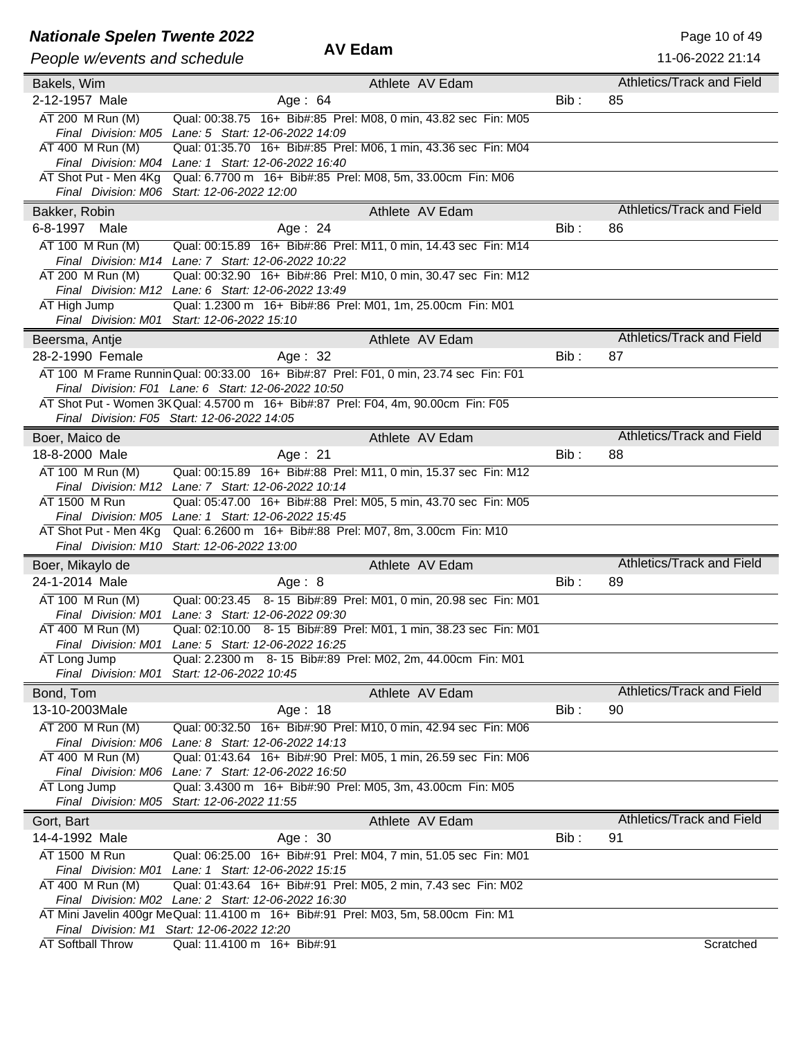## AV Edam

### Bakels, Wim — Athlete AV Edam — Athletics/Track and Field

2-12-1957 Male — Age : 64 — Bib : 85

- AT 200 M Run (M) — Qual: 00:38.75 16+ Bib#:85 Prel: M08, 0 min, 43.82 sec Fin: M05
  *Final Division: M05 Lane: 5 Start: 12-06-2022 14:09*
- AT 400 M Run (M) — Qual: 01:35.70 16+ Bib#:85 Prel: M06, 1 min, 43.36 sec Fin: M04
  *Final Division: M04 Lane: 1 Start: 12-06-2022 16:40*
- AT Shot Put - Men 4Kg — Qual: 6.7700 m 16+ Bib#:85 Prel: M08, 5m, 33.00cm Fin: M06
  *Final Division: M06 Start: 12-06-2022 12:00*

### Bakker, Robin — Athlete AV Edam — Athletics/Track and Field

6-8-1997 Male — Age : 24 — Bib : 86

- AT 100 M Run (M) — Qual: 00:15.89 16+ Bib#:86 Prel: M11, 0 min, 14.43 sec Fin: M14
  *Final Division: M14 Lane: 7 Start: 12-06-2022 10:22*
- AT 200 M Run (M) — Qual: 00:32.90 16+ Bib#:86 Prel: M10, 0 min, 30.47 sec Fin: M12
  *Final Division: M12 Lane: 6 Start: 12-06-2022 13:49*
- AT High Jump — Qual: 1.2300 m 16+ Bib#:86 Prel: M01, 1m, 25.00cm Fin: M01
  *Final Division: M01 Start: 12-06-2022 15:10*

### Beersma, Antje — Athlete AV Edam — Athletics/Track and Field

28-2-1990 Female — Age : 32 — Bib : 87

- AT 100 M Frame Runnin — Qual: 00:33.00 16+ Bib#:87 Prel: F01, 0 min, 23.74 sec Fin: F01
  *Final Division: F01 Lane: 6 Start: 12-06-2022 10:50*
- AT Shot Put - Women 3K — Qual: 4.5700 m 16+ Bib#:87 Prel: F04, 4m, 90.00cm Fin: F05
  *Final Division: F05 Start: 12-06-2022 14:05*

### Boer, Maico de — Athlete AV Edam — Athletics/Track and Field

18-8-2000 Male — Age : 21 — Bib : 88

- AT 100 M Run (M) — Qual: 00:15.89 16+ Bib#:88 Prel: M11, 0 min, 15.37 sec Fin: M12
  *Final Division: M12 Lane: 7 Start: 12-06-2022 10:14*
- AT 1500 M Run — Qual: 05:47.00 16+ Bib#:88 Prel: M05, 5 min, 43.70 sec Fin: M05
  *Final Division: M05 Lane: 1 Start: 12-06-2022 15:45*
- AT Shot Put - Men 4Kg — Qual: 6.2600 m 16+ Bib#:88 Prel: M07, 8m, 3.00cm Fin: M10
  *Final Division: M10 Start: 12-06-2022 13:00*

### Boer, Mikaylo de — Athlete AV Edam — Athletics/Track and Field

24-1-2014 Male — Age : 8 — Bib : 89

- AT 100 M Run (M) — Qual: 00:23.45 8- 15 Bib#:89 Prel: M01, 0 min, 20.98 sec Fin: M01
  *Final Division: M01 Lane: 3 Start: 12-06-2022 09:30*
- AT 400 M Run (M) — Qual: 02:10.00 8- 15 Bib#:89 Prel: M01, 1 min, 38.23 sec Fin: M01
  *Final Division: M01 Lane: 5 Start: 12-06-2022 16:25*
- AT Long Jump — Qual: 2.2300 m 8- 15 Bib#:89 Prel: M02, 2m, 44.00cm Fin: M01
  *Final Division: M01 Start: 12-06-2022 10:45*

### Bond, Tom — Athlete AV Edam — Athletics/Track and Field

13-10-2003 Male — Age : 18 — Bib : 90

- AT 200 M Run (M) — Qual: 00:32.50 16+ Bib#:90 Prel: M10, 0 min, 42.94 sec Fin: M06
  *Final Division: M06 Lane: 8 Start: 12-06-2022 14:13*
- AT 400 M Run (M) — Qual: 01:43.64 16+ Bib#:90 Prel: M05, 1 min, 26.59 sec Fin: M06
  *Final Division: M06 Lane: 7 Start: 12-06-2022 16:50*
- AT Long Jump — Qual: 3.4300 m 16+ Bib#:90 Prel: M05, 3m, 43.00cm Fin: M05
  *Final Division: M05 Start: 12-06-2022 11:55*

### Gort, Bart — Athlete AV Edam — Athletics/Track and Field

14-4-1992 Male — Age : 30 — Bib : 91

- AT 1500 M Run — Qual: 06:25.00 16+ Bib#:91 Prel: M04, 7 min, 51.05 sec Fin: M01
  *Final Division: M01 Lane: 1 Start: 12-06-2022 15:15*
- AT 400 M Run (M) — Qual: 01:43.64 16+ Bib#:91 Prel: M05, 2 min, 7.43 sec Fin: M02
  *Final Division: M02 Lane: 2 Start: 12-06-2022 16:30*
- AT Mini Javelin 400gr Me — Qual: 11.4100 m 16+ Bib#:91 Prel: M03, 5m, 58.00cm Fin: M1
  *Final Division: M1 Start: 12-06-2022 12:20*
- AT Softball Throw — Qual: 11.4100 m 16+ Bib#:91 — Scratched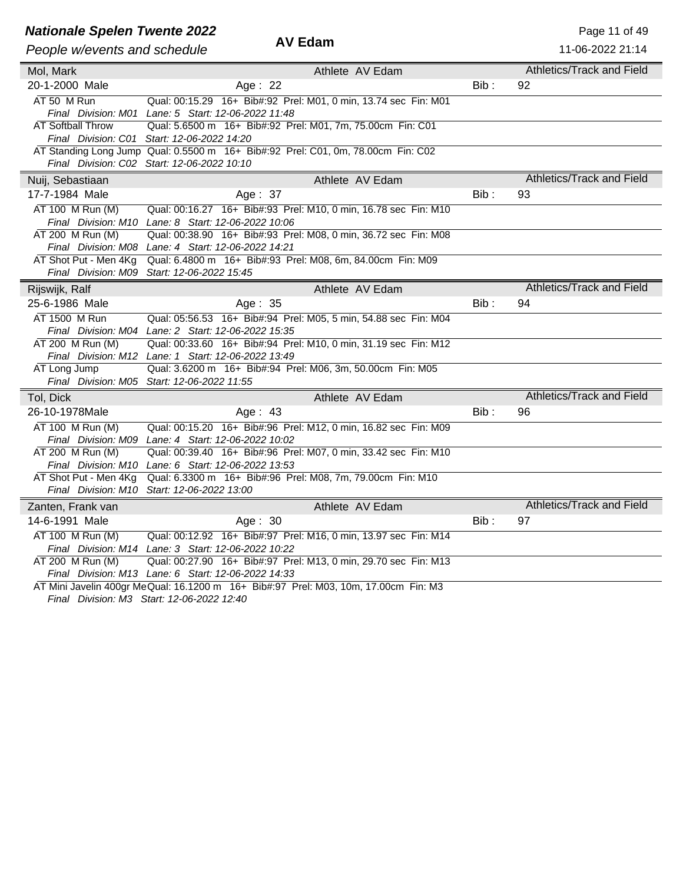## AV Edam

### Mol, Mark — Athlete AV Edam — Athletics/Track and Field

20-1-2000 Male — Age : 22 — Bib : 92

- AT 50 M Run — Qual: 00:15.29 16+ Bib#:92 Prel: M01, 0 min, 13.74 sec Fin: M01
  *Final Division: M01 Lane: 5 Start: 12-06-2022 11:48*
- AT Softball Throw — Qual: 5.6500 m 16+ Bib#:92 Prel: M01, 7m, 75.00cm Fin: C01
  *Final Division: C01 Start: 12-06-2022 14:20*
- AT Standing Long Jump — Qual: 0.5500 m 16+ Bib#:92 Prel: C01, 0m, 78.00cm Fin: C02
  *Final Division: C02 Start: 12-06-2022 10:10*

### Nuij, Sebastiaan — Athlete AV Edam — Athletics/Track and Field

17-7-1984 Male — Age : 37 — Bib : 93

- AT 100 M Run (M) — Qual: 00:16.27 16+ Bib#:93 Prel: M10, 0 min, 16.78 sec Fin: M10
  *Final Division: M10 Lane: 8 Start: 12-06-2022 10:06*
- AT 200 M Run (M) — Qual: 00:38.90 16+ Bib#:93 Prel: M08, 0 min, 36.72 sec Fin: M08
  *Final Division: M08 Lane: 4 Start: 12-06-2022 14:21*
- AT Shot Put - Men 4Kg — Qual: 6.4800 m 16+ Bib#:93 Prel: M08, 6m, 84.00cm Fin: M09
  *Final Division: M09 Start: 12-06-2022 15:45*

### Rijswijk, Ralf — Athlete AV Edam — Athletics/Track and Field

25-6-1986 Male — Age : 35 — Bib : 94

- AT 1500 M Run — Qual: 05:56.53 16+ Bib#:94 Prel: M05, 5 min, 54.88 sec Fin: M04
  *Final Division: M04 Lane: 2 Start: 12-06-2022 15:35*
- AT 200 M Run (M) — Qual: 00:33.60 16+ Bib#:94 Prel: M10, 0 min, 31.19 sec Fin: M12
  *Final Division: M12 Lane: 1 Start: 12-06-2022 13:49*
- AT Long Jump — Qual: 3.6200 m 16+ Bib#:94 Prel: M06, 3m, 50.00cm Fin: M05
  *Final Division: M05 Start: 12-06-2022 11:55*

### Tol, Dick — Athlete AV Edam — Athletics/Track and Field

26-10-1978Male — Age : 43 — Bib : 96

- AT 100 M Run (M) — Qual: 00:15.20 16+ Bib#:96 Prel: M12, 0 min, 16.82 sec Fin: M09
  *Final Division: M09 Lane: 4 Start: 12-06-2022 10:02*
- AT 200 M Run (M) — Qual: 00:39.40 16+ Bib#:96 Prel: M07, 0 min, 33.42 sec Fin: M10
  *Final Division: M10 Lane: 6 Start: 12-06-2022 13:53*
- AT Shot Put - Men 4Kg — Qual: 6.3300 m 16+ Bib#:96 Prel: M08, 7m, 79.00cm Fin: M10
  *Final Division: M10 Start: 12-06-2022 13:00*

### Zanten, Frank van — Athlete AV Edam — Athletics/Track and Field

14-6-1991 Male — Age : 30 — Bib : 97

- AT 100 M Run (M) — Qual: 00:12.92 16+ Bib#:97 Prel: M16, 0 min, 13.97 sec Fin: M14
  *Final Division: M14 Lane: 3 Start: 12-06-2022 10:22*
- AT 200 M Run (M) — Qual: 00:27.90 16+ Bib#:97 Prel: M13, 0 min, 29.70 sec Fin: M13
  *Final Division: M13 Lane: 6 Start: 12-06-2022 14:33*
- AT Mini Javelin 400gr Me — Qual: 16.1200 m 16+ Bib#:97 Prel: M03, 10m, 17.00cm Fin: M3
  *Final Division: M3 Start: 12-06-2022 12:40*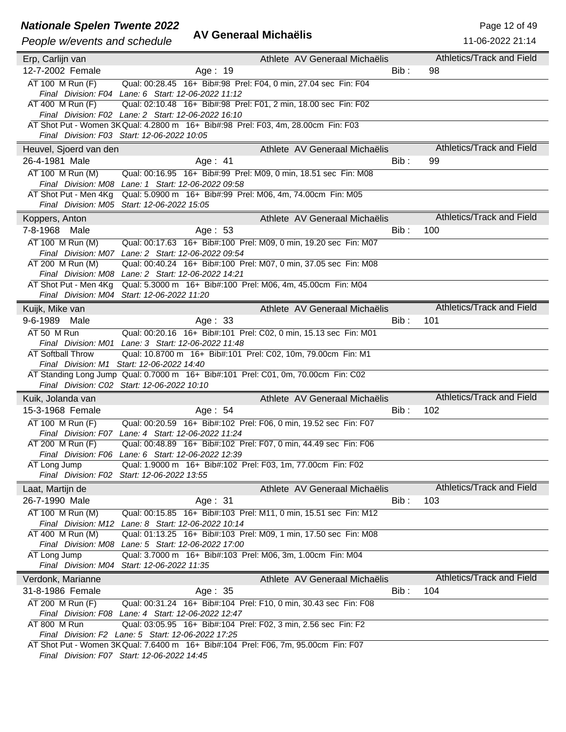## Erp, Carlijn van

Athlete AV Generaal Michaëlis — Athletics/Track and Field

12-7-2002 Female — Age : 19 — Bib : 98

- AT 100 M Run (F) — Qual: 00:28.45 16+ Bib#:98 Prel: F04, 0 min, 27.04 sec Fin: F04
  *Final Division: F04 Lane: 6 Start: 12-06-2022 11:12*
- AT 400 M Run (F) — Qual: 02:10.48 16+ Bib#:98 Prel: F01, 2 min, 18.00 sec Fin: F02
  *Final Division: F02 Lane: 2 Start: 12-06-2022 16:10*
- AT Shot Put - Women 3K — Qual: 4.2800 m 16+ Bib#:98 Prel: F03, 4m, 28.00cm Fin: F03
  *Final Division: F03 Start: 12-06-2022 10:05*

## Heuvel, Sjoerd van den

Athlete AV Generaal Michaëlis — Athletics/Track and Field

26-4-1981 Male — Age : 41 — Bib : 99

- AT 100 M Run (M) — Qual: 00:16.95 16+ Bib#:99 Prel: M09, 0 min, 18.51 sec Fin: M08
  *Final Division: M08 Lane: 1 Start: 12-06-2022 09:58*
- AT Shot Put - Men 4Kg — Qual: 5.0900 m 16+ Bib#:99 Prel: M06, 4m, 74.00cm Fin: M05
  *Final Division: M05 Start: 12-06-2022 15:05*

## Koppers, Anton

Athlete AV Generaal Michaëlis — Athletics/Track and Field

7-8-1968 Male — Age : 53 — Bib : 100

- AT 100 M Run (M) — Qual: 00:17.63 16+ Bib#:100 Prel: M09, 0 min, 19.20 sec Fin: M07
  *Final Division: M07 Lane: 2 Start: 12-06-2022 09:54*
- AT 200 M Run (M) — Qual: 00:40.24 16+ Bib#:100 Prel: M07, 0 min, 37.05 sec Fin: M08
  *Final Division: M08 Lane: 2 Start: 12-06-2022 14:21*
- AT Shot Put - Men 4Kg — Qual: 5.3000 m 16+ Bib#:100 Prel: M06, 4m, 45.00cm Fin: M04
  *Final Division: M04 Start: 12-06-2022 11:20*

## Kuijk, Mike van

Athlete AV Generaal Michaëlis — Athletics/Track and Field

9-6-1989 Male — Age : 33 — Bib : 101

- AT 50 M Run — Qual: 00:20.16 16+ Bib#:101 Prel: C02, 0 min, 15.13 sec Fin: M01
  *Final Division: M01 Lane: 3 Start: 12-06-2022 11:48*
- AT Softball Throw — Qual: 10.8700 m 16+ Bib#:101 Prel: C02, 10m, 79.00cm Fin: M1
  *Final Division: M1 Start: 12-06-2022 14:40*
- AT Standing Long Jump — Qual: 0.7000 m 16+ Bib#:101 Prel: C01, 0m, 70.00cm Fin: C02
  *Final Division: C02 Start: 12-06-2022 10:10*

## Kuik, Jolanda van

Athlete AV Generaal Michaëlis — Athletics/Track and Field

15-3-1968 Female — Age : 54 — Bib : 102

- AT 100 M Run (F) — Qual: 00:20.59 16+ Bib#:102 Prel: F06, 0 min, 19.52 sec Fin: F07
  *Final Division: F07 Lane: 4 Start: 12-06-2022 11:24*
- AT 200 M Run (F) — Qual: 00:48.89 16+ Bib#:102 Prel: F07, 0 min, 44.49 sec Fin: F06
  *Final Division: F06 Lane: 6 Start: 12-06-2022 12:39*
- AT Long Jump — Qual: 1.9000 m 16+ Bib#:102 Prel: F03, 1m, 77.00cm Fin: F02
  *Final Division: F02 Start: 12-06-2022 13:55*

## Laat, Martijn de

Athlete AV Generaal Michaëlis — Athletics/Track and Field

26-7-1990 Male — Age : 31 — Bib : 103

- AT 100 M Run (M) — Qual: 00:15.85 16+ Bib#:103 Prel: M11, 0 min, 15.51 sec Fin: M12
  *Final Division: M12 Lane: 8 Start: 12-06-2022 10:14*
- AT 400 M Run (M) — Qual: 01:13.25 16+ Bib#:103 Prel: M09, 1 min, 17.50 sec Fin: M08
  *Final Division: M08 Lane: 5 Start: 12-06-2022 17:00*
- AT Long Jump — Qual: 3.7000 m 16+ Bib#:103 Prel: M06, 3m, 1.00cm Fin: M04
  *Final Division: M04 Start: 12-06-2022 11:35*

## Verdonk, Marianne

Athlete AV Generaal Michaëlis — Athletics/Track and Field

31-8-1986 Female — Age : 35 — Bib : 104

- AT 200 M Run (F) — Qual: 00:31.24 16+ Bib#:104 Prel: F10, 0 min, 30.43 sec Fin: F08
  *Final Division: F08 Lane: 4 Start: 12-06-2022 12:47*
- AT 800 M Run — Qual: 03:05.95 16+ Bib#:104 Prel: F02, 3 min, 2.56 sec Fin: F2
  *Final Division: F2 Lane: 5 Start: 12-06-2022 17:25*
- AT Shot Put - Women 3K — Qual: 7.6400 m 16+ Bib#:104 Prel: F06, 7m, 95.00cm Fin: F07
  *Final Division: F07 Start: 12-06-2022 14:45*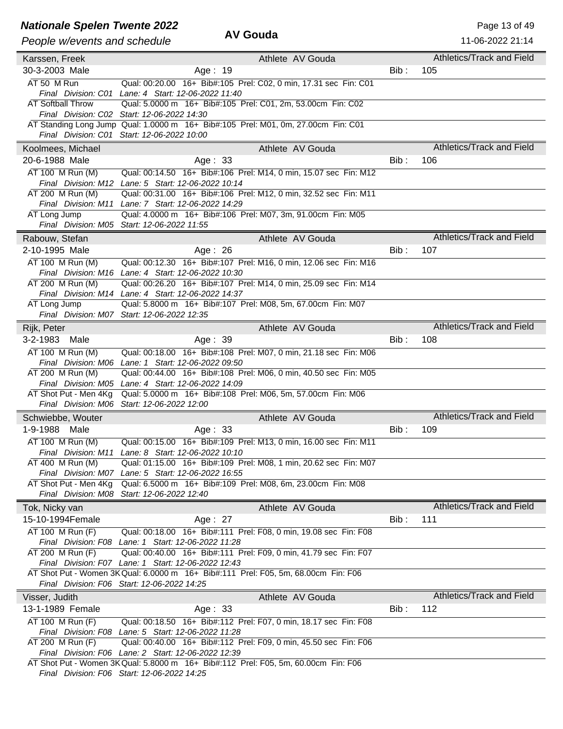## Karssen, Freek

Athlete AV Gouda — Athletics/Track and Field

30-3-2003 Male — Age : 19 — Bib : 105

- AT 50 M Run — Qual: 00:20.00 16+ Bib#:105 Prel: C02, 0 min, 17.31 sec Fin: C01
  *Final Division: C01 Lane: 4 Start: 12-06-2022 11:40*
- AT Softball Throw — Qual: 5.0000 m 16+ Bib#:105 Prel: C01, 2m, 53.00cm Fin: C02
  *Final Division: C02 Start: 12-06-2022 14:30*
- AT Standing Long Jump — Qual: 1.0000 m 16+ Bib#:105 Prel: M01, 0m, 27.00cm Fin: C01
  *Final Division: C01 Start: 12-06-2022 10:00*

## Koolmees, Michael

Athlete AV Gouda — Athletics/Track and Field

20-6-1988 Male — Age : 33 — Bib : 106

- AT 100 M Run (M) — Qual: 00:14.50 16+ Bib#:106 Prel: M14, 0 min, 15.07 sec Fin: M12
  *Final Division: M12 Lane: 5 Start: 12-06-2022 10:14*
- AT 200 M Run (M) — Qual: 00:31.00 16+ Bib#:106 Prel: M12, 0 min, 32.52 sec Fin: M11
  *Final Division: M11 Lane: 7 Start: 12-06-2022 14:29*
- AT Long Jump — Qual: 4.0000 m 16+ Bib#:106 Prel: M07, 3m, 91.00cm Fin: M05
  *Final Division: M05 Start: 12-06-2022 11:55*

## Rabouw, Stefan

Athlete AV Gouda — Athletics/Track and Field

2-10-1995 Male — Age : 26 — Bib : 107

- AT 100 M Run (M) — Qual: 00:12.30 16+ Bib#:107 Prel: M16, 0 min, 12.06 sec Fin: M16
  *Final Division: M16 Lane: 4 Start: 12-06-2022 10:30*
- AT 200 M Run (M) — Qual: 00:26.20 16+ Bib#:107 Prel: M14, 0 min, 25.09 sec Fin: M14
  *Final Division: M14 Lane: 4 Start: 12-06-2022 14:37*
- AT Long Jump — Qual: 5.8000 m 16+ Bib#:107 Prel: M08, 5m, 67.00cm Fin: M07
  *Final Division: M07 Start: 12-06-2022 12:35*

## Rijk, Peter

Athlete AV Gouda — Athletics/Track and Field

3-2-1983 Male — Age : 39 — Bib : 108

- AT 100 M Run (M) — Qual: 00:18.00 16+ Bib#:108 Prel: M07, 0 min, 21.18 sec Fin: M06
  *Final Division: M06 Lane: 1 Start: 12-06-2022 09:50*
- AT 200 M Run (M) — Qual: 00:44.00 16+ Bib#:108 Prel: M06, 0 min, 40.50 sec Fin: M05
  *Final Division: M05 Lane: 4 Start: 12-06-2022 14:09*
- AT Shot Put - Men 4Kg — Qual: 5.0000 m 16+ Bib#:108 Prel: M06, 5m, 57.00cm Fin: M06
  *Final Division: M06 Start: 12-06-2022 12:00*

## Schwiebbe, Wouter

Athlete AV Gouda — Athletics/Track and Field

1-9-1988 Male — Age : 33 — Bib : 109

- AT 100 M Run (M) — Qual: 00:15.00 16+ Bib#:109 Prel: M13, 0 min, 16.00 sec Fin: M11
  *Final Division: M11 Lane: 8 Start: 12-06-2022 10:10*
- AT 400 M Run (M) — Qual: 01:15.00 16+ Bib#:109 Prel: M08, 1 min, 20.62 sec Fin: M07
  *Final Division: M07 Lane: 5 Start: 12-06-2022 16:55*
- AT Shot Put - Men 4Kg — Qual: 6.5000 m 16+ Bib#:109 Prel: M08, 6m, 23.00cm Fin: M08
  *Final Division: M08 Start: 12-06-2022 12:40*

## Tok, Nicky van

Athlete AV Gouda — Athletics/Track and Field

15-10-1994 Female — Age : 27 — Bib : 111

- AT 100 M Run (F) — Qual: 00:18.00 16+ Bib#:111 Prel: F08, 0 min, 19.08 sec Fin: F08
  *Final Division: F08 Lane: 1 Start: 12-06-2022 11:28*
- AT 200 M Run (F) — Qual: 00:40.00 16+ Bib#:111 Prel: F09, 0 min, 41.79 sec Fin: F07
  *Final Division: F07 Lane: 1 Start: 12-06-2022 12:43*
- AT Shot Put - Women 3K — Qual: 6.0000 m 16+ Bib#:111 Prel: F05, 5m, 68.00cm Fin: F06
  *Final Division: F06 Start: 12-06-2022 14:25*

## Visser, Judith

Athlete AV Gouda — Athletics/Track and Field

13-1-1989 Female — Age : 33 — Bib : 112

- AT 100 M Run (F) — Qual: 00:18.50 16+ Bib#:112 Prel: F07, 0 min, 18.17 sec Fin: F08
  *Final Division: F08 Lane: 5 Start: 12-06-2022 11:28*
- AT 200 M Run (F) — Qual: 00:40.00 16+ Bib#:112 Prel: F09, 0 min, 45.50 sec Fin: F06
  *Final Division: F06 Lane: 2 Start: 12-06-2022 12:39*
- AT Shot Put - Women 3K — Qual: 5.8000 m 16+ Bib#:112 Prel: F05, 5m, 60.00cm Fin: F06
  *Final Division: F06 Start: 12-06-2022 14:25*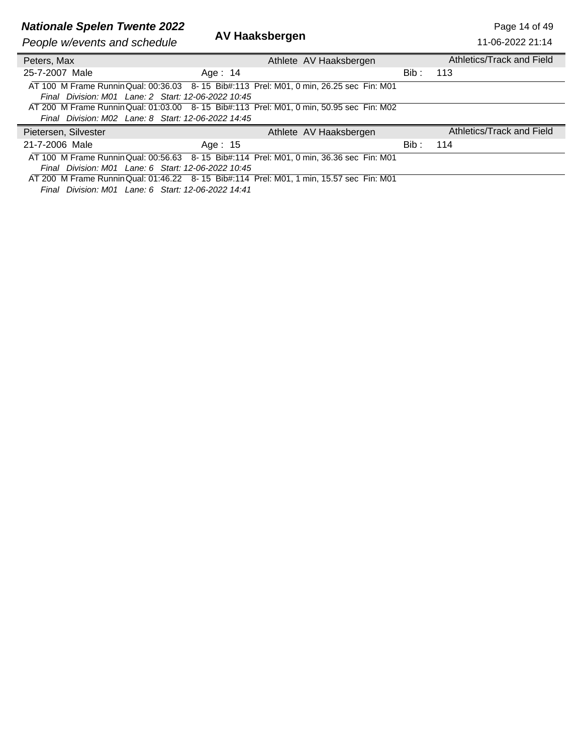## AV Haaksbergen

**Peters, Max** — Athlete AV Haaksbergen — Athletics/Track and Field

25-7-2007 Male — Age : 14 — Bib : 113

AT 100 M Frame Runnin Qual: 00:36.03 8- 15 Bib#:113 Prel: M01, 0 min, 26.25 sec Fin: M01
*Final Division: M01 Lane: 2 Start: 12-06-2022 10:45*

AT 200 M Frame Runnin Qual: 01:03.00 8- 15 Bib#:113 Prel: M01, 0 min, 50.95 sec Fin: M02
*Final Division: M02 Lane: 8 Start: 12-06-2022 14:45*

---

**Pietersen, Silvester** — Athlete AV Haaksbergen — Athletics/Track and Field

21-7-2006 Male — Age : 15 — Bib : 114

AT 100 M Frame Runnin Qual: 00:56.63 8- 15 Bib#:114 Prel: M01, 0 min, 36.36 sec Fin: M01
*Final Division: M01 Lane: 6 Start: 12-06-2022 10:45*

AT 200 M Frame Runnin Qual: 01:46.22 8- 15 Bib#:114 Prel: M01, 1 min, 15.57 sec Fin: M01
*Final Division: M01 Lane: 6 Start: 12-06-2022 14:41*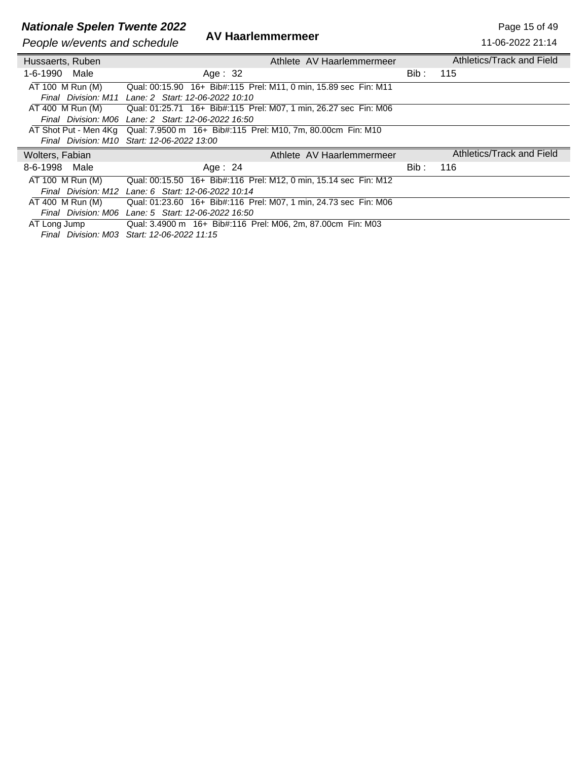| Hussaerts, Ruben | | Athlete AV Haarlemmermeer | | Athletics/Track and Field |
|---|---|---|---|---|
| 1-6-1990 Male | Age : 32 | | Bib : | 115 |

| Event | Details |
|---|---|
| AT 100 M Run (M) | Qual: 00:15.90 16+ Bib#:115 Prel: M11, 0 min, 15.89 sec Fin: M11 |
| *Final Division: M11* | *Lane: 2 Start: 12-06-2022 10:10* |
| AT 400 M Run (M) | Qual: 01:25.71 16+ Bib#:115 Prel: M07, 1 min, 26.27 sec Fin: M06 |
| *Final Division: M06* | *Lane: 2 Start: 12-06-2022 16:50* |
| AT Shot Put - Men 4Kg | Qual: 7.9500 m 16+ Bib#:115 Prel: M10, 7m, 80.00cm Fin: M10 |
| *Final Division: M10* | *Start: 12-06-2022 13:00* |

| Wolters, Fabian | | Athlete AV Haarlemmermeer | | Athletics/Track and Field |
|---|---|---|---|---|
| 8-6-1998 Male | Age : 24 | | Bib : | 116 |

| Event | Details |
|---|---|
| AT 100 M Run (M) | Qual: 00:15.50 16+ Bib#:116 Prel: M12, 0 min, 15.14 sec Fin: M12 |
| *Final Division: M12* | *Lane: 6 Start: 12-06-2022 10:14* |
| AT 400 M Run (M) | Qual: 01:23.60 16+ Bib#:116 Prel: M07, 1 min, 24.73 sec Fin: M06 |
| *Final Division: M06* | *Lane: 5 Start: 12-06-2022 16:50* |
| AT Long Jump | Qual: 3.4900 m 16+ Bib#:116 Prel: M06, 2m, 87.00cm Fin: M03 |
| *Final Division: M03* | *Start: 12-06-2022 11:15* |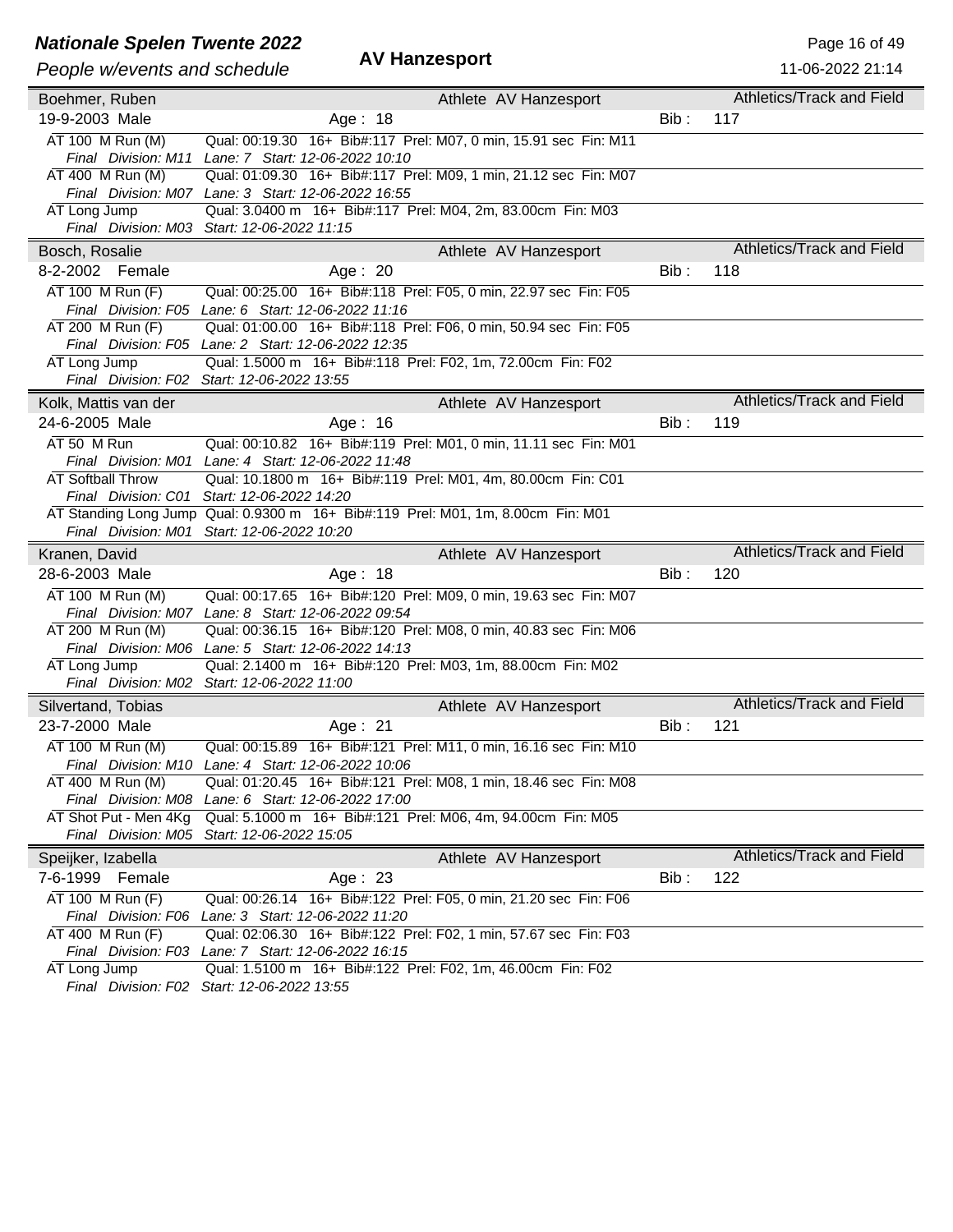## Nationale Spelen Twente 2022

*People w/events and schedule*

**AV Hanzesport**

11-06-2022 21:14

---

**Boehmer, Ruben** — Athlete AV Hanzesport — Athletics/Track and Field

19-9-2003 Male — Age : 18 — Bib : 117

- AT 100 M Run (M) — Qual: 00:19.30 16+ Bib#:117 Prel: M07, 0 min, 15.91 sec Fin: M11
  *Final Division: M11 Lane: 7 Start: 12-06-2022 10:10*
- AT 400 M Run (M) — Qual: 01:09.30 16+ Bib#:117 Prel: M09, 1 min, 21.12 sec Fin: M07
  *Final Division: M07 Lane: 3 Start: 12-06-2022 16:55*
- AT Long Jump — Qual: 3.0400 m 16+ Bib#:117 Prel: M04, 2m, 83.00cm Fin: M03
  *Final Division: M03 Start: 12-06-2022 11:15*

---

**Bosch, Rosalie** — Athlete AV Hanzesport — Athletics/Track and Field

8-2-2002 Female — Age : 20 — Bib : 118

- AT 100 M Run (F) — Qual: 00:25.00 16+ Bib#:118 Prel: F05, 0 min, 22.97 sec Fin: F05
  *Final Division: F05 Lane: 6 Start: 12-06-2022 11:16*
- AT 200 M Run (F) — Qual: 01:00.00 16+ Bib#:118 Prel: F06, 0 min, 50.94 sec Fin: F05
  *Final Division: F05 Lane: 2 Start: 12-06-2022 12:35*
- AT Long Jump — Qual: 1.5000 m 16+ Bib#:118 Prel: F02, 1m, 72.00cm Fin: F02
  *Final Division: F02 Start: 12-06-2022 13:55*

---

**Kolk, Mattis van der** — Athlete AV Hanzesport — Athletics/Track and Field

24-6-2005 Male — Age : 16 — Bib : 119

- AT 50 M Run — Qual: 00:10.82 16+ Bib#:119 Prel: M01, 0 min, 11.11 sec Fin: M01
  *Final Division: M01 Lane: 4 Start: 12-06-2022 11:48*
- AT Softball Throw — Qual: 10.1800 m 16+ Bib#:119 Prel: M01, 4m, 80.00cm Fin: C01
  *Final Division: C01 Start: 12-06-2022 14:20*
- AT Standing Long Jump — Qual: 0.9300 m 16+ Bib#:119 Prel: M01, 1m, 8.00cm Fin: M01
  *Final Division: M01 Start: 12-06-2022 10:20*

---

**Kranen, David** — Athlete AV Hanzesport — Athletics/Track and Field

28-6-2003 Male — Age : 18 — Bib : 120

- AT 100 M Run (M) — Qual: 00:17.65 16+ Bib#:120 Prel: M09, 0 min, 19.63 sec Fin: M07
  *Final Division: M07 Lane: 8 Start: 12-06-2022 09:54*
- AT 200 M Run (M) — Qual: 00:36.15 16+ Bib#:120 Prel: M08, 0 min, 40.83 sec Fin: M06
  *Final Division: M06 Lane: 5 Start: 12-06-2022 14:13*
- AT Long Jump — Qual: 2.1400 m 16+ Bib#:120 Prel: M03, 1m, 88.00cm Fin: M02
  *Final Division: M02 Start: 12-06-2022 11:00*

---

**Silvertand, Tobias** — Athlete AV Hanzesport — Athletics/Track and Field

23-7-2000 Male — Age : 21 — Bib : 121

- AT 100 M Run (M) — Qual: 00:15.89 16+ Bib#:121 Prel: M11, 0 min, 16.16 sec Fin: M10
  *Final Division: M10 Lane: 4 Start: 12-06-2022 10:06*
- AT 400 M Run (M) — Qual: 01:20.45 16+ Bib#:121 Prel: M08, 1 min, 18.46 sec Fin: M08
  *Final Division: M08 Lane: 6 Start: 12-06-2022 17:00*
- AT Shot Put - Men 4Kg — Qual: 5.1000 m 16+ Bib#:121 Prel: M06, 4m, 94.00cm Fin: M05
  *Final Division: M05 Start: 12-06-2022 15:05*

---

**Speijker, Izabella** — Athlete AV Hanzesport — Athletics/Track and Field

7-6-1999 Female — Age : 23 — Bib : 122

- AT 100 M Run (F) — Qual: 00:26.14 16+ Bib#:122 Prel: F05, 0 min, 21.20 sec Fin: F06
  *Final Division: F06 Lane: 3 Start: 12-06-2022 11:20*
- AT 400 M Run (F) — Qual: 02:06.30 16+ Bib#:122 Prel: F02, 1 min, 57.67 sec Fin: F03
  *Final Division: F03 Lane: 7 Start: 12-06-2022 16:15*
- AT Long Jump — Qual: 1.5100 m 16+ Bib#:122 Prel: F02, 1m, 46.00cm Fin: F02
  *Final Division: F02 Start: 12-06-2022 13:55*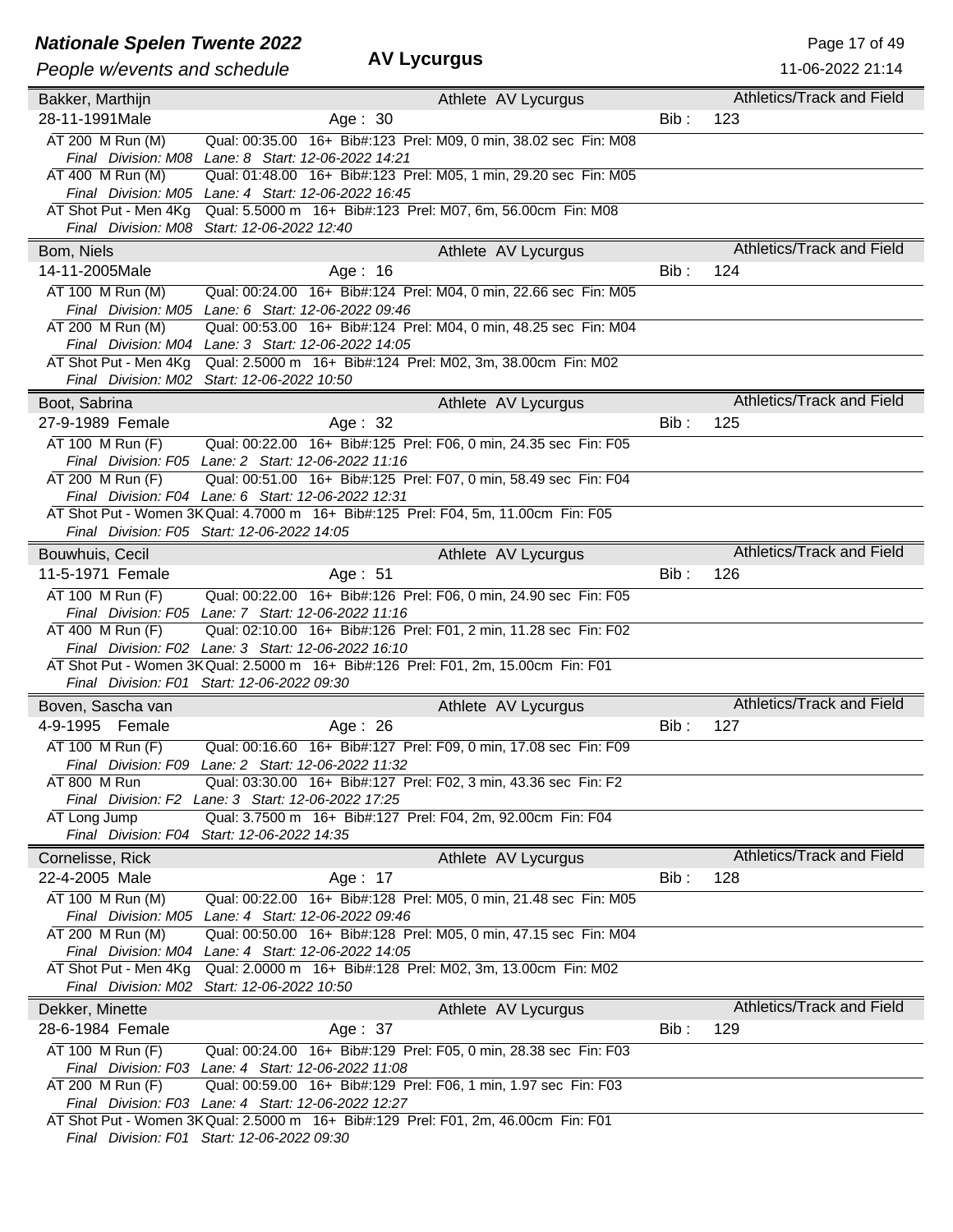# AV Lycurgus

## Bakker, Marthijn

Athlete AV Lycurgus — Athletics/Track and Field

28-11-1991 Male — Age : 30 — Bib : 123

- AT 200 M Run (M) — Qual: 00:35.00 16+ Bib#:123 Prel: M09, 0 min, 38.02 sec Fin: M08
  *Final Division: M08 Lane: 8 Start: 12-06-2022 14:21*
- AT 400 M Run (M) — Qual: 01:48.00 16+ Bib#:123 Prel: M05, 1 min, 29.20 sec Fin: M05
  *Final Division: M05 Lane: 4 Start: 12-06-2022 16:45*
- AT Shot Put - Men 4Kg — Qual: 5.5000 m 16+ Bib#:123 Prel: M07, 6m, 56.00cm Fin: M08
  *Final Division: M08 Start: 12-06-2022 12:40*

## Bom, Niels

Athlete AV Lycurgus — Athletics/Track and Field

14-11-2005 Male — Age : 16 — Bib : 124

- AT 100 M Run (M) — Qual: 00:24.00 16+ Bib#:124 Prel: M04, 0 min, 22.66 sec Fin: M05
  *Final Division: M05 Lane: 6 Start: 12-06-2022 09:46*
- AT 200 M Run (M) — Qual: 00:53.00 16+ Bib#:124 Prel: M04, 0 min, 48.25 sec Fin: M04
  *Final Division: M04 Lane: 3 Start: 12-06-2022 14:05*
- AT Shot Put - Men 4Kg — Qual: 2.5000 m 16+ Bib#:124 Prel: M02, 3m, 38.00cm Fin: M02
  *Final Division: M02 Start: 12-06-2022 10:50*

## Boot, Sabrina

Athlete AV Lycurgus — Athletics/Track and Field

27-9-1989 Female — Age : 32 — Bib : 125

- AT 100 M Run (F) — Qual: 00:22.00 16+ Bib#:125 Prel: F06, 0 min, 24.35 sec Fin: F05
  *Final Division: F05 Lane: 2 Start: 12-06-2022 11:16*
- AT 200 M Run (F) — Qual: 00:51.00 16+ Bib#:125 Prel: F07, 0 min, 58.49 sec Fin: F04
  *Final Division: F04 Lane: 6 Start: 12-06-2022 12:31*
- AT Shot Put - Women 3K — Qual: 4.7000 m 16+ Bib#:125 Prel: F04, 5m, 11.00cm Fin: F05
  *Final Division: F05 Start: 12-06-2022 14:05*

## Bouwhuis, Cecil

Athlete AV Lycurgus — Athletics/Track and Field

11-5-1971 Female — Age : 51 — Bib : 126

- AT 100 M Run (F) — Qual: 00:22.00 16+ Bib#:126 Prel: F06, 0 min, 24.90 sec Fin: F05
  *Final Division: F05 Lane: 7 Start: 12-06-2022 11:16*
- AT 400 M Run (F) — Qual: 02:10.00 16+ Bib#:126 Prel: F01, 2 min, 11.28 sec Fin: F02
  *Final Division: F02 Lane: 3 Start: 12-06-2022 16:10*
- AT Shot Put - Women 3K — Qual: 2.5000 m 16+ Bib#:126 Prel: F01, 2m, 15.00cm Fin: F01
  *Final Division: F01 Start: 12-06-2022 09:30*

## Boven, Sascha van

Athlete AV Lycurgus — Athletics/Track and Field

4-9-1995 Female — Age : 26 — Bib : 127

- AT 100 M Run (F) — Qual: 00:16.60 16+ Bib#:127 Prel: F09, 0 min, 17.08 sec Fin: F09
  *Final Division: F09 Lane: 2 Start: 12-06-2022 11:32*
- AT 800 M Run — Qual: 03:30.00 16+ Bib#:127 Prel: F02, 3 min, 43.36 sec Fin: F2
  *Final Division: F2 Lane: 3 Start: 12-06-2022 17:25*
- AT Long Jump — Qual: 3.7500 m 16+ Bib#:127 Prel: F04, 2m, 92.00cm Fin: F04
  *Final Division: F04 Start: 12-06-2022 14:35*

## Cornelisse, Rick

Athlete AV Lycurgus — Athletics/Track and Field

22-4-2005 Male — Age : 17 — Bib : 128

- AT 100 M Run (M) — Qual: 00:22.00 16+ Bib#:128 Prel: M05, 0 min, 21.48 sec Fin: M05
  *Final Division: M05 Lane: 4 Start: 12-06-2022 09:46*
- AT 200 M Run (M) — Qual: 00:50.00 16+ Bib#:128 Prel: M05, 0 min, 47.15 sec Fin: M04
  *Final Division: M04 Lane: 4 Start: 12-06-2022 14:05*
- AT Shot Put - Men 4Kg — Qual: 2.0000 m 16+ Bib#:128 Prel: M02, 3m, 13.00cm Fin: M02
  *Final Division: M02 Start: 12-06-2022 10:50*

## Dekker, Minette

Athlete AV Lycurgus — Athletics/Track and Field

28-6-1984 Female — Age : 37 — Bib : 129

- AT 100 M Run (F) — Qual: 00:24.00 16+ Bib#:129 Prel: F05, 0 min, 28.38 sec Fin: F03
  *Final Division: F03 Lane: 4 Start: 12-06-2022 11:08*
- AT 200 M Run (F) — Qual: 00:59.00 16+ Bib#:129 Prel: F06, 1 min, 1.97 sec Fin: F03
  *Final Division: F03 Lane: 4 Start: 12-06-2022 12:27*
- AT Shot Put - Women 3K — Qual: 2.5000 m 16+ Bib#:129 Prel: F01, 2m, 46.00cm Fin: F01
  *Final Division: F01 Start: 12-06-2022 09:30*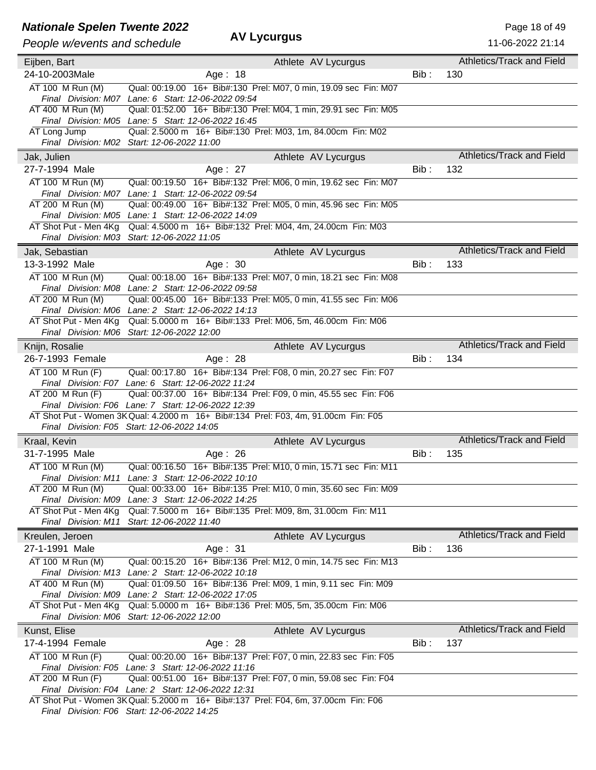# Nationale Spelen Twente 2022

*People w/events and schedule*

**AV Lycurgus**

## Eijben, Bart

Athlete AV Lycurgus — Athletics/Track and Field

24-10-2003 Male — Age : 18 — Bib : 130

- AT 100 M Run (M) — Qual: 00:19.00 16+ Bib#:130 Prel: M07, 0 min, 19.09 sec Fin: M07
  *Final Division: M07 Lane: 6 Start: 12-06-2022 09:54*
- AT 400 M Run (M) — Qual: 01:52.00 16+ Bib#:130 Prel: M04, 1 min, 29.91 sec Fin: M05
  *Final Division: M05 Lane: 5 Start: 12-06-2022 16:45*
- AT Long Jump — Qual: 2.5000 m 16+ Bib#:130 Prel: M03, 1m, 84.00cm Fin: M02
  *Final Division: M02 Start: 12-06-2022 11:00*

## Jak, Julien

Athlete AV Lycurgus — Athletics/Track and Field

27-7-1994 Male — Age : 27 — Bib : 132

- AT 100 M Run (M) — Qual: 00:19.50 16+ Bib#:132 Prel: M06, 0 min, 19.62 sec Fin: M07
  *Final Division: M07 Lane: 1 Start: 12-06-2022 09:54*
- AT 200 M Run (M) — Qual: 00:49.00 16+ Bib#:132 Prel: M05, 0 min, 45.96 sec Fin: M05
  *Final Division: M05 Lane: 1 Start: 12-06-2022 14:09*
- AT Shot Put - Men 4Kg — Qual: 4.5000 m 16+ Bib#:132 Prel: M04, 4m, 24.00cm Fin: M03
  *Final Division: M03 Start: 12-06-2022 11:05*

## Jak, Sebastian

Athlete AV Lycurgus — Athletics/Track and Field

13-3-1992 Male — Age : 30 — Bib : 133

- AT 100 M Run (M) — Qual: 00:18.00 16+ Bib#:133 Prel: M07, 0 min, 18.21 sec Fin: M08
  *Final Division: M08 Lane: 2 Start: 12-06-2022 09:58*
- AT 200 M Run (M) — Qual: 00:45.00 16+ Bib#:133 Prel: M05, 0 min, 41.55 sec Fin: M06
  *Final Division: M06 Lane: 2 Start: 12-06-2022 14:13*
- AT Shot Put - Men 4Kg — Qual: 5.0000 m 16+ Bib#:133 Prel: M06, 5m, 46.00cm Fin: M06
  *Final Division: M06 Start: 12-06-2022 12:00*

## Knijn, Rosalie

Athlete AV Lycurgus — Athletics/Track and Field

26-7-1993 Female — Age : 28 — Bib : 134

- AT 100 M Run (F) — Qual: 00:17.80 16+ Bib#:134 Prel: F08, 0 min, 20.27 sec Fin: F07
  *Final Division: F07 Lane: 6 Start: 12-06-2022 11:24*
- AT 200 M Run (F) — Qual: 00:37.00 16+ Bib#:134 Prel: F09, 0 min, 45.55 sec Fin: F06
  *Final Division: F06 Lane: 7 Start: 12-06-2022 12:39*
- AT Shot Put - Women 3K — Qual: 4.2000 m 16+ Bib#:134 Prel: F03, 4m, 91.00cm Fin: F05
  *Final Division: F05 Start: 12-06-2022 14:05*

## Kraal, Kevin

Athlete AV Lycurgus — Athletics/Track and Field

31-7-1995 Male — Age : 26 — Bib : 135

- AT 100 M Run (M) — Qual: 00:16.50 16+ Bib#:135 Prel: M10, 0 min, 15.71 sec Fin: M11
  *Final Division: M11 Lane: 3 Start: 12-06-2022 10:10*
- AT 200 M Run (M) — Qual: 00:33.00 16+ Bib#:135 Prel: M10, 0 min, 35.60 sec Fin: M09
  *Final Division: M09 Lane: 3 Start: 12-06-2022 14:25*
- AT Shot Put - Men 4Kg — Qual: 7.5000 m 16+ Bib#:135 Prel: M09, 8m, 31.00cm Fin: M11
  *Final Division: M11 Start: 12-06-2022 11:40*

## Kreulen, Jeroen

Athlete AV Lycurgus — Athletics/Track and Field

27-1-1991 Male — Age : 31 — Bib : 136

- AT 100 M Run (M) — Qual: 00:15.20 16+ Bib#:136 Prel: M12, 0 min, 14.75 sec Fin: M13
  *Final Division: M13 Lane: 2 Start: 12-06-2022 10:18*
- AT 400 M Run (M) — Qual: 01:09.50 16+ Bib#:136 Prel: M09, 1 min, 9.11 sec Fin: M09
  *Final Division: M09 Lane: 2 Start: 12-06-2022 17:05*
- AT Shot Put - Men 4Kg — Qual: 5.0000 m 16+ Bib#:136 Prel: M05, 5m, 35.00cm Fin: M06
  *Final Division: M06 Start: 12-06-2022 12:00*

## Kunst, Elise

Athlete AV Lycurgus — Athletics/Track and Field

17-4-1994 Female — Age : 28 — Bib : 137

- AT 100 M Run (F) — Qual: 00:20.00 16+ Bib#:137 Prel: F07, 0 min, 22.83 sec Fin: F05
  *Final Division: F05 Lane: 3 Start: 12-06-2022 11:16*
- AT 200 M Run (F) — Qual: 00:51.00 16+ Bib#:137 Prel: F07, 0 min, 59.08 sec Fin: F04
  *Final Division: F04 Lane: 2 Start: 12-06-2022 12:31*
- AT Shot Put - Women 3K — Qual: 5.2000 m 16+ Bib#:137 Prel: F04, 6m, 37.00cm Fin: F06
  *Final Division: F06 Start: 12-06-2022 14:25*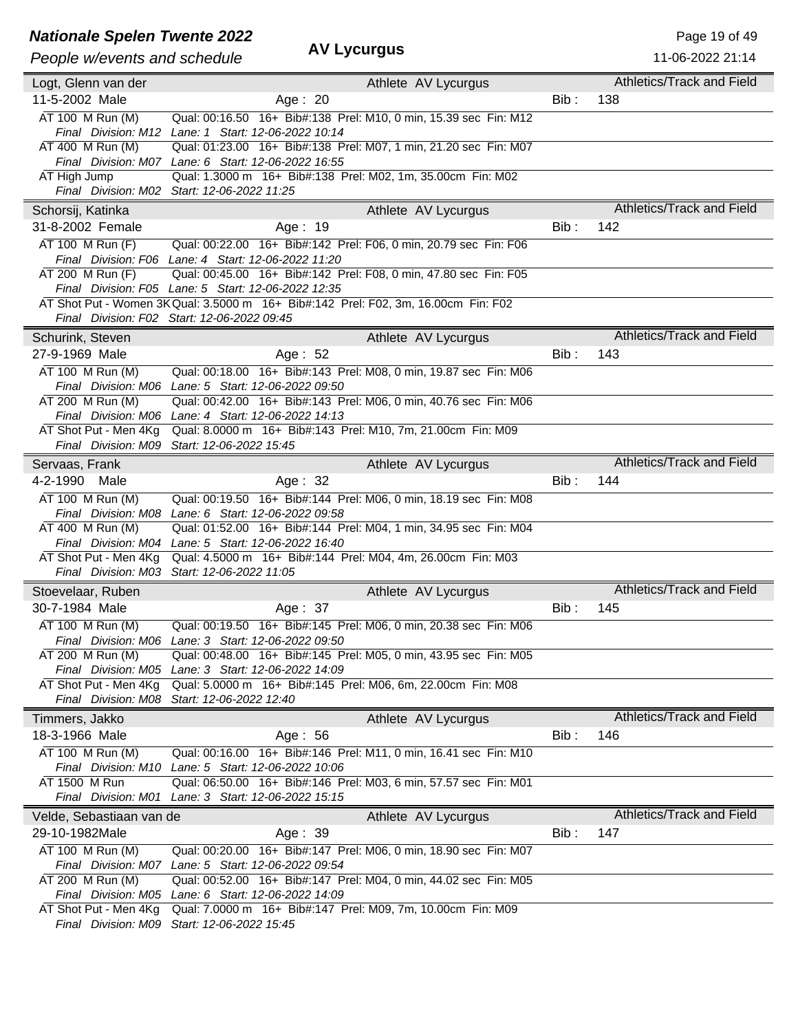**Nationale Spelen Twente 2022**

*People w/events and schedule*

**AV Lycurgus**

---

**Logt, Glenn van der** — Athlete AV Lycurgus — Athletics/Track and Field

11-5-2002 Male — Age : 20 — Bib : 138

- AT 100 M Run (M) — Qual: 00:16.50 16+ Bib#:138 Prel: M10, 0 min, 15.39 sec Fin: M12
  *Final Division: M12 Lane: 1 Start: 12-06-2022 10:14*
- AT 400 M Run (M) — Qual: 01:23.00 16+ Bib#:138 Prel: M07, 1 min, 21.20 sec Fin: M07
  *Final Division: M07 Lane: 6 Start: 12-06-2022 16:55*
- AT High Jump — Qual: 1.3000 m 16+ Bib#:138 Prel: M02, 1m, 35.00cm Fin: M02
  *Final Division: M02 Start: 12-06-2022 11:25*

---

**Schorsij, Katinka** — Athlete AV Lycurgus — Athletics/Track and Field

31-8-2002 Female — Age : 19 — Bib : 142

- AT 100 M Run (F) — Qual: 00:22.00 16+ Bib#:142 Prel: F06, 0 min, 20.79 sec Fin: F06
  *Final Division: F06 Lane: 4 Start: 12-06-2022 11:20*
- AT 200 M Run (F) — Qual: 00:45.00 16+ Bib#:142 Prel: F08, 0 min, 47.80 sec Fin: F05
  *Final Division: F05 Lane: 5 Start: 12-06-2022 12:35*
- AT Shot Put - Women 3K — Qual: 3.5000 m 16+ Bib#:142 Prel: F02, 3m, 16.00cm Fin: F02
  *Final Division: F02 Start: 12-06-2022 09:45*

---

**Schurink, Steven** — Athlete AV Lycurgus — Athletics/Track and Field

27-9-1969 Male — Age : 52 — Bib : 143

- AT 100 M Run (M) — Qual: 00:18.00 16+ Bib#:143 Prel: M08, 0 min, 19.87 sec Fin: M06
  *Final Division: M06 Lane: 5 Start: 12-06-2022 09:50*
- AT 200 M Run (M) — Qual: 00:42.00 16+ Bib#:143 Prel: M06, 0 min, 40.76 sec Fin: M06
  *Final Division: M06 Lane: 4 Start: 12-06-2022 14:13*
- AT Shot Put - Men 4Kg — Qual: 8.0000 m 16+ Bib#:143 Prel: M10, 7m, 21.00cm Fin: M09
  *Final Division: M09 Start: 12-06-2022 15:45*

---

**Servaas, Frank** — Athlete AV Lycurgus — Athletics/Track and Field

4-2-1990 Male — Age : 32 — Bib : 144

- AT 100 M Run (M) — Qual: 00:19.50 16+ Bib#:144 Prel: M06, 0 min, 18.19 sec Fin: M08
  *Final Division: M08 Lane: 6 Start: 12-06-2022 09:58*
- AT 400 M Run (M) — Qual: 01:52.00 16+ Bib#:144 Prel: M04, 1 min, 34.95 sec Fin: M04
  *Final Division: M04 Lane: 5 Start: 12-06-2022 16:40*
- AT Shot Put - Men 4Kg — Qual: 4.5000 m 16+ Bib#:144 Prel: M04, 4m, 26.00cm Fin: M03
  *Final Division: M03 Start: 12-06-2022 11:05*

---

**Stoevelaar, Ruben** — Athlete AV Lycurgus — Athletics/Track and Field

30-7-1984 Male — Age : 37 — Bib : 145

- AT 100 M Run (M) — Qual: 00:19.50 16+ Bib#:145 Prel: M06, 0 min, 20.38 sec Fin: M06
  *Final Division: M06 Lane: 3 Start: 12-06-2022 09:50*
- AT 200 M Run (M) — Qual: 00:48.00 16+ Bib#:145 Prel: M05, 0 min, 43.95 sec Fin: M05
  *Final Division: M05 Lane: 3 Start: 12-06-2022 14:09*
- AT Shot Put - Men 4Kg — Qual: 5.0000 m 16+ Bib#:145 Prel: M06, 6m, 22.00cm Fin: M08
  *Final Division: M08 Start: 12-06-2022 12:40*

---

**Timmers, Jakko** — Athlete AV Lycurgus — Athletics/Track and Field

18-3-1966 Male — Age : 56 — Bib : 146

- AT 100 M Run (M) — Qual: 00:16.00 16+ Bib#:146 Prel: M11, 0 min, 16.41 sec Fin: M10
  *Final Division: M10 Lane: 5 Start: 12-06-2022 10:06*
- AT 1500 M Run — Qual: 06:50.00 16+ Bib#:146 Prel: M03, 6 min, 57.57 sec Fin: M01
  *Final Division: M01 Lane: 3 Start: 12-06-2022 15:15*

---

**Velde, Sebastiaan van de** — Athlete AV Lycurgus — Athletics/Track and Field

29-10-1982 Male — Age : 39 — Bib : 147

- AT 100 M Run (M) — Qual: 00:20.00 16+ Bib#:147 Prel: M06, 0 min, 18.90 sec Fin: M07
  *Final Division: M07 Lane: 5 Start: 12-06-2022 09:54*
- AT 200 M Run (M) — Qual: 00:52.00 16+ Bib#:147 Prel: M04, 0 min, 44.02 sec Fin: M05
  *Final Division: M05 Lane: 6 Start: 12-06-2022 14:09*
- AT Shot Put - Men 4Kg — Qual: 7.0000 m 16+ Bib#:147 Prel: M09, 7m, 10.00cm Fin: M09
  *Final Division: M09 Start: 12-06-2022 15:45*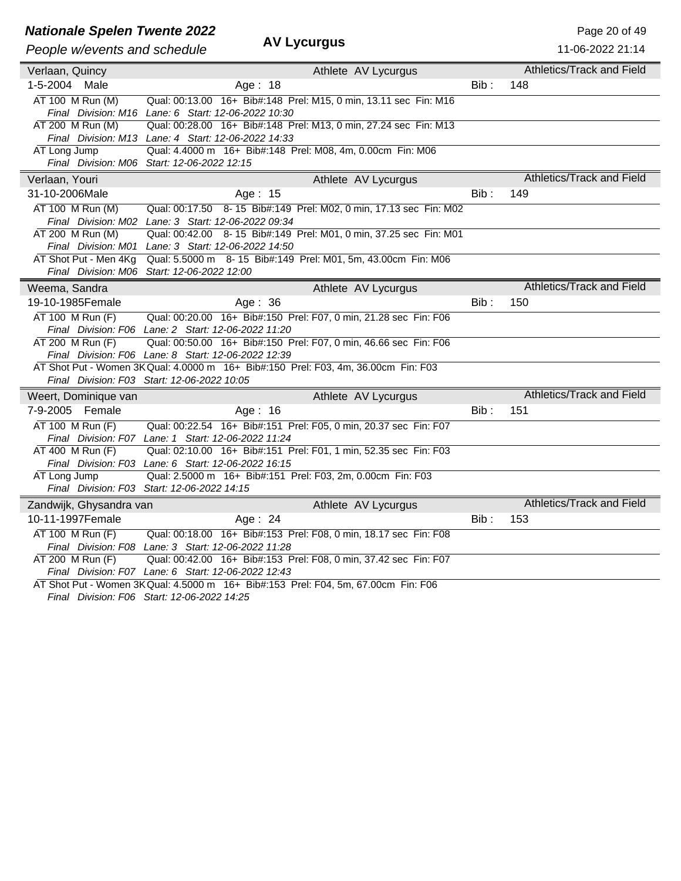**AV Lycurgus**

*People w/events and schedule*

| Verlaan, Quincy | | Athlete AV Lycurgus | | Athletics/Track and Field |
|---|---|---|---|---|
| 1-5-2004 Male | Age : 18 | | Bib : | 148 |

- AT 100 M Run (M) — Qual: 00:13.00 16+ Bib#:148 Prel: M15, 0 min, 13.11 sec Fin: M16
  *Final Division: M16 Lane: 6 Start: 12-06-2022 10:30*
- AT 200 M Run (M) — Qual: 00:28.00 16+ Bib#:148 Prel: M13, 0 min, 27.24 sec Fin: M13
  *Final Division: M13 Lane: 4 Start: 12-06-2022 14:33*
- AT Long Jump — Qual: 4.4000 m 16+ Bib#:148 Prel: M08, 4m, 0.00cm Fin: M06
  *Final Division: M06 Start: 12-06-2022 12:15*

| Verlaan, Youri | | Athlete AV Lycurgus | | Athletics/Track and Field |
|---|---|---|---|---|
| 31-10-2006Male | Age : 15 | | Bib : | 149 |

- AT 100 M Run (M) — Qual: 00:17.50 8- 15 Bib#:149 Prel: M02, 0 min, 17.13 sec Fin: M02
  *Final Division: M02 Lane: 3 Start: 12-06-2022 09:34*
- AT 200 M Run (M) — Qual: 00:42.00 8- 15 Bib#:149 Prel: M01, 0 min, 37.25 sec Fin: M01
  *Final Division: M01 Lane: 3 Start: 12-06-2022 14:50*
- AT Shot Put - Men 4Kg — Qual: 5.5000 m 8- 15 Bib#:149 Prel: M01, 5m, 43.00cm Fin: M06
  *Final Division: M06 Start: 12-06-2022 12:00*

| Weema, Sandra | | Athlete AV Lycurgus | | Athletics/Track and Field |
|---|---|---|---|---|
| 19-10-1985Female | Age : 36 | | Bib : | 150 |

- AT 100 M Run (F) — Qual: 00:20.00 16+ Bib#:150 Prel: F07, 0 min, 21.28 sec Fin: F06
  *Final Division: F06 Lane: 2 Start: 12-06-2022 11:20*
- AT 200 M Run (F) — Qual: 00:50.00 16+ Bib#:150 Prel: F07, 0 min, 46.66 sec Fin: F06
  *Final Division: F06 Lane: 8 Start: 12-06-2022 12:39*
- AT Shot Put - Women 3K — Qual: 4.0000 m 16+ Bib#:150 Prel: F03, 4m, 36.00cm Fin: F03
  *Final Division: F03 Start: 12-06-2022 10:05*

| Weert, Dominique van | | Athlete AV Lycurgus | | Athletics/Track and Field |
|---|---|---|---|---|
| 7-9-2005 Female | Age : 16 | | Bib : | 151 |

- AT 100 M Run (F) — Qual: 00:22.54 16+ Bib#:151 Prel: F05, 0 min, 20.37 sec Fin: F07
  *Final Division: F07 Lane: 1 Start: 12-06-2022 11:24*
- AT 400 M Run (F) — Qual: 02:10.00 16+ Bib#:151 Prel: F01, 1 min, 52.35 sec Fin: F03
  *Final Division: F03 Lane: 6 Start: 12-06-2022 16:15*
- AT Long Jump — Qual: 2.5000 m 16+ Bib#:151 Prel: F03, 2m, 0.00cm Fin: F03
  *Final Division: F03 Start: 12-06-2022 14:15*

| Zandwijk, Ghysandra van | | Athlete AV Lycurgus | | Athletics/Track and Field |
|---|---|---|---|---|
| 10-11-1997Female | Age : 24 | | Bib : | 153 |

- AT 100 M Run (F) — Qual: 00:18.00 16+ Bib#:153 Prel: F08, 0 min, 18.17 sec Fin: F08
  *Final Division: F08 Lane: 3 Start: 12-06-2022 11:28*
- AT 200 M Run (F) — Qual: 00:42.00 16+ Bib#:153 Prel: F08, 0 min, 37.42 sec Fin: F07
  *Final Division: F07 Lane: 6 Start: 12-06-2022 12:43*
- AT Shot Put - Women 3K — Qual: 4.5000 m 16+ Bib#:153 Prel: F04, 5m, 67.00cm Fin: F06
  *Final Division: F06 Start: 12-06-2022 14:25*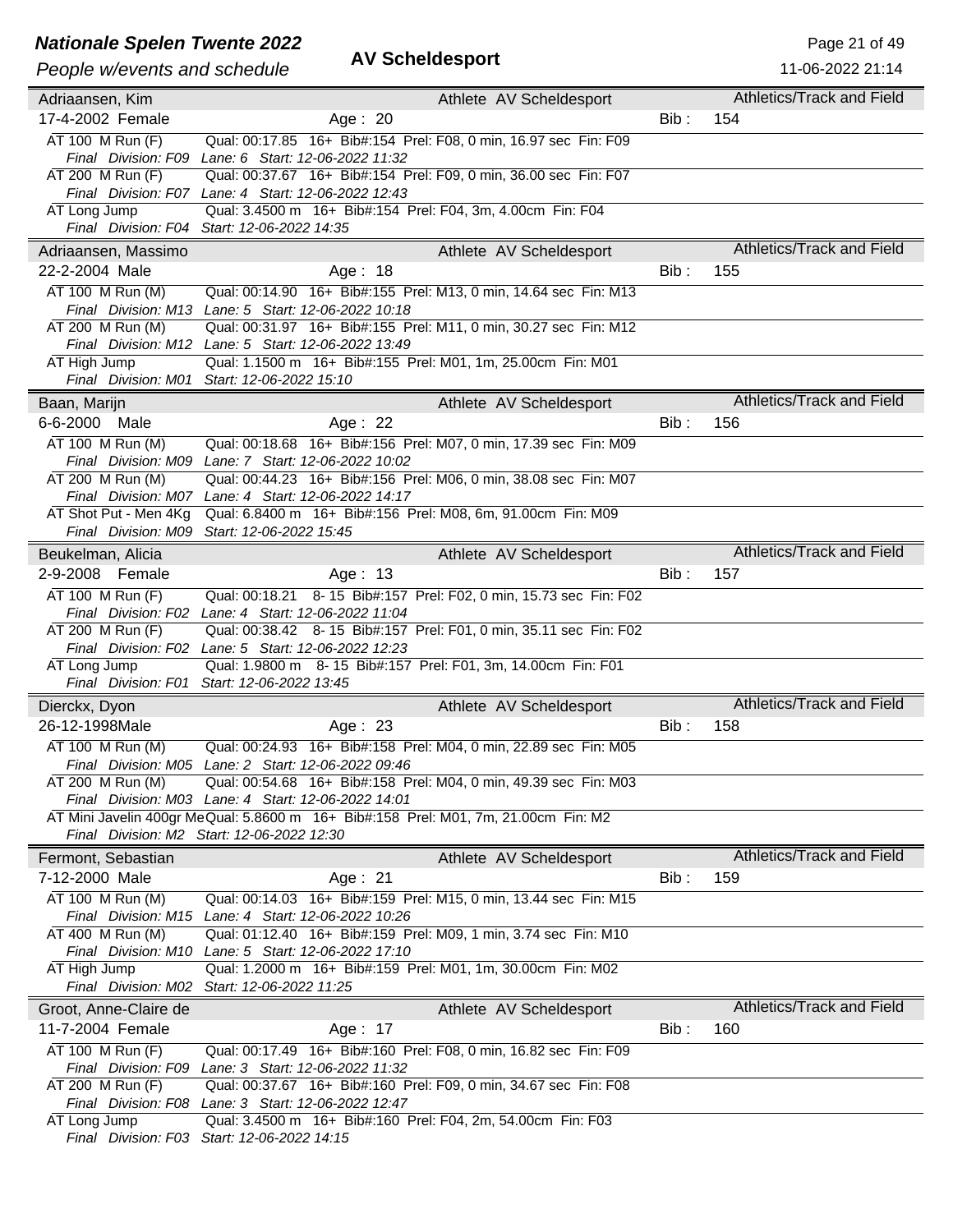# Nationale Spelen Twente 2022

*People w/events and schedule*

**AV Scheldesport**

11-06-2022 21:14

---

**Adriaansen, Kim** — Athlete AV Scheldesport — Athletics/Track and Field

17-4-2002 Female — Age : 20 — Bib : 154

- AT 100 M Run (F) — Qual: 00:17.85 16+ Bib#:154 Prel: F08, 0 min, 16.97 sec Fin: F09
  *Final Division: F09 Lane: 6 Start: 12-06-2022 11:32*
- AT 200 M Run (F) — Qual: 00:37.67 16+ Bib#:154 Prel: F09, 0 min, 36.00 sec Fin: F07
  *Final Division: F07 Lane: 4 Start: 12-06-2022 12:43*
- AT Long Jump — Qual: 3.4500 m 16+ Bib#:154 Prel: F04, 3m, 4.00cm Fin: F04
  *Final Division: F04 Start: 12-06-2022 14:35*

---

**Adriaansen, Massimo** — Athlete AV Scheldesport — Athletics/Track and Field

22-2-2004 Male — Age : 18 — Bib : 155

- AT 100 M Run (M) — Qual: 00:14.90 16+ Bib#:155 Prel: M13, 0 min, 14.64 sec Fin: M13
  *Final Division: M13 Lane: 5 Start: 12-06-2022 10:18*
- AT 200 M Run (M) — Qual: 00:31.97 16+ Bib#:155 Prel: M11, 0 min, 30.27 sec Fin: M12
  *Final Division: M12 Lane: 5 Start: 12-06-2022 13:49*
- AT High Jump — Qual: 1.1500 m 16+ Bib#:155 Prel: M01, 1m, 25.00cm Fin: M01
  *Final Division: M01 Start: 12-06-2022 15:10*

---

**Baan, Marijn** — Athlete AV Scheldesport — Athletics/Track and Field

6-6-2000 Male — Age : 22 — Bib : 156

- AT 100 M Run (M) — Qual: 00:18.68 16+ Bib#:156 Prel: M07, 0 min, 17.39 sec Fin: M09
  *Final Division: M09 Lane: 7 Start: 12-06-2022 10:02*
- AT 200 M Run (M) — Qual: 00:44.23 16+ Bib#:156 Prel: M06, 0 min, 38.08 sec Fin: M07
  *Final Division: M07 Lane: 4 Start: 12-06-2022 14:17*
- AT Shot Put - Men 4Kg — Qual: 6.8400 m 16+ Bib#:156 Prel: M08, 6m, 91.00cm Fin: M09
  *Final Division: M09 Start: 12-06-2022 15:45*

---

**Beukelman, Alicia** — Athlete AV Scheldesport — Athletics/Track and Field

2-9-2008 Female — Age : 13 — Bib : 157

- AT 100 M Run (F) — Qual: 00:18.21 8- 15 Bib#:157 Prel: F02, 0 min, 15.73 sec Fin: F02
  *Final Division: F02 Lane: 4 Start: 12-06-2022 11:04*
- AT 200 M Run (F) — Qual: 00:38.42 8- 15 Bib#:157 Prel: F01, 0 min, 35.11 sec Fin: F02
  *Final Division: F02 Lane: 5 Start: 12-06-2022 12:23*
- AT Long Jump — Qual: 1.9800 m 8- 15 Bib#:157 Prel: F01, 3m, 14.00cm Fin: F01
  *Final Division: F01 Start: 12-06-2022 13:45*

---

**Dierckx, Dyon** — Athlete AV Scheldesport — Athletics/Track and Field

26-12-1998 Male — Age : 23 — Bib : 158

- AT 100 M Run (M) — Qual: 00:24.93 16+ Bib#:158 Prel: M04, 0 min, 22.89 sec Fin: M05
  *Final Division: M05 Lane: 2 Start: 12-06-2022 09:46*
- AT 200 M Run (M) — Qual: 00:54.68 16+ Bib#:158 Prel: M04, 0 min, 49.39 sec Fin: M03
  *Final Division: M03 Lane: 4 Start: 12-06-2022 14:01*
- AT Mini Javelin 400gr Me — Qual: 5.8600 m 16+ Bib#:158 Prel: M01, 7m, 21.00cm Fin: M2
  *Final Division: M2 Start: 12-06-2022 12:30*

---

**Fermont, Sebastian** — Athlete AV Scheldesport — Athletics/Track and Field

7-12-2000 Male — Age : 21 — Bib : 159

- AT 100 M Run (M) — Qual: 00:14.03 16+ Bib#:159 Prel: M15, 0 min, 13.44 sec Fin: M15
  *Final Division: M15 Lane: 4 Start: 12-06-2022 10:26*
- AT 400 M Run (M) — Qual: 01:12.40 16+ Bib#:159 Prel: M09, 1 min, 3.74 sec Fin: M10
  *Final Division: M10 Lane: 5 Start: 12-06-2022 17:10*
- AT High Jump — Qual: 1.2000 m 16+ Bib#:159 Prel: M01, 1m, 30.00cm Fin: M02
  *Final Division: M02 Start: 12-06-2022 11:25*

---

**Groot, Anne-Claire de** — Athlete AV Scheldesport — Athletics/Track and Field

11-7-2004 Female — Age : 17 — Bib : 160

- AT 100 M Run (F) — Qual: 00:17.49 16+ Bib#:160 Prel: F08, 0 min, 16.82 sec Fin: F09
  *Final Division: F09 Lane: 3 Start: 12-06-2022 11:32*
- AT 200 M Run (F) — Qual: 00:37.67 16+ Bib#:160 Prel: F09, 0 min, 34.67 sec Fin: F08
  *Final Division: F08 Lane: 3 Start: 12-06-2022 12:47*
- AT Long Jump — Qual: 3.4500 m 16+ Bib#:160 Prel: F04, 2m, 54.00cm Fin: F03
  *Final Division: F03 Start: 12-06-2022 14:15*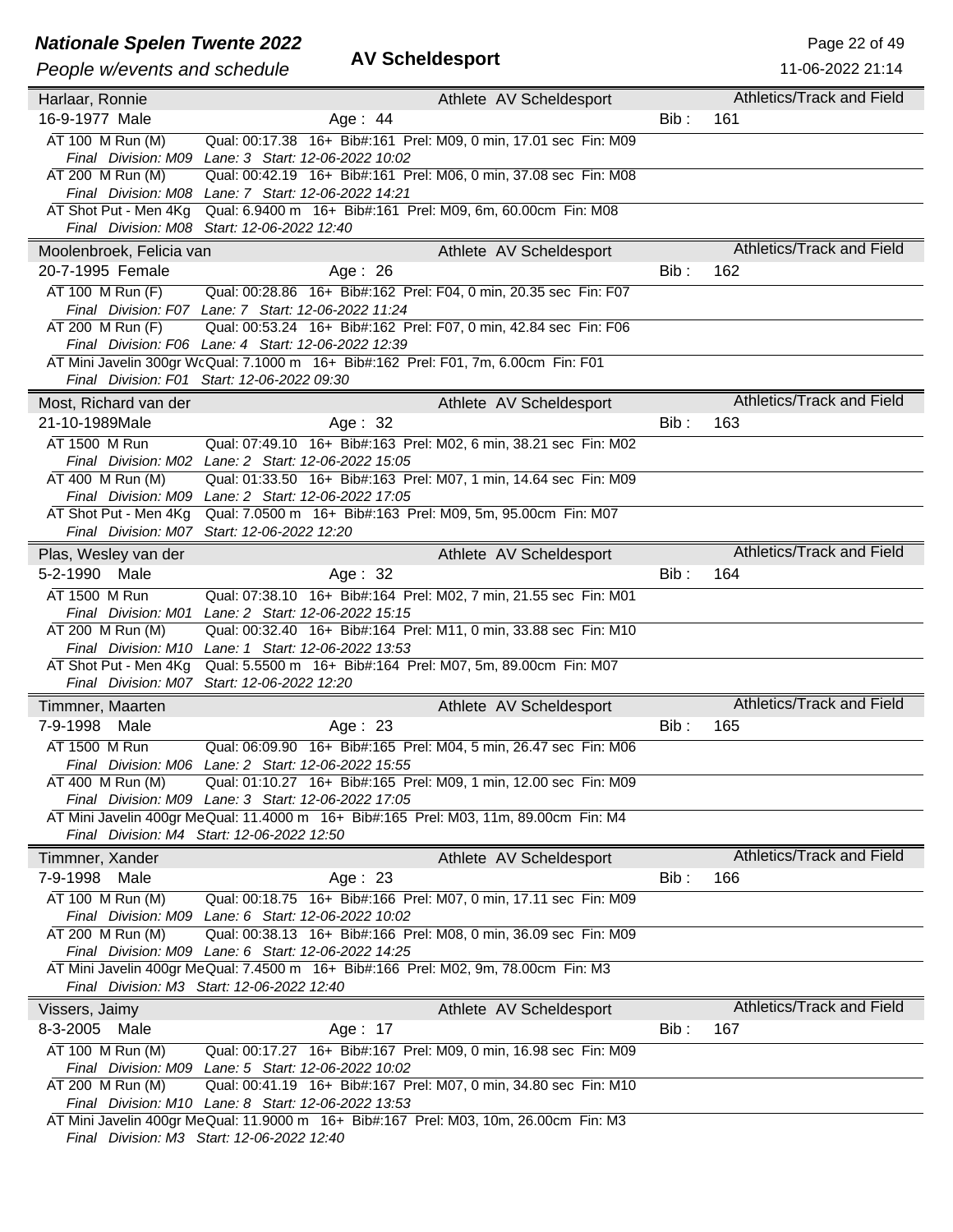## Harlaar, Ronnie
Athlete AV Scheldesport — Athletics/Track and Field

16-9-1977 Male — Age : 44 — Bib : 161

- AT 100 M Run (M) — Qual: 00:17.38 16+ Bib#:161 Prel: M09, 0 min, 17.01 sec Fin: M09
  *Final Division: M09 Lane: 3 Start: 12-06-2022 10:02*
- AT 200 M Run (M) — Qual: 00:42.19 16+ Bib#:161 Prel: M06, 0 min, 37.08 sec Fin: M08
  *Final Division: M08 Lane: 7 Start: 12-06-2022 14:21*
- AT Shot Put - Men 4Kg — Qual: 6.9400 m 16+ Bib#:161 Prel: M09, 6m, 60.00cm Fin: M08
  *Final Division: M08 Start: 12-06-2022 12:40*

## Moolenbroek, Felicia van
Athlete AV Scheldesport — Athletics/Track and Field

20-7-1995 Female — Age : 26 — Bib : 162

- AT 100 M Run (F) — Qual: 00:28.86 16+ Bib#:162 Prel: F04, 0 min, 20.35 sec Fin: F07
  *Final Division: F07 Lane: 7 Start: 12-06-2022 11:24*
- AT 200 M Run (F) — Qual: 00:53.24 16+ Bib#:162 Prel: F07, 0 min, 42.84 sec Fin: F06
  *Final Division: F06 Lane: 4 Start: 12-06-2022 12:39*
- AT Mini Javelin 300gr Wc — Qual: 7.1000 m 16+ Bib#:162 Prel: F01, 7m, 6.00cm Fin: F01
  *Final Division: F01 Start: 12-06-2022 09:30*

## Most, Richard van der
Athlete AV Scheldesport — Athletics/Track and Field

21-10-1989 Male — Age : 32 — Bib : 163

- AT 1500 M Run — Qual: 07:49.10 16+ Bib#:163 Prel: M02, 6 min, 38.21 sec Fin: M02
  *Final Division: M02 Lane: 2 Start: 12-06-2022 15:05*
- AT 400 M Run (M) — Qual: 01:33.50 16+ Bib#:163 Prel: M07, 1 min, 14.64 sec Fin: M09
  *Final Division: M09 Lane: 2 Start: 12-06-2022 17:05*
- AT Shot Put - Men 4Kg — Qual: 7.0500 m 16+ Bib#:163 Prel: M09, 5m, 95.00cm Fin: M07
  *Final Division: M07 Start: 12-06-2022 12:20*

## Plas, Wesley van der
Athlete AV Scheldesport — Athletics/Track and Field

5-2-1990 Male — Age : 32 — Bib : 164

- AT 1500 M Run — Qual: 07:38.10 16+ Bib#:164 Prel: M02, 7 min, 21.55 sec Fin: M01
  *Final Division: M01 Lane: 2 Start: 12-06-2022 15:15*
- AT 200 M Run (M) — Qual: 00:32.40 16+ Bib#:164 Prel: M11, 0 min, 33.88 sec Fin: M10
  *Final Division: M10 Lane: 1 Start: 12-06-2022 13:53*
- AT Shot Put - Men 4Kg — Qual: 5.5500 m 16+ Bib#:164 Prel: M07, 5m, 89.00cm Fin: M07
  *Final Division: M07 Start: 12-06-2022 12:20*

## Timmner, Maarten
Athlete AV Scheldesport — Athletics/Track and Field

7-9-1998 Male — Age : 23 — Bib : 165

- AT 1500 M Run — Qual: 06:09.90 16+ Bib#:165 Prel: M04, 5 min, 26.47 sec Fin: M06
  *Final Division: M06 Lane: 2 Start: 12-06-2022 15:55*
- AT 400 M Run (M) — Qual: 01:10.27 16+ Bib#:165 Prel: M09, 1 min, 12.00 sec Fin: M09
  *Final Division: M09 Lane: 3 Start: 12-06-2022 17:05*
- AT Mini Javelin 400gr Me — Qual: 11.4000 m 16+ Bib#:165 Prel: M03, 11m, 89.00cm Fin: M4
  *Final Division: M4 Start: 12-06-2022 12:50*

## Timmner, Xander
Athlete AV Scheldesport — Athletics/Track and Field

7-9-1998 Male — Age : 23 — Bib : 166

- AT 100 M Run (M) — Qual: 00:18.75 16+ Bib#:166 Prel: M07, 0 min, 17.11 sec Fin: M09
  *Final Division: M09 Lane: 6 Start: 12-06-2022 10:02*
- AT 200 M Run (M) — Qual: 00:38.13 16+ Bib#:166 Prel: M08, 0 min, 36.09 sec Fin: M09
  *Final Division: M09 Lane: 6 Start: 12-06-2022 14:25*
- AT Mini Javelin 400gr Me — Qual: 7.4500 m 16+ Bib#:166 Prel: M02, 9m, 78.00cm Fin: M3
  *Final Division: M3 Start: 12-06-2022 12:40*

## Vissers, Jaimy
Athlete AV Scheldesport — Athletics/Track and Field

8-3-2005 Male — Age : 17 — Bib : 167

- AT 100 M Run (M) — Qual: 00:17.27 16+ Bib#:167 Prel: M09, 0 min, 16.98 sec Fin: M09
  *Final Division: M09 Lane: 5 Start: 12-06-2022 10:02*
- AT 200 M Run (M) — Qual: 00:41.19 16+ Bib#:167 Prel: M07, 0 min, 34.80 sec Fin: M10
  *Final Division: M10 Lane: 8 Start: 12-06-2022 13:53*
- AT Mini Javelin 400gr Me — Qual: 11.9000 m 16+ Bib#:167 Prel: M03, 10m, 26.00cm Fin: M3
  *Final Division: M3 Start: 12-06-2022 12:40*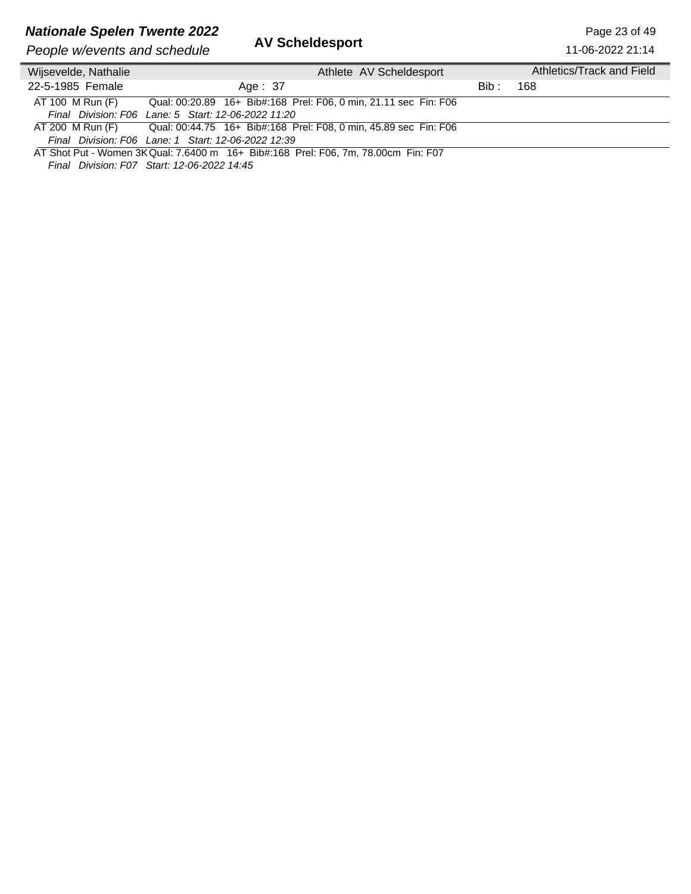| Wijsevelde, Nathalie | | Athlete AV Scheldesport | | Athletics/Track and Field |
|---|---|---|---|---|
| 22-5-1985 Female | Age : 37 | | Bib : | 168 |

AT 100 M Run (F) Qual: 00:20.89 16+ Bib#:168 Prel: F06, 0 min, 21.11 sec Fin: F06
*Final Division: F06 Lane: 5 Start: 12-06-2022 11:20*

AT 200 M Run (F) Qual: 00:44.75 16+ Bib#:168 Prel: F08, 0 min, 45.89 sec Fin: F06
*Final Division: F06 Lane: 1 Start: 12-06-2022 12:39*

AT Shot Put - Women 3K Qual: 7.6400 m 16+ Bib#:168 Prel: F06, 7m, 78.00cm Fin: F07
*Final Division: F07 Start: 12-06-2022 14:45*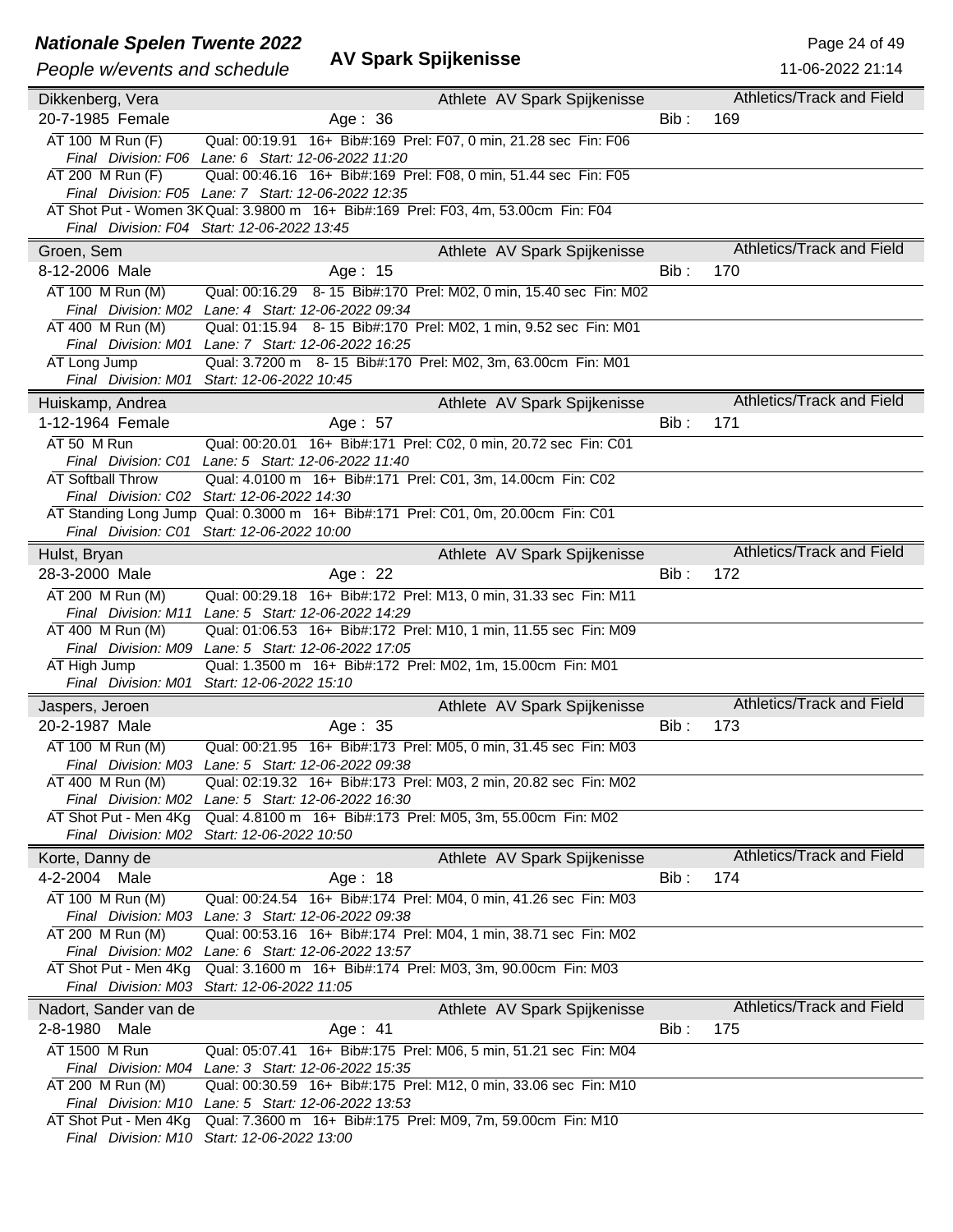**AV Spark Spijkenisse**

## Dikkenberg, Vera — Athlete AV Spark Spijkenisse — Athletics/Track and Field

20-7-1985 Female — Age : 36 — Bib : 169

- AT 100 M Run (F) — Qual: 00:19.91 16+ Bib#:169 Prel: F07, 0 min, 21.28 sec Fin: F06
  *Final Division: F06 Lane: 6 Start: 12-06-2022 11:20*
- AT 200 M Run (F) — Qual: 00:46.16 16+ Bib#:169 Prel: F08, 0 min, 51.44 sec Fin: F05
  *Final Division: F05 Lane: 7 Start: 12-06-2022 12:35*
- AT Shot Put - Women 3K — Qual: 3.9800 m 16+ Bib#:169 Prel: F03, 4m, 53.00cm Fin: F04
  *Final Division: F04 Start: 12-06-2022 13:45*

## Groen, Sem — Athlete AV Spark Spijkenisse — Athletics/Track and Field

8-12-2006 Male — Age : 15 — Bib : 170

- AT 100 M Run (M) — Qual: 00:16.29 8- 15 Bib#:170 Prel: M02, 0 min, 15.40 sec Fin: M02
  *Final Division: M02 Lane: 4 Start: 12-06-2022 09:34*
- AT 400 M Run (M) — Qual: 01:15.94 8- 15 Bib#:170 Prel: M02, 1 min, 9.52 sec Fin: M01
  *Final Division: M01 Lane: 7 Start: 12-06-2022 16:25*
- AT Long Jump — Qual: 3.7200 m 8- 15 Bib#:170 Prel: M02, 3m, 63.00cm Fin: M01
  *Final Division: M01 Start: 12-06-2022 10:45*

## Huiskamp, Andrea — Athlete AV Spark Spijkenisse — Athletics/Track and Field

1-12-1964 Female — Age : 57 — Bib : 171

- AT 50 M Run — Qual: 00:20.01 16+ Bib#:171 Prel: C02, 0 min, 20.72 sec Fin: C01
  *Final Division: C01 Lane: 5 Start: 12-06-2022 11:40*
- AT Softball Throw — Qual: 4.0100 m 16+ Bib#:171 Prel: C01, 3m, 14.00cm Fin: C02
  *Final Division: C02 Start: 12-06-2022 14:30*
- AT Standing Long Jump — Qual: 0.3000 m 16+ Bib#:171 Prel: C01, 0m, 20.00cm Fin: C01
  *Final Division: C01 Start: 12-06-2022 10:00*

## Hulst, Bryan — Athlete AV Spark Spijkenisse — Athletics/Track and Field

28-3-2000 Male — Age : 22 — Bib : 172

- AT 200 M Run (M) — Qual: 00:29.18 16+ Bib#:172 Prel: M13, 0 min, 31.33 sec Fin: M11
  *Final Division: M11 Lane: 5 Start: 12-06-2022 14:29*
- AT 400 M Run (M) — Qual: 01:06.53 16+ Bib#:172 Prel: M10, 1 min, 11.55 sec Fin: M09
  *Final Division: M09 Lane: 5 Start: 12-06-2022 17:05*
- AT High Jump — Qual: 1.3500 m 16+ Bib#:172 Prel: M02, 1m, 15.00cm Fin: M01
  *Final Division: M01 Start: 12-06-2022 15:10*

## Jaspers, Jeroen — Athlete AV Spark Spijkenisse — Athletics/Track and Field

20-2-1987 Male — Age : 35 — Bib : 173

- AT 100 M Run (M) — Qual: 00:21.95 16+ Bib#:173 Prel: M05, 0 min, 31.45 sec Fin: M03
  *Final Division: M03 Lane: 5 Start: 12-06-2022 09:38*
- AT 400 M Run (M) — Qual: 02:19.32 16+ Bib#:173 Prel: M03, 2 min, 20.82 sec Fin: M02
  *Final Division: M02 Lane: 5 Start: 12-06-2022 16:30*
- AT Shot Put - Men 4Kg — Qual: 4.8100 m 16+ Bib#:173 Prel: M05, 3m, 55.00cm Fin: M02
  *Final Division: M02 Start: 12-06-2022 10:50*

## Korte, Danny de — Athlete AV Spark Spijkenisse — Athletics/Track and Field

4-2-2004 Male — Age : 18 — Bib : 174

- AT 100 M Run (M) — Qual: 00:24.54 16+ Bib#:174 Prel: M04, 0 min, 41.26 sec Fin: M03
  *Final Division: M03 Lane: 3 Start: 12-06-2022 09:38*
- AT 200 M Run (M) — Qual: 00:53.16 16+ Bib#:174 Prel: M04, 1 min, 38.71 sec Fin: M02
  *Final Division: M02 Lane: 6 Start: 12-06-2022 13:57*
- AT Shot Put - Men 4Kg — Qual: 3.1600 m 16+ Bib#:174 Prel: M03, 3m, 90.00cm Fin: M03
  *Final Division: M03 Start: 12-06-2022 11:05*

## Nadort, Sander van de — Athlete AV Spark Spijkenisse — Athletics/Track and Field

2-8-1980 Male — Age : 41 — Bib : 175

- AT 1500 M Run — Qual: 05:07.41 16+ Bib#:175 Prel: M06, 5 min, 51.21 sec Fin: M04
  *Final Division: M04 Lane: 3 Start: 12-06-2022 15:35*
- AT 200 M Run (M) — Qual: 00:30.59 16+ Bib#:175 Prel: M12, 0 min, 33.06 sec Fin: M10
  *Final Division: M10 Lane: 5 Start: 12-06-2022 13:53*
- AT Shot Put - Men 4Kg — Qual: 7.3600 m 16+ Bib#:175 Prel: M09, 7m, 59.00cm Fin: M10
  *Final Division: M10 Start: 12-06-2022 13:00*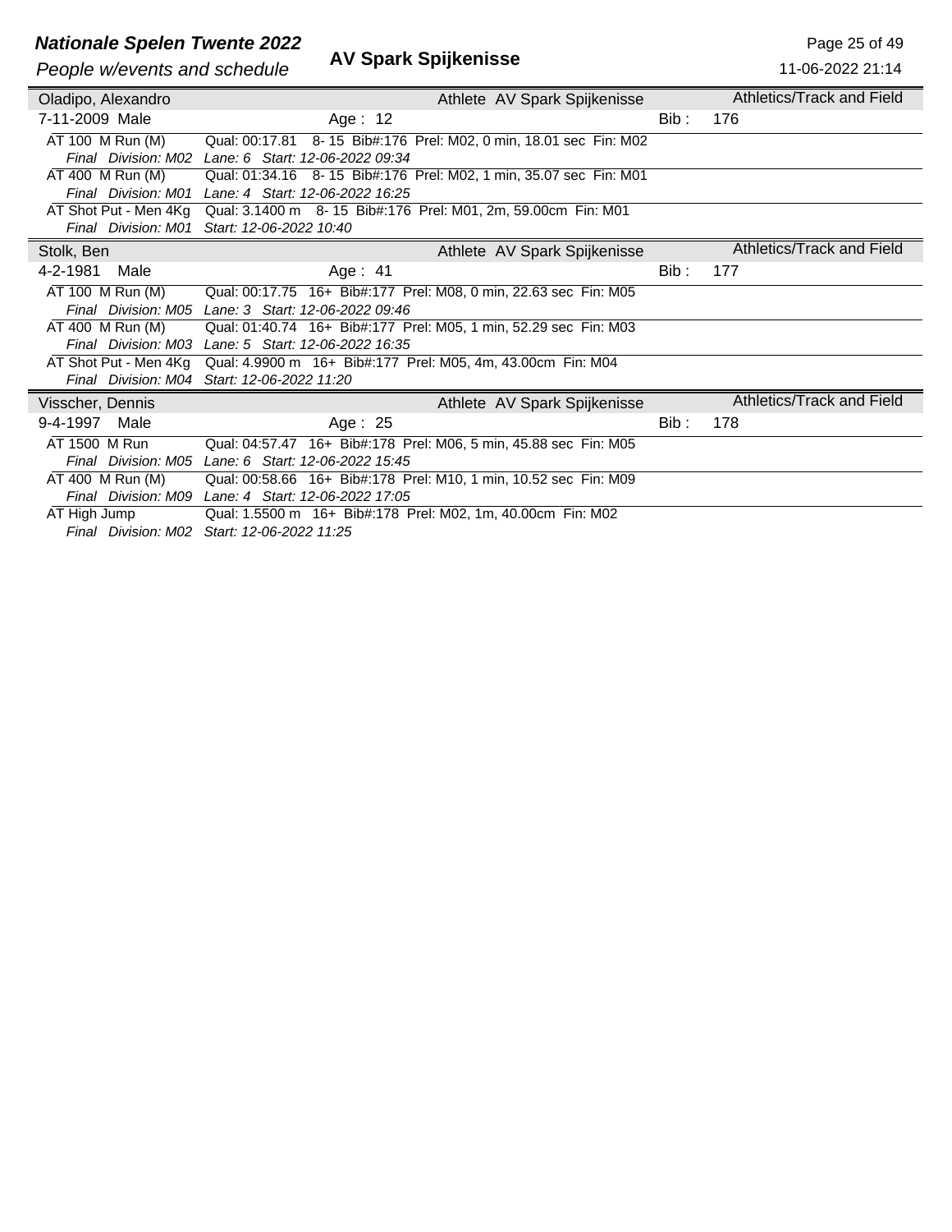| Oladipo, Alexandro | | Athlete AV Spark Spijkenisse | | Athletics/Track and Field |
|---|---|---|---|---|
| 7-11-2009 Male | Age : 12 | | Bib : | 176 |

AT 100 M Run (M) — Qual: 00:17.81 8- 15 Bib#:176 Prel: M02, 0 min, 18.01 sec Fin: M02
*Final Division: M02 Lane: 6 Start: 12-06-2022 09:34*

AT 400 M Run (M) — Qual: 01:34.16 8- 15 Bib#:176 Prel: M02, 1 min, 35.07 sec Fin: M01
*Final Division: M01 Lane: 4 Start: 12-06-2022 16:25*

AT Shot Put - Men 4Kg — Qual: 3.1400 m 8- 15 Bib#:176 Prel: M01, 2m, 59.00cm Fin: M01
*Final Division: M01 Start: 12-06-2022 10:40*

| Stolk, Ben | | Athlete AV Spark Spijkenisse | | Athletics/Track and Field |
|---|---|---|---|---|
| 4-2-1981 Male | Age : 41 | | Bib : | 177 |

AT 100 M Run (M) — Qual: 00:17.75 16+ Bib#:177 Prel: M08, 0 min, 22.63 sec Fin: M05
*Final Division: M05 Lane: 3 Start: 12-06-2022 09:46*

AT 400 M Run (M) — Qual: 01:40.74 16+ Bib#:177 Prel: M05, 1 min, 52.29 sec Fin: M03
*Final Division: M03 Lane: 5 Start: 12-06-2022 16:35*

AT Shot Put - Men 4Kg — Qual: 4.9900 m 16+ Bib#:177 Prel: M05, 4m, 43.00cm Fin: M04
*Final Division: M04 Start: 12-06-2022 11:20*

| Visscher, Dennis | | Athlete AV Spark Spijkenisse | | Athletics/Track and Field |
|---|---|---|---|---|
| 9-4-1997 Male | Age : 25 | | Bib : | 178 |

AT 1500 M Run — Qual: 04:57.47 16+ Bib#:178 Prel: M06, 5 min, 45.88 sec Fin: M05
*Final Division: M05 Lane: 6 Start: 12-06-2022 15:45*

AT 400 M Run (M) — Qual: 00:58.66 16+ Bib#:178 Prel: M10, 1 min, 10.52 sec Fin: M09
*Final Division: M09 Lane: 4 Start: 12-06-2022 17:05*

AT High Jump — Qual: 1.5500 m 16+ Bib#:178 Prel: M02, 1m, 40.00cm Fin: M02
*Final Division: M02 Start: 12-06-2022 11:25*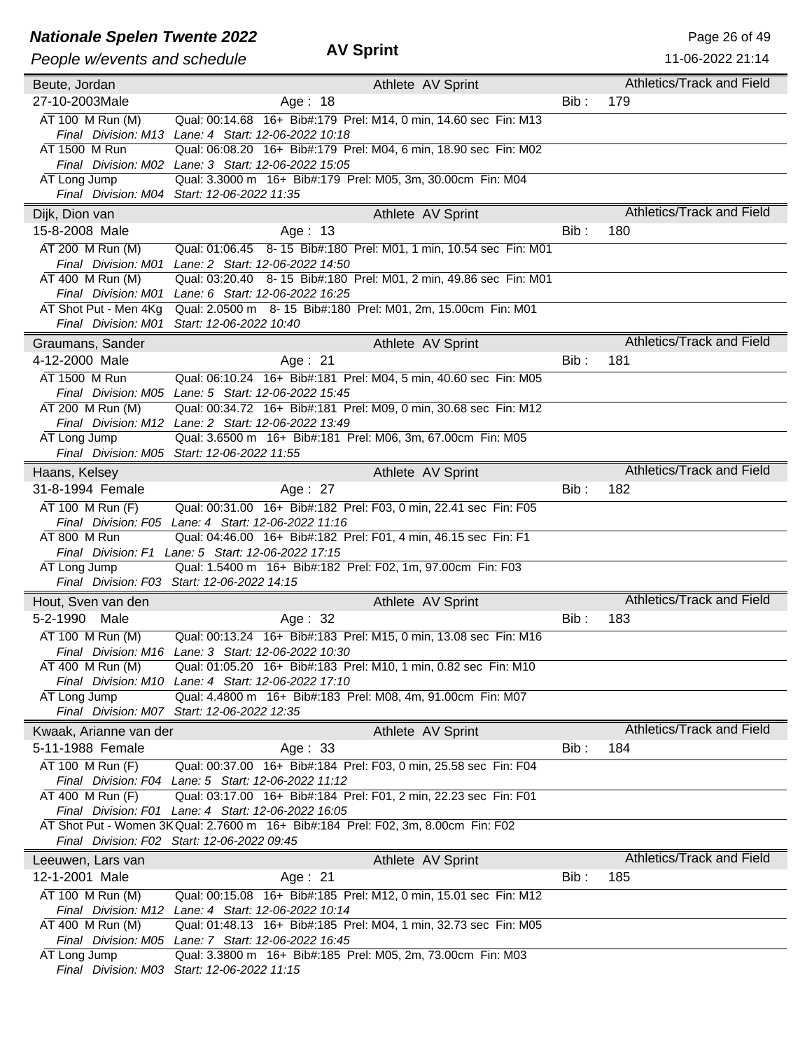## Beute, Jordan — Athlete AV Sprint — Athletics/Track and Field

27-10-2003 Male | Age : 18 | Bib : 179

| Event | Details |
|---|---|
| AT 100 M Run (M) | Qual: 00:14.68 16+ Bib#:179 Prel: M14, 0 min, 14.60 sec Fin: M13 |
| | *Final Division: M13 Lane: 4 Start: 12-06-2022 10:18* |
| AT 1500 M Run | Qual: 06:08.20 16+ Bib#:179 Prel: M04, 6 min, 18.90 sec Fin: M02 |
| | *Final Division: M02 Lane: 3 Start: 12-06-2022 15:05* |
| AT Long Jump | Qual: 3.3000 m 16+ Bib#:179 Prel: M05, 3m, 30.00cm Fin: M04 |
| | *Final Division: M04 Start: 12-06-2022 11:35* |

## Dijk, Dion van — Athlete AV Sprint — Athletics/Track and Field

15-8-2008 Male | Age : 13 | Bib : 180

| Event | Details |
|---|---|
| AT 200 M Run (M) | Qual: 01:06.45 8- 15 Bib#:180 Prel: M01, 1 min, 10.54 sec Fin: M01 |
| | *Final Division: M01 Lane: 2 Start: 12-06-2022 14:50* |
| AT 400 M Run (M) | Qual: 03:20.40 8- 15 Bib#:180 Prel: M01, 2 min, 49.86 sec Fin: M01 |
| | *Final Division: M01 Lane: 6 Start: 12-06-2022 16:25* |
| AT Shot Put - Men 4Kg | Qual: 2.0500 m 8- 15 Bib#:180 Prel: M01, 2m, 15.00cm Fin: M01 |
| | *Final Division: M01 Start: 12-06-2022 10:40* |

## Graumans, Sander — Athlete AV Sprint — Athletics/Track and Field

4-12-2000 Male | Age : 21 | Bib : 181

| Event | Details |
|---|---|
| AT 1500 M Run | Qual: 06:10.24 16+ Bib#:181 Prel: M04, 5 min, 40.60 sec Fin: M05 |
| | *Final Division: M05 Lane: 5 Start: 12-06-2022 15:45* |
| AT 200 M Run (M) | Qual: 00:34.72 16+ Bib#:181 Prel: M09, 0 min, 30.68 sec Fin: M12 |
| | *Final Division: M12 Lane: 2 Start: 12-06-2022 13:49* |
| AT Long Jump | Qual: 3.6500 m 16+ Bib#:181 Prel: M06, 3m, 67.00cm Fin: M05 |
| | *Final Division: M05 Start: 12-06-2022 11:55* |

## Haans, Kelsey — Athlete AV Sprint — Athletics/Track and Field

31-8-1994 Female | Age : 27 | Bib : 182

| Event | Details |
|---|---|
| AT 100 M Run (F) | Qual: 00:31.00 16+ Bib#:182 Prel: F03, 0 min, 22.41 sec Fin: F05 |
| | *Final Division: F05 Lane: 4 Start: 12-06-2022 11:16* |
| AT 800 M Run | Qual: 04:46.00 16+ Bib#:182 Prel: F01, 4 min, 46.15 sec Fin: F1 |
| | *Final Division: F1 Lane: 5 Start: 12-06-2022 17:15* |
| AT Long Jump | Qual: 1.5400 m 16+ Bib#:182 Prel: F02, 1m, 97.00cm Fin: F03 |
| | *Final Division: F03 Start: 12-06-2022 14:15* |

## Hout, Sven van den — Athlete AV Sprint — Athletics/Track and Field

5-2-1990 Male | Age : 32 | Bib : 183

| Event | Details |
|---|---|
| AT 100 M Run (M) | Qual: 00:13.24 16+ Bib#:183 Prel: M15, 0 min, 13.08 sec Fin: M16 |
| | *Final Division: M16 Lane: 3 Start: 12-06-2022 10:30* |
| AT 400 M Run (M) | Qual: 01:05.20 16+ Bib#:183 Prel: M10, 1 min, 0.82 sec Fin: M10 |
| | *Final Division: M10 Lane: 4 Start: 12-06-2022 17:10* |
| AT Long Jump | Qual: 4.4800 m 16+ Bib#:183 Prel: M08, 4m, 91.00cm Fin: M07 |
| | *Final Division: M07 Start: 12-06-2022 12:35* |

## Kwaak, Arianne van der — Athlete AV Sprint — Athletics/Track and Field

5-11-1988 Female | Age : 33 | Bib : 184

| Event | Details |
|---|---|
| AT 100 M Run (F) | Qual: 00:37.00 16+ Bib#:184 Prel: F03, 0 min, 25.58 sec Fin: F04 |
| | *Final Division: F04 Lane: 5 Start: 12-06-2022 11:12* |
| AT 400 M Run (F) | Qual: 03:17.00 16+ Bib#:184 Prel: F01, 2 min, 22.23 sec Fin: F01 |
| | *Final Division: F01 Lane: 4 Start: 12-06-2022 16:05* |
| AT Shot Put - Women 3K | Qual: 2.7600 m 16+ Bib#:184 Prel: F02, 3m, 8.00cm Fin: F02 |
| | *Final Division: F02 Start: 12-06-2022 09:45* |

## Leeuwen, Lars van — Athlete AV Sprint — Athletics/Track and Field

12-1-2001 Male | Age : 21 | Bib : 185

| Event | Details |
|---|---|
| AT 100 M Run (M) | Qual: 00:15.08 16+ Bib#:185 Prel: M12, 0 min, 15.01 sec Fin: M12 |
| | *Final Division: M12 Lane: 4 Start: 12-06-2022 10:14* |
| AT 400 M Run (M) | Qual: 01:48.13 16+ Bib#:185 Prel: M04, 1 min, 32.73 sec Fin: M05 |
| | *Final Division: M05 Lane: 7 Start: 12-06-2022 16:45* |
| AT Long Jump | Qual: 3.3800 m 16+ Bib#:185 Prel: M05, 2m, 73.00cm Fin: M03 |
| | *Final Division: M03 Start: 12-06-2022 11:15* |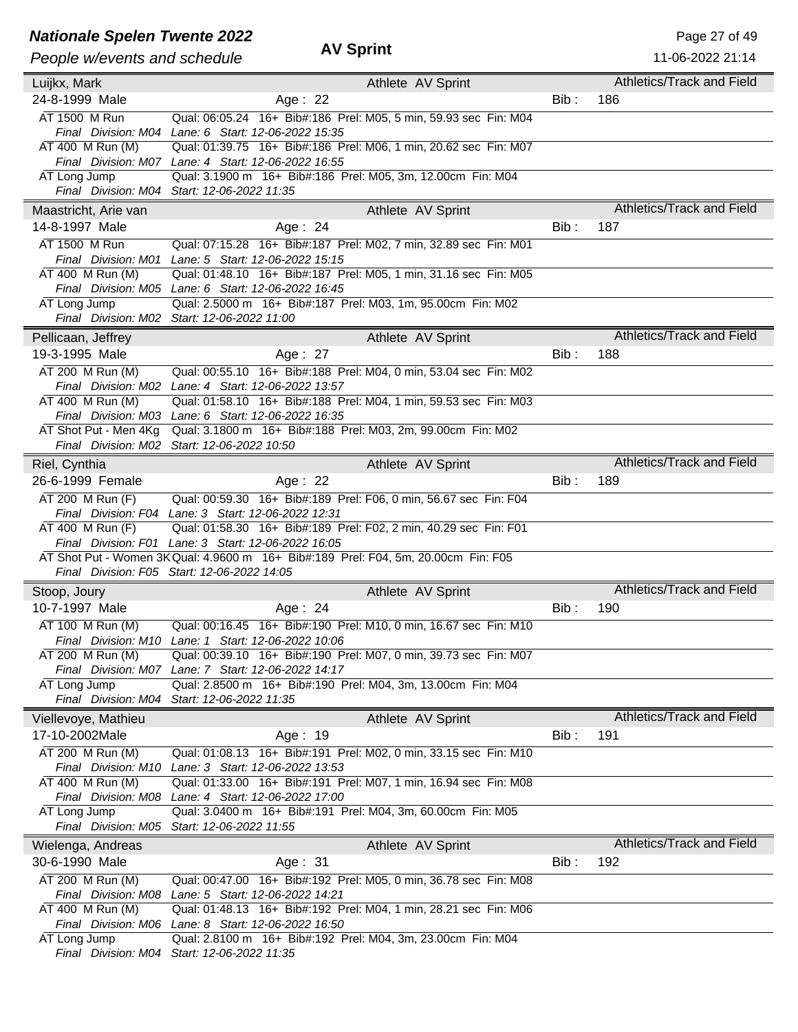# Nationale Spelen Twente 2022

*People w/events and schedule*

**AV Sprint**

11-06-2022 21:14

---

**Luijkx, Mark** — Athlete AV Sprint — Athletics/Track and Field

24-8-1999 Male — Age : 22 — Bib : 186

- AT 1500 M Run — Qual: 06:05.24 16+ Bib#:186 Prel: M05, 5 min, 59.93 sec Fin: M04
  *Final Division: M04 Lane: 6 Start: 12-06-2022 15:35*
- AT 400 M Run (M) — Qual: 01:39.75 16+ Bib#:186 Prel: M06, 1 min, 20.62 sec Fin: M07
  *Final Division: M07 Lane: 4 Start: 12-06-2022 16:55*
- AT Long Jump — Qual: 3.1900 m 16+ Bib#:186 Prel: M05, 3m, 12.00cm Fin: M04
  *Final Division: M04 Start: 12-06-2022 11:35*

---

**Maastricht, Arie van** — Athlete AV Sprint — Athletics/Track and Field

14-8-1997 Male — Age : 24 — Bib : 187

- AT 1500 M Run — Qual: 07:15.28 16+ Bib#:187 Prel: M02, 7 min, 32.89 sec Fin: M01
  *Final Division: M01 Lane: 5 Start: 12-06-2022 15:15*
- AT 400 M Run (M) — Qual: 01:48.10 16+ Bib#:187 Prel: M05, 1 min, 31.16 sec Fin: M05
  *Final Division: M05 Lane: 6 Start: 12-06-2022 16:45*
- AT Long Jump — Qual: 2.5000 m 16+ Bib#:187 Prel: M03, 1m, 95.00cm Fin: M02
  *Final Division: M02 Start: 12-06-2022 11:00*

---

**Pellicaan, Jeffrey** — Athlete AV Sprint — Athletics/Track and Field

19-3-1995 Male — Age : 27 — Bib : 188

- AT 200 M Run (M) — Qual: 00:55.10 16+ Bib#:188 Prel: M04, 0 min, 53.04 sec Fin: M02
  *Final Division: M02 Lane: 4 Start: 12-06-2022 13:57*
- AT 400 M Run (M) — Qual: 01:58.10 16+ Bib#:188 Prel: M04, 1 min, 59.53 sec Fin: M03
  *Final Division: M03 Lane: 6 Start: 12-06-2022 16:35*
- AT Shot Put - Men 4Kg — Qual: 3.1800 m 16+ Bib#:188 Prel: M03, 2m, 99.00cm Fin: M02
  *Final Division: M02 Start: 12-06-2022 10:50*

---

**Riel, Cynthia** — Athlete AV Sprint — Athletics/Track and Field

26-6-1999 Female — Age : 22 — Bib : 189

- AT 200 M Run (F) — Qual: 00:59.30 16+ Bib#:189 Prel: F06, 0 min, 56.67 sec Fin: F04
  *Final Division: F04 Lane: 3 Start: 12-06-2022 12:31*
- AT 400 M Run (F) — Qual: 01:58.30 16+ Bib#:189 Prel: F02, 2 min, 40.29 sec Fin: F01
  *Final Division: F01 Lane: 3 Start: 12-06-2022 16:05*
- AT Shot Put - Women 3K — Qual: 4.9600 m 16+ Bib#:189 Prel: F04, 5m, 20.00cm Fin: F05
  *Final Division: F05 Start: 12-06-2022 14:05*

---

**Stoop, Joury** — Athlete AV Sprint — Athletics/Track and Field

10-7-1997 Male — Age : 24 — Bib : 190

- AT 100 M Run (M) — Qual: 00:16.45 16+ Bib#:190 Prel: M10, 0 min, 16.67 sec Fin: M10
  *Final Division: M10 Lane: 1 Start: 12-06-2022 10:06*
- AT 200 M Run (M) — Qual: 00:39.10 16+ Bib#:190 Prel: M07, 0 min, 39.73 sec Fin: M07
  *Final Division: M07 Lane: 7 Start: 12-06-2022 14:17*
- AT Long Jump — Qual: 2.8500 m 16+ Bib#:190 Prel: M04, 3m, 13.00cm Fin: M04
  *Final Division: M04 Start: 12-06-2022 11:35*

---

**Viellevoye, Mathieu** — Athlete AV Sprint — Athletics/Track and Field

17-10-2002 Male — Age : 19 — Bib : 191

- AT 200 M Run (M) — Qual: 01:08.13 16+ Bib#:191 Prel: M02, 0 min, 33.15 sec Fin: M10
  *Final Division: M10 Lane: 3 Start: 12-06-2022 13:53*
- AT 400 M Run (M) — Qual: 01:33.00 16+ Bib#:191 Prel: M07, 1 min, 16.94 sec Fin: M08
  *Final Division: M08 Lane: 4 Start: 12-06-2022 17:00*
- AT Long Jump — Qual: 3.0400 m 16+ Bib#:191 Prel: M04, 3m, 60.00cm Fin: M05
  *Final Division: M05 Start: 12-06-2022 11:55*

---

**Wielenga, Andreas** — Athlete AV Sprint — Athletics/Track and Field

30-6-1990 Male — Age : 31 — Bib : 192

- AT 200 M Run (M) — Qual: 00:47.00 16+ Bib#:192 Prel: M05, 0 min, 36.78 sec Fin: M08
  *Final Division: M08 Lane: 5 Start: 12-06-2022 14:21*
- AT 400 M Run (M) — Qual: 01:48.13 16+ Bib#:192 Prel: M04, 1 min, 28.21 sec Fin: M06
  *Final Division: M06 Lane: 8 Start: 12-06-2022 16:50*
- AT Long Jump — Qual: 2.8100 m 16+ Bib#:192 Prel: M04, 3m, 23.00cm Fin: M04
  *Final Division: M04 Start: 12-06-2022 11:35*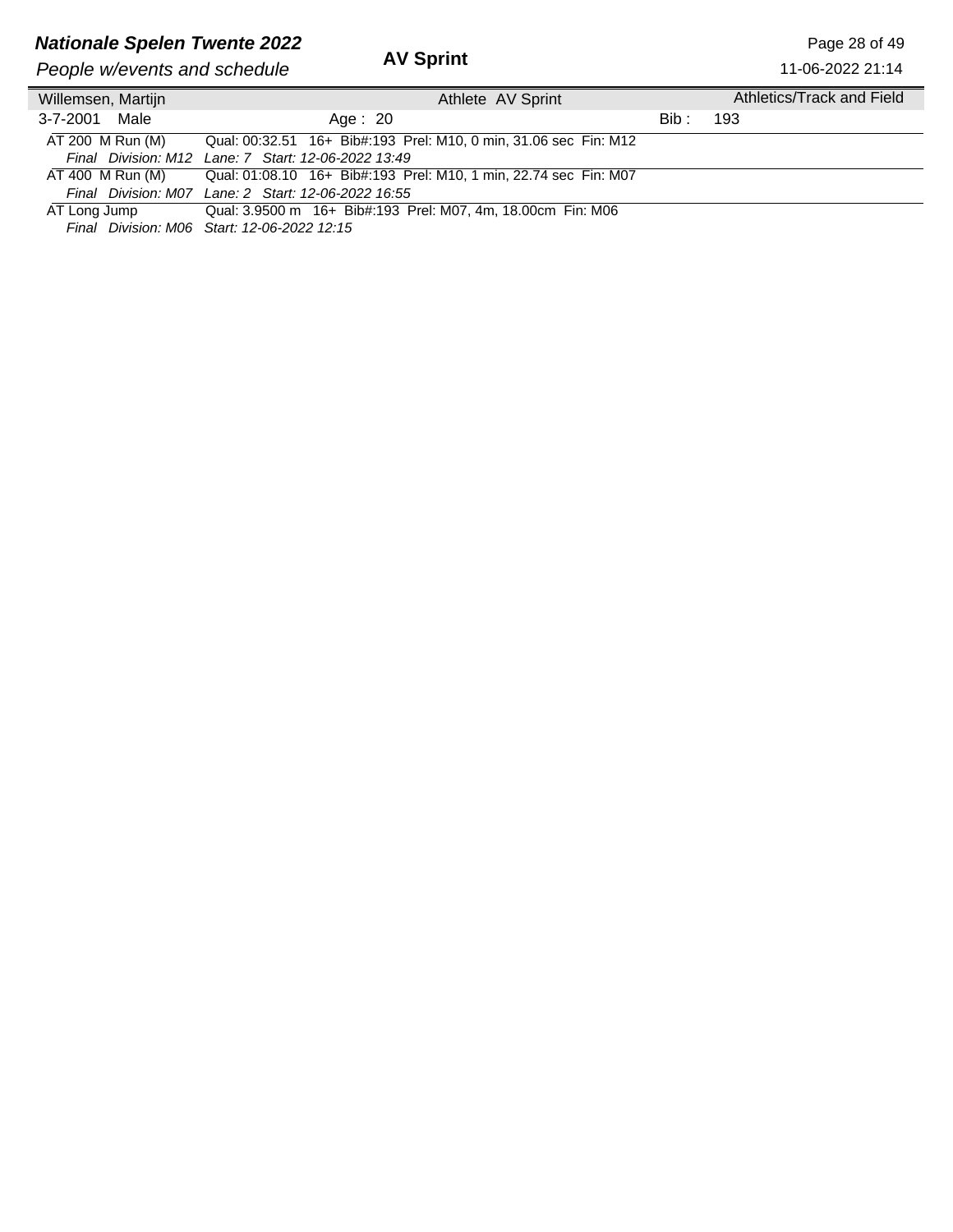Willemsen, Martijn | Athlete AV Sprint | Athletics/Track and Field

3-7-2001 Male | Age : 20 | Bib : 193

AT 200 M Run (M) Qual: 00:32.51 16+ Bib#:193 Prel: M10, 0 min, 31.06 sec Fin: M12
*Final Division: M12 Lane: 7 Start: 12-06-2022 13:49*

AT 400 M Run (M) Qual: 01:08.10 16+ Bib#:193 Prel: M10, 1 min, 22.74 sec Fin: M07
*Final Division: M07 Lane: 2 Start: 12-06-2022 16:55*

AT Long Jump Qual: 3.9500 m 16+ Bib#:193 Prel: M07, 4m, 18.00cm Fin: M06
*Final Division: M06 Start: 12-06-2022 12:15*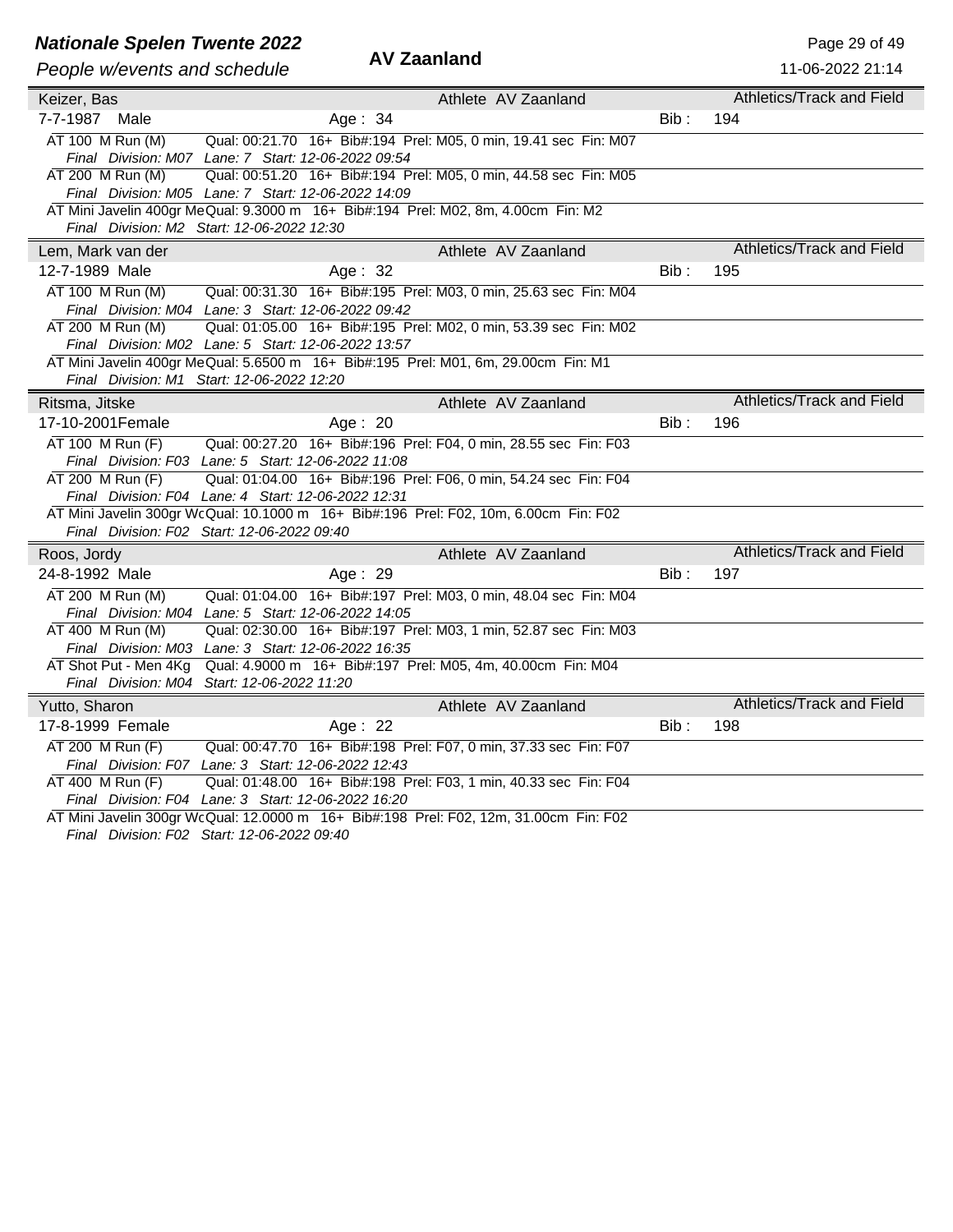## Keizer, Bas

Athlete AV Zaanland — Athletics/Track and Field

7-7-1987 Male — Age : 34 — Bib : 194

- AT 100 M Run (M) — Qual: 00:21.70 16+ Bib#:194 Prel: M05, 0 min, 19.41 sec Fin: M07
  *Final Division: M07 Lane: 7 Start: 12-06-2022 09:54*
- AT 200 M Run (M) — Qual: 00:51.20 16+ Bib#:194 Prel: M05, 0 min, 44.58 sec Fin: M05
  *Final Division: M05 Lane: 7 Start: 12-06-2022 14:09*
- AT Mini Javelin 400gr Me Qual: 9.3000 m 16+ Bib#:194 Prel: M02, 8m, 4.00cm Fin: M2
  *Final Division: M2 Start: 12-06-2022 12:30*

## Lem, Mark van der

Athlete AV Zaanland — Athletics/Track and Field

12-7-1989 Male — Age : 32 — Bib : 195

- AT 100 M Run (M) — Qual: 00:31.30 16+ Bib#:195 Prel: M03, 0 min, 25.63 sec Fin: M04
  *Final Division: M04 Lane: 3 Start: 12-06-2022 09:42*
- AT 200 M Run (M) — Qual: 01:05.00 16+ Bib#:195 Prel: M02, 0 min, 53.39 sec Fin: M02
  *Final Division: M02 Lane: 5 Start: 12-06-2022 13:57*
- AT Mini Javelin 400gr Me Qual: 5.6500 m 16+ Bib#:195 Prel: M01, 6m, 29.00cm Fin: M1
  *Final Division: M1 Start: 12-06-2022 12:20*

## Ritsma, Jitske

Athlete AV Zaanland — Athletics/Track and Field

17-10-2001 Female — Age : 20 — Bib : 196

- AT 100 M Run (F) — Qual: 00:27.20 16+ Bib#:196 Prel: F04, 0 min, 28.55 sec Fin: F03
  *Final Division: F03 Lane: 5 Start: 12-06-2022 11:08*
- AT 200 M Run (F) — Qual: 01:04.00 16+ Bib#:196 Prel: F06, 0 min, 54.24 sec Fin: F04
  *Final Division: F04 Lane: 4 Start: 12-06-2022 12:31*
- AT Mini Javelin 300gr Wc Qual: 10.1000 m 16+ Bib#:196 Prel: F02, 10m, 6.00cm Fin: F02
  *Final Division: F02 Start: 12-06-2022 09:40*

## Roos, Jordy

Athlete AV Zaanland — Athletics/Track and Field

24-8-1992 Male — Age : 29 — Bib : 197

- AT 200 M Run (M) — Qual: 01:04.00 16+ Bib#:197 Prel: M03, 0 min, 48.04 sec Fin: M04
  *Final Division: M04 Lane: 5 Start: 12-06-2022 14:05*
- AT 400 M Run (M) — Qual: 02:30.00 16+ Bib#:197 Prel: M03, 1 min, 52.87 sec Fin: M03
  *Final Division: M03 Lane: 3 Start: 12-06-2022 16:35*
- AT Shot Put - Men 4Kg — Qual: 4.9000 m 16+ Bib#:197 Prel: M05, 4m, 40.00cm Fin: M04
  *Final Division: M04 Start: 12-06-2022 11:20*

## Yutto, Sharon

Athlete AV Zaanland — Athletics/Track and Field

17-8-1999 Female — Age : 22 — Bib : 198

- AT 200 M Run (F) — Qual: 00:47.70 16+ Bib#:198 Prel: F07, 0 min, 37.33 sec Fin: F07
  *Final Division: F07 Lane: 3 Start: 12-06-2022 12:43*
- AT 400 M Run (F) — Qual: 01:48.00 16+ Bib#:198 Prel: F03, 1 min, 40.33 sec Fin: F04
  *Final Division: F04 Lane: 3 Start: 12-06-2022 16:20*
- AT Mini Javelin 300gr Wc Qual: 12.0000 m 16+ Bib#:198 Prel: F02, 12m, 31.00cm Fin: F02
  *Final Division: F02 Start: 12-06-2022 09:40*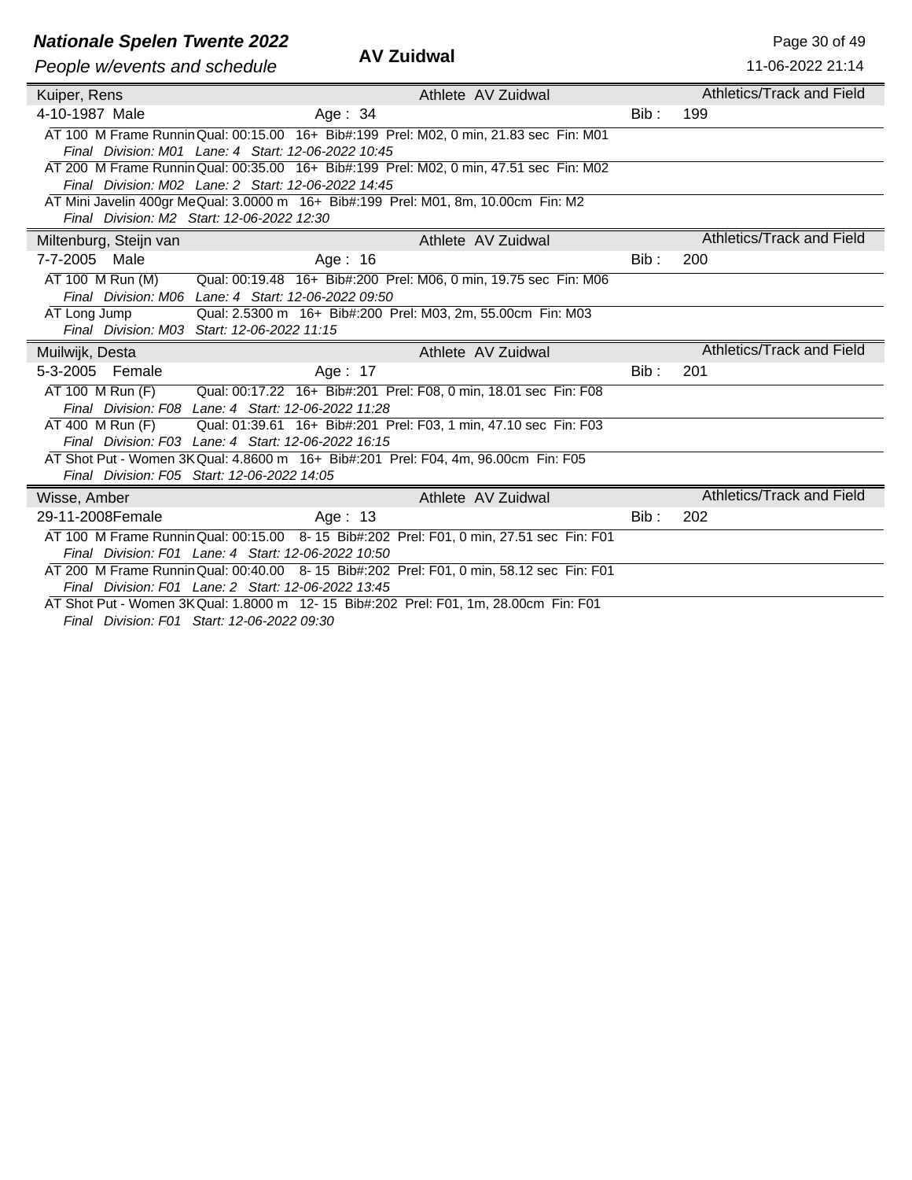## Kuiper, Rens

Athlete AV Zuidwal — Athletics/Track and Field

4-10-1987 Male — Age : 34 — Bib : 199

- AT 100 M Frame Runnin Qual: 00:15.00 16+ Bib#:199 Prel: M02, 0 min, 21.83 sec Fin: M01
  *Final Division: M01 Lane: 4 Start: 12-06-2022 10:45*
- AT 200 M Frame Runnin Qual: 00:35.00 16+ Bib#:199 Prel: M02, 0 min, 47.51 sec Fin: M02
  *Final Division: M02 Lane: 2 Start: 12-06-2022 14:45*
- AT Mini Javelin 400gr Me Qual: 3.0000 m 16+ Bib#:199 Prel: M01, 8m, 10.00cm Fin: M2
  *Final Division: M2 Start: 12-06-2022 12:30*

## Miltenburg, Steijn van

Athlete AV Zuidwal — Athletics/Track and Field

7-7-2005 Male — Age : 16 — Bib : 200

- AT 100 M Run (M) Qual: 00:19.48 16+ Bib#:200 Prel: M06, 0 min, 19.75 sec Fin: M06
  *Final Division: M06 Lane: 4 Start: 12-06-2022 09:50*
- AT Long Jump Qual: 2.5300 m 16+ Bib#:200 Prel: M03, 2m, 55.00cm Fin: M03
  *Final Division: M03 Start: 12-06-2022 11:15*

## Muilwijk, Desta

Athlete AV Zuidwal — Athletics/Track and Field

5-3-2005 Female — Age : 17 — Bib : 201

- AT 100 M Run (F) Qual: 00:17.22 16+ Bib#:201 Prel: F08, 0 min, 18.01 sec Fin: F08
  *Final Division: F08 Lane: 4 Start: 12-06-2022 11:28*
- AT 400 M Run (F) Qual: 01:39.61 16+ Bib#:201 Prel: F03, 1 min, 47.10 sec Fin: F03
  *Final Division: F03 Lane: 4 Start: 12-06-2022 16:15*
- AT Shot Put - Women 3K Qual: 4.8600 m 16+ Bib#:201 Prel: F04, 4m, 96.00cm Fin: F05
  *Final Division: F05 Start: 12-06-2022 14:05*

## Wisse, Amber

Athlete AV Zuidwal — Athletics/Track and Field

29-11-2008 Female — Age : 13 — Bib : 202

- AT 100 M Frame Runnin Qual: 00:15.00 8- 15 Bib#:202 Prel: F01, 0 min, 27.51 sec Fin: F01
  *Final Division: F01 Lane: 4 Start: 12-06-2022 10:50*
- AT 200 M Frame Runnin Qual: 00:40.00 8- 15 Bib#:202 Prel: F01, 0 min, 58.12 sec Fin: F01
  *Final Division: F01 Lane: 2 Start: 12-06-2022 13:45*
- AT Shot Put - Women 3K Qual: 1.8000 m 12- 15 Bib#:202 Prel: F01, 1m, 28.00cm Fin: F01
  *Final Division: F01 Start: 12-06-2022 09:30*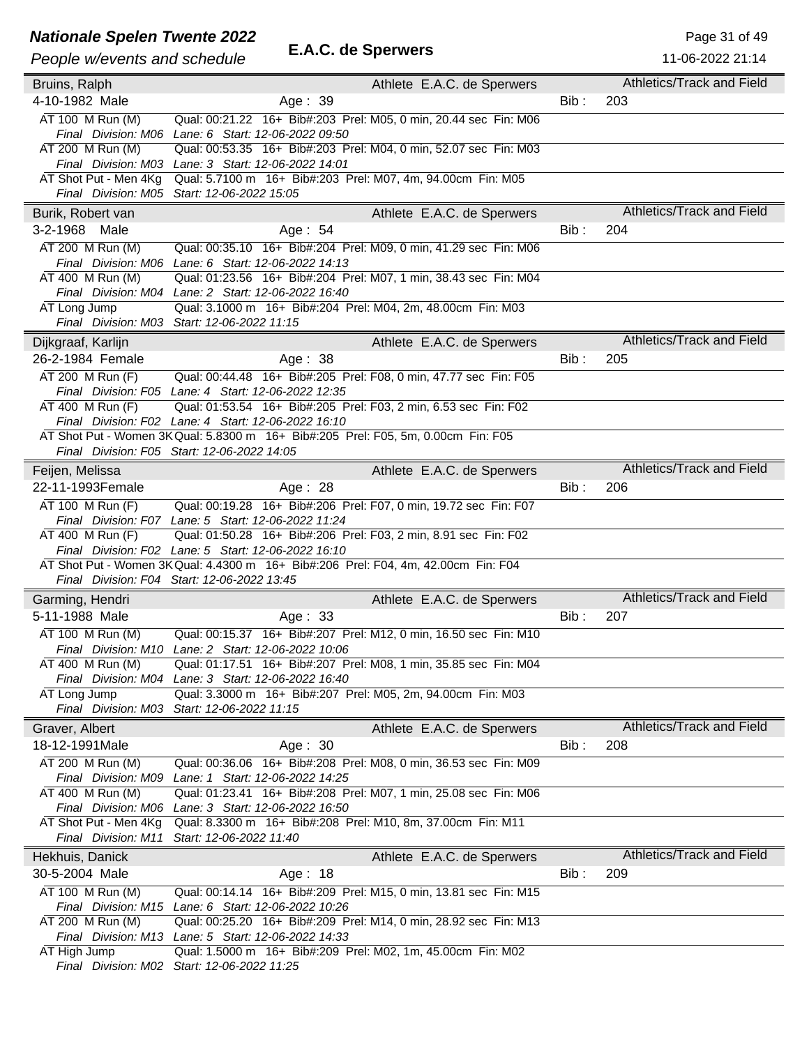**Bruins, Ralph** — Athlete E.A.C. de Sperwers — Athletics/Track and Field

4-10-1982 Male — Age : 39 — Bib : 203

- AT 100 M Run (M) — Qual: 00:21.22 16+ Bib#:203 Prel: M05, 0 min, 20.44 sec Fin: M06
  *Final Division: M06 Lane: 6 Start: 12-06-2022 09:50*
- AT 200 M Run (M) — Qual: 00:53.35 16+ Bib#:203 Prel: M04, 0 min, 52.07 sec Fin: M03
  *Final Division: M03 Lane: 3 Start: 12-06-2022 14:01*
- AT Shot Put - Men 4Kg — Qual: 5.7100 m 16+ Bib#:203 Prel: M07, 4m, 94.00cm Fin: M05
  *Final Division: M05 Start: 12-06-2022 15:05*

**Burik, Robert van** — Athlete E.A.C. de Sperwers — Athletics/Track and Field

3-2-1968 Male — Age : 54 — Bib : 204

- AT 200 M Run (M) — Qual: 00:35.10 16+ Bib#:204 Prel: M09, 0 min, 41.29 sec Fin: M06
  *Final Division: M06 Lane: 6 Start: 12-06-2022 14:13*
- AT 400 M Run (M) — Qual: 01:23.56 16+ Bib#:204 Prel: M07, 1 min, 38.43 sec Fin: M04
  *Final Division: M04 Lane: 2 Start: 12-06-2022 16:40*
- AT Long Jump — Qual: 3.1000 m 16+ Bib#:204 Prel: M04, 2m, 48.00cm Fin: M03
  *Final Division: M03 Start: 12-06-2022 11:15*

**Dijkgraaf, Karlijn** — Athlete E.A.C. de Sperwers — Athletics/Track and Field

26-2-1984 Female — Age : 38 — Bib : 205

- AT 200 M Run (F) — Qual: 00:44.48 16+ Bib#:205 Prel: F08, 0 min, 47.77 sec Fin: F05
  *Final Division: F05 Lane: 4 Start: 12-06-2022 12:35*
- AT 400 M Run (F) — Qual: 01:53.54 16+ Bib#:205 Prel: F03, 2 min, 6.53 sec Fin: F02
  *Final Division: F02 Lane: 4 Start: 12-06-2022 16:10*
- AT Shot Put - Women 3K — Qual: 5.8300 m 16+ Bib#:205 Prel: F05, 5m, 0.00cm Fin: F05
  *Final Division: F05 Start: 12-06-2022 14:05*

**Feijen, Melissa** — Athlete E.A.C. de Sperwers — Athletics/Track and Field

22-11-1993 Female — Age : 28 — Bib : 206

- AT 100 M Run (F) — Qual: 00:19.28 16+ Bib#:206 Prel: F07, 0 min, 19.72 sec Fin: F07
  *Final Division: F07 Lane: 5 Start: 12-06-2022 11:24*
- AT 400 M Run (F) — Qual: 01:50.28 16+ Bib#:206 Prel: F03, 2 min, 8.91 sec Fin: F02
  *Final Division: F02 Lane: 5 Start: 12-06-2022 16:10*
- AT Shot Put - Women 3K — Qual: 4.4300 m 16+ Bib#:206 Prel: F04, 4m, 42.00cm Fin: F04
  *Final Division: F04 Start: 12-06-2022 13:45*

**Garming, Hendri** — Athlete E.A.C. de Sperwers — Athletics/Track and Field

5-11-1988 Male — Age : 33 — Bib : 207

- AT 100 M Run (M) — Qual: 00:15.37 16+ Bib#:207 Prel: M12, 0 min, 16.50 sec Fin: M10
  *Final Division: M10 Lane: 2 Start: 12-06-2022 10:06*
- AT 400 M Run (M) — Qual: 01:17.51 16+ Bib#:207 Prel: M08, 1 min, 35.85 sec Fin: M04
  *Final Division: M04 Lane: 3 Start: 12-06-2022 16:40*
- AT Long Jump — Qual: 3.3000 m 16+ Bib#:207 Prel: M05, 2m, 94.00cm Fin: M03
  *Final Division: M03 Start: 12-06-2022 11:15*

**Graver, Albert** — Athlete E.A.C. de Sperwers — Athletics/Track and Field

18-12-1991 Male — Age : 30 — Bib : 208

- AT 200 M Run (M) — Qual: 00:36.06 16+ Bib#:208 Prel: M08, 0 min, 36.53 sec Fin: M09
  *Final Division: M09 Lane: 1 Start: 12-06-2022 14:25*
- AT 400 M Run (M) — Qual: 01:23.41 16+ Bib#:208 Prel: M07, 1 min, 25.08 sec Fin: M06
  *Final Division: M06 Lane: 3 Start: 12-06-2022 16:50*
- AT Shot Put - Men 4Kg — Qual: 8.3300 m 16+ Bib#:208 Prel: M10, 8m, 37.00cm Fin: M11
  *Final Division: M11 Start: 12-06-2022 11:40*

**Hekhuis, Danick** — Athlete E.A.C. de Sperwers — Athletics/Track and Field

30-5-2004 Male — Age : 18 — Bib : 209

- AT 100 M Run (M) — Qual: 00:14.14 16+ Bib#:209 Prel: M15, 0 min, 13.81 sec Fin: M15
  *Final Division: M15 Lane: 6 Start: 12-06-2022 10:26*
- AT 200 M Run (M) — Qual: 00:25.20 16+ Bib#:209 Prel: M14, 0 min, 28.92 sec Fin: M13
  *Final Division: M13 Lane: 5 Start: 12-06-2022 14:33*
- AT High Jump — Qual: 1.5000 m 16+ Bib#:209 Prel: M02, 1m, 45.00cm Fin: M02
  *Final Division: M02 Start: 12-06-2022 11:25*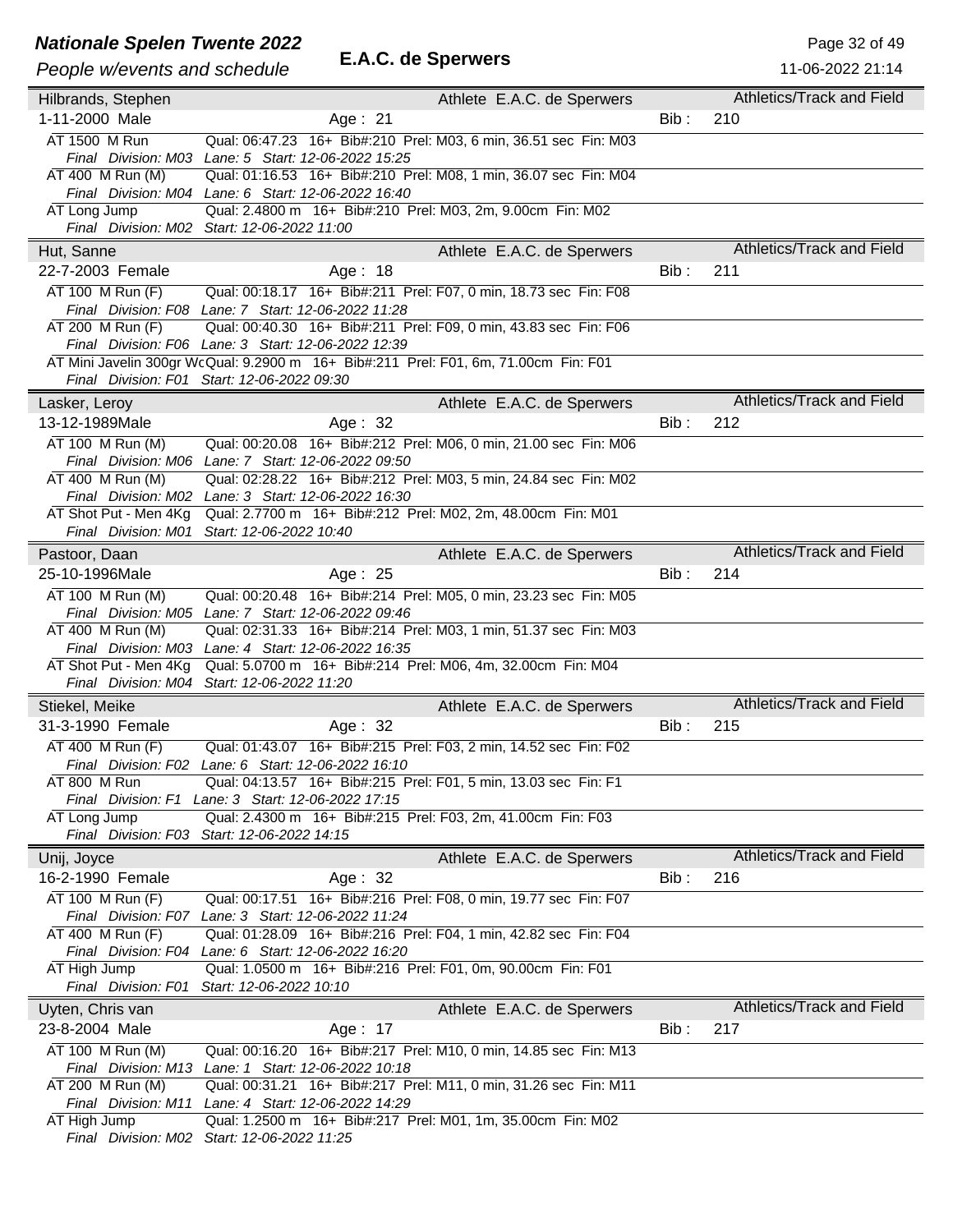**Hilbrands, Stephen** — Athlete E.A.C. de Sperwers — Athletics/Track and Field
1-11-2000 Male — Age : 21 — Bib : 210

AT 1500 M Run — Qual: 06:47.23 16+ Bib#:210 Prel: M03, 6 min, 36.51 sec Fin: M03
*Final Division: M03 Lane: 5 Start: 12-06-2022 15:25*

AT 400 M Run (M) — Qual: 01:16.53 16+ Bib#:210 Prel: M08, 1 min, 36.07 sec Fin: M04
*Final Division: M04 Lane: 6 Start: 12-06-2022 16:40*

AT Long Jump — Qual: 2.4800 m 16+ Bib#:210 Prel: M03, 2m, 9.00cm Fin: M02
*Final Division: M02 Start: 12-06-2022 11:00*

---

**Hut, Sanne** — Athlete E.A.C. de Sperwers — Athletics/Track and Field
22-7-2003 Female — Age : 18 — Bib : 211

AT 100 M Run (F) — Qual: 00:18.17 16+ Bib#:211 Prel: F07, 0 min, 18.73 sec Fin: F08
*Final Division: F08 Lane: 7 Start: 12-06-2022 11:28*

AT 200 M Run (F) — Qual: 00:40.30 16+ Bib#:211 Prel: F09, 0 min, 43.83 sec Fin: F06
*Final Division: F06 Lane: 3 Start: 12-06-2022 12:39*

AT Mini Javelin 300gr Wc — Qual: 9.2900 m 16+ Bib#:211 Prel: F01, 6m, 71.00cm Fin: F01
*Final Division: F01 Start: 12-06-2022 09:30*

---

**Lasker, Leroy** — Athlete E.A.C. de Sperwers — Athletics/Track and Field
13-12-1989 Male — Age : 32 — Bib : 212

AT 100 M Run (M) — Qual: 00:20.08 16+ Bib#:212 Prel: M06, 0 min, 21.00 sec Fin: M06
*Final Division: M06 Lane: 7 Start: 12-06-2022 09:50*

AT 400 M Run (M) — Qual: 02:28.22 16+ Bib#:212 Prel: M03, 5 min, 24.84 sec Fin: M02
*Final Division: M02 Lane: 3 Start: 12-06-2022 16:30*

AT Shot Put - Men 4Kg — Qual: 2.7700 m 16+ Bib#:212 Prel: M02, 2m, 48.00cm Fin: M01
*Final Division: M01 Start: 12-06-2022 10:40*

---

**Pastoor, Daan** — Athlete E.A.C. de Sperwers — Athletics/Track and Field
25-10-1996 Male — Age : 25 — Bib : 214

AT 100 M Run (M) — Qual: 00:20.48 16+ Bib#:214 Prel: M05, 0 min, 23.23 sec Fin: M05
*Final Division: M05 Lane: 7 Start: 12-06-2022 09:46*

AT 400 M Run (M) — Qual: 02:31.33 16+ Bib#:214 Prel: M03, 1 min, 51.37 sec Fin: M03
*Final Division: M03 Lane: 4 Start: 12-06-2022 16:35*

AT Shot Put - Men 4Kg — Qual: 5.0700 m 16+ Bib#:214 Prel: M06, 4m, 32.00cm Fin: M04
*Final Division: M04 Start: 12-06-2022 11:20*

---

**Stiekel, Meike** — Athlete E.A.C. de Sperwers — Athletics/Track and Field
31-3-1990 Female — Age : 32 — Bib : 215

AT 400 M Run (F) — Qual: 01:43.07 16+ Bib#:215 Prel: F03, 2 min, 14.52 sec Fin: F02
*Final Division: F02 Lane: 6 Start: 12-06-2022 16:10*

AT 800 M Run — Qual: 04:13.57 16+ Bib#:215 Prel: F01, 5 min, 13.03 sec Fin: F1
*Final Division: F1 Lane: 3 Start: 12-06-2022 17:15*

AT Long Jump — Qual: 2.4300 m 16+ Bib#:215 Prel: F03, 2m, 41.00cm Fin: F03
*Final Division: F03 Start: 12-06-2022 14:15*

---

**Unij, Joyce** — Athlete E.A.C. de Sperwers — Athletics/Track and Field
16-2-1990 Female — Age : 32 — Bib : 216

AT 100 M Run (F) — Qual: 00:17.51 16+ Bib#:216 Prel: F08, 0 min, 19.77 sec Fin: F07
*Final Division: F07 Lane: 3 Start: 12-06-2022 11:24*

AT 400 M Run (F) — Qual: 01:28.09 16+ Bib#:216 Prel: F04, 1 min, 42.82 sec Fin: F04
*Final Division: F04 Lane: 6 Start: 12-06-2022 16:20*

AT High Jump — Qual: 1.0500 m 16+ Bib#:216 Prel: F01, 0m, 90.00cm Fin: F01
*Final Division: F01 Start: 12-06-2022 10:10*

---

**Uyten, Chris van** — Athlete E.A.C. de Sperwers — Athletics/Track and Field
23-8-2004 Male — Age : 17 — Bib : 217

AT 100 M Run (M) — Qual: 00:16.20 16+ Bib#:217 Prel: M10, 0 min, 14.85 sec Fin: M13
*Final Division: M13 Lane: 1 Start: 12-06-2022 10:18*

AT 200 M Run (M) — Qual: 00:31.21 16+ Bib#:217 Prel: M11, 0 min, 31.26 sec Fin: M11
*Final Division: M11 Lane: 4 Start: 12-06-2022 14:29*

AT High Jump — Qual: 1.2500 m 16+ Bib#:217 Prel: M01, 1m, 35.00cm Fin: M02
*Final Division: M02 Start: 12-06-2022 11:25*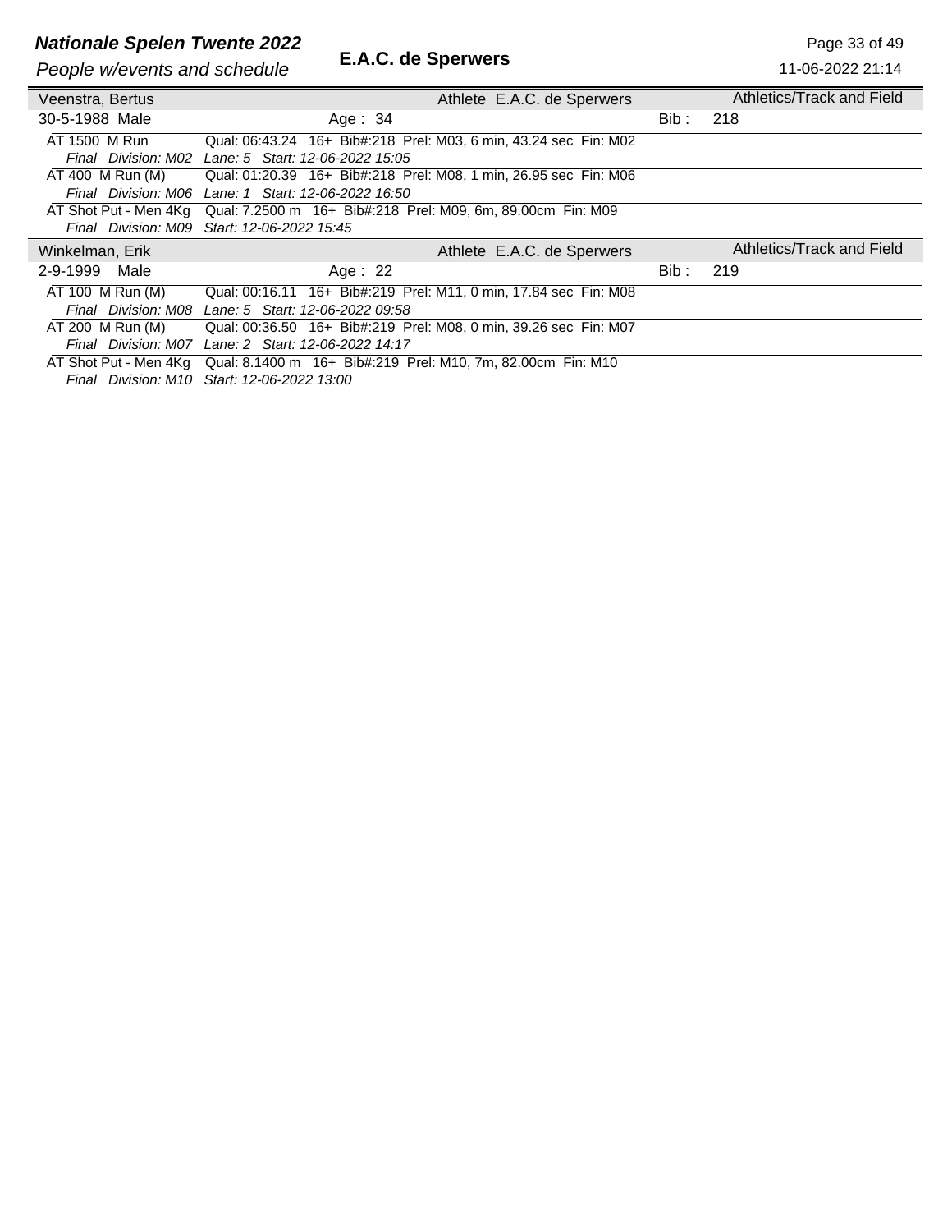| Veenstra, Bertus | | Athlete E.A.C. de Sperwers | | Athletics/Track and Field |
|---|---|---|---|---|
| 30-5-1988 Male | Age : 34 | | Bib : | 218 |

AT 1500 M Run — Qual: 06:43.24 16+ Bib#:218 Prel: M03, 6 min, 43.24 sec Fin: M02
*Final Division: M02 Lane: 5 Start: 12-06-2022 15:05*

AT 400 M Run (M) — Qual: 01:20.39 16+ Bib#:218 Prel: M08, 1 min, 26.95 sec Fin: M06
*Final Division: M06 Lane: 1 Start: 12-06-2022 16:50*

AT Shot Put - Men 4Kg — Qual: 7.2500 m 16+ Bib#:218 Prel: M09, 6m, 89.00cm Fin: M09
*Final Division: M09 Start: 12-06-2022 15:45*

| Winkelman, Erik | | Athlete E.A.C. de Sperwers | | Athletics/Track and Field |
|---|---|---|---|---|
| 2-9-1999 Male | Age : 22 | | Bib : | 219 |

AT 100 M Run (M) — Qual: 00:16.11 16+ Bib#:219 Prel: M11, 0 min, 17.84 sec Fin: M08
*Final Division: M08 Lane: 5 Start: 12-06-2022 09:58*

AT 200 M Run (M) — Qual: 00:36.50 16+ Bib#:219 Prel: M08, 0 min, 39.26 sec Fin: M07
*Final Division: M07 Lane: 2 Start: 12-06-2022 14:17*

AT Shot Put - Men 4Kg — Qual: 8.1400 m 16+ Bib#:219 Prel: M10, 7m, 82.00cm Fin: M10
*Final Division: M10 Start: 12-06-2022 13:00*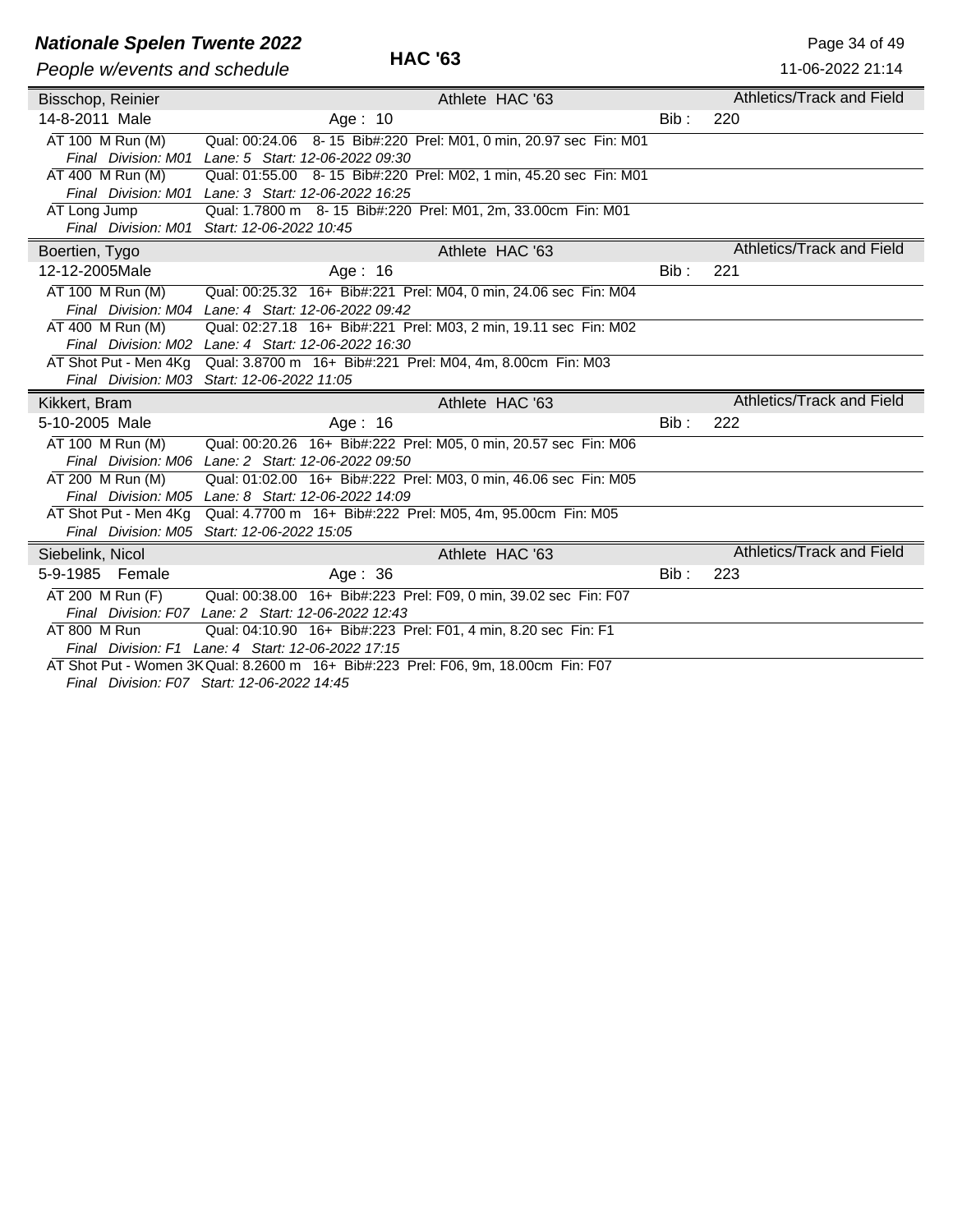# HAC '63

## Bisschop, Reinier

Athlete HAC '63 — Athletics/Track and Field

14-8-2011 Male — Age : 10 — Bib : 220

- AT 100 M Run (M) — Qual: 00:24.06 8- 15 Bib#:220 Prel: M01, 0 min, 20.97 sec Fin: M01
  *Final Division: M01 Lane: 5 Start: 12-06-2022 09:30*
- AT 400 M Run (M) — Qual: 01:55.00 8- 15 Bib#:220 Prel: M02, 1 min, 45.20 sec Fin: M01
  *Final Division: M01 Lane: 3 Start: 12-06-2022 16:25*
- AT Long Jump — Qual: 1.7800 m 8- 15 Bib#:220 Prel: M01, 2m, 33.00cm Fin: M01
  *Final Division: M01 Start: 12-06-2022 10:45*

## Boertien, Tygo

Athlete HAC '63 — Athletics/Track and Field

12-12-2005 Male — Age : 16 — Bib : 221

- AT 100 M Run (M) — Qual: 00:25.32 16+ Bib#:221 Prel: M04, 0 min, 24.06 sec Fin: M04
  *Final Division: M04 Lane: 4 Start: 12-06-2022 09:42*
- AT 400 M Run (M) — Qual: 02:27.18 16+ Bib#:221 Prel: M03, 2 min, 19.11 sec Fin: M02
  *Final Division: M02 Lane: 4 Start: 12-06-2022 16:30*
- AT Shot Put - Men 4Kg — Qual: 3.8700 m 16+ Bib#:221 Prel: M04, 4m, 8.00cm Fin: M03
  *Final Division: M03 Start: 12-06-2022 11:05*

## Kikkert, Bram

Athlete HAC '63 — Athletics/Track and Field

5-10-2005 Male — Age : 16 — Bib : 222

- AT 100 M Run (M) — Qual: 00:20.26 16+ Bib#:222 Prel: M05, 0 min, 20.57 sec Fin: M06
  *Final Division: M06 Lane: 2 Start: 12-06-2022 09:50*
- AT 200 M Run (M) — Qual: 01:02.00 16+ Bib#:222 Prel: M03, 0 min, 46.06 sec Fin: M05
  *Final Division: M05 Lane: 8 Start: 12-06-2022 14:09*
- AT Shot Put - Men 4Kg — Qual: 4.7700 m 16+ Bib#:222 Prel: M05, 4m, 95.00cm Fin: M05
  *Final Division: M05 Start: 12-06-2022 15:05*

## Siebelink, Nicol

Athlete HAC '63 — Athletics/Track and Field

5-9-1985 Female — Age : 36 — Bib : 223

- AT 200 M Run (F) — Qual: 00:38.00 16+ Bib#:223 Prel: F09, 0 min, 39.02 sec Fin: F07
  *Final Division: F07 Lane: 2 Start: 12-06-2022 12:43*
- AT 800 M Run — Qual: 04:10.90 16+ Bib#:223 Prel: F01, 4 min, 8.20 sec Fin: F1
  *Final Division: F1 Lane: 4 Start: 12-06-2022 17:15*
- AT Shot Put - Women 3K — Qual: 8.2600 m 16+ Bib#:223 Prel: F06, 9m, 18.00cm Fin: F07
  *Final Division: F07 Start: 12-06-2022 14:45*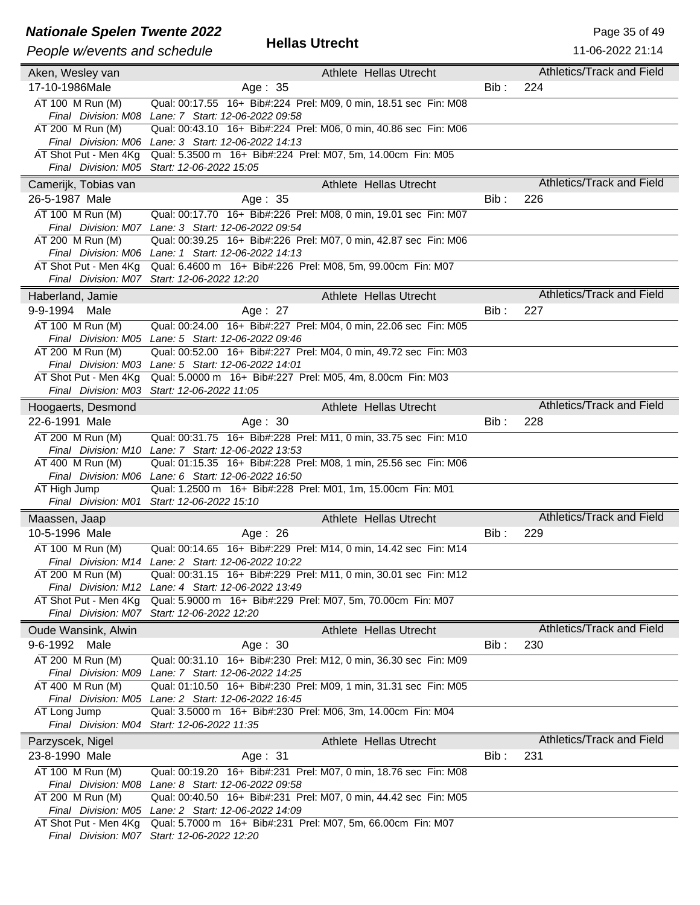**Nationale Spelen Twente 2022**

*People w/events and schedule*

**Hellas Utrecht**

11-06-2022 21:14

---

**Aken, Wesley van** — Athlete Hellas Utrecht — Athletics/Track and Field

17-10-1986 Male — Age : 35 — Bib : 224

- AT 100 M Run (M) — Qual: 00:17.55 16+ Bib#:224 Prel: M09, 0 min, 18.51 sec Fin: M08
  *Final Division: M08 Lane: 7 Start: 12-06-2022 09:58*
- AT 200 M Run (M) — Qual: 00:43.10 16+ Bib#:224 Prel: M06, 0 min, 40.86 sec Fin: M06
  *Final Division: M06 Lane: 3 Start: 12-06-2022 14:13*
- AT Shot Put - Men 4Kg — Qual: 5.3500 m 16+ Bib#:224 Prel: M07, 5m, 14.00cm Fin: M05
  *Final Division: M05 Start: 12-06-2022 15:05*

---

**Camerijk, Tobias van** — Athlete Hellas Utrecht — Athletics/Track and Field

26-5-1987 Male — Age : 35 — Bib : 226

- AT 100 M Run (M) — Qual: 00:17.70 16+ Bib#:226 Prel: M08, 0 min, 19.01 sec Fin: M07
  *Final Division: M07 Lane: 3 Start: 12-06-2022 09:54*
- AT 200 M Run (M) — Qual: 00:39.25 16+ Bib#:226 Prel: M07, 0 min, 42.87 sec Fin: M06
  *Final Division: M06 Lane: 1 Start: 12-06-2022 14:13*
- AT Shot Put - Men 4Kg — Qual: 6.4600 m 16+ Bib#:226 Prel: M08, 5m, 99.00cm Fin: M07
  *Final Division: M07 Start: 12-06-2022 12:20*

---

**Haberland, Jamie** — Athlete Hellas Utrecht — Athletics/Track and Field

9-9-1994 Male — Age : 27 — Bib : 227

- AT 100 M Run (M) — Qual: 00:24.00 16+ Bib#:227 Prel: M04, 0 min, 22.06 sec Fin: M05
  *Final Division: M05 Lane: 5 Start: 12-06-2022 09:46*
- AT 200 M Run (M) — Qual: 00:52.00 16+ Bib#:227 Prel: M04, 0 min, 49.72 sec Fin: M03
  *Final Division: M03 Lane: 5 Start: 12-06-2022 14:01*
- AT Shot Put - Men 4Kg — Qual: 5.0000 m 16+ Bib#:227 Prel: M05, 4m, 8.00cm Fin: M03
  *Final Division: M03 Start: 12-06-2022 11:05*

---

**Hoogaerts, Desmond** — Athlete Hellas Utrecht — Athletics/Track and Field

22-6-1991 Male — Age : 30 — Bib : 228

- AT 200 M Run (M) — Qual: 00:31.75 16+ Bib#:228 Prel: M11, 0 min, 33.75 sec Fin: M10
  *Final Division: M10 Lane: 7 Start: 12-06-2022 13:53*
- AT 400 M Run (M) — Qual: 01:15.35 16+ Bib#:228 Prel: M08, 1 min, 25.56 sec Fin: M06
  *Final Division: M06 Lane: 6 Start: 12-06-2022 16:50*
- AT High Jump — Qual: 1.2500 m 16+ Bib#:228 Prel: M01, 1m, 15.00cm Fin: M01
  *Final Division: M01 Start: 12-06-2022 15:10*

---

**Maassen, Jaap** — Athlete Hellas Utrecht — Athletics/Track and Field

10-5-1996 Male — Age : 26 — Bib : 229

- AT 100 M Run (M) — Qual: 00:14.65 16+ Bib#:229 Prel: M14, 0 min, 14.42 sec Fin: M14
  *Final Division: M14 Lane: 2 Start: 12-06-2022 10:22*
- AT 200 M Run (M) — Qual: 00:31.15 16+ Bib#:229 Prel: M11, 0 min, 30.01 sec Fin: M12
  *Final Division: M12 Lane: 4 Start: 12-06-2022 13:49*
- AT Shot Put - Men 4Kg — Qual: 5.9000 m 16+ Bib#:229 Prel: M07, 5m, 70.00cm Fin: M07
  *Final Division: M07 Start: 12-06-2022 12:20*

---

**Oude Wansink, Alwin** — Athlete Hellas Utrecht — Athletics/Track and Field

9-6-1992 Male — Age : 30 — Bib : 230

- AT 200 M Run (M) — Qual: 00:31.10 16+ Bib#:230 Prel: M12, 0 min, 36.30 sec Fin: M09
  *Final Division: M09 Lane: 7 Start: 12-06-2022 14:25*
- AT 400 M Run (M) — Qual: 01:10.50 16+ Bib#:230 Prel: M09, 1 min, 31.31 sec Fin: M05
  *Final Division: M05 Lane: 2 Start: 12-06-2022 16:45*
- AT Long Jump — Qual: 3.5000 m 16+ Bib#:230 Prel: M06, 3m, 14.00cm Fin: M04
  *Final Division: M04 Start: 12-06-2022 11:35*

---

**Parzyscek, Nigel** — Athlete Hellas Utrecht — Athletics/Track and Field

23-8-1990 Male — Age : 31 — Bib : 231

- AT 100 M Run (M) — Qual: 00:19.20 16+ Bib#:231 Prel: M07, 0 min, 18.76 sec Fin: M08
  *Final Division: M08 Lane: 8 Start: 12-06-2022 09:58*
- AT 200 M Run (M) — Qual: 00:40.50 16+ Bib#:231 Prel: M07, 0 min, 44.42 sec Fin: M05
  *Final Division: M05 Lane: 2 Start: 12-06-2022 14:09*
- AT Shot Put - Men 4Kg — Qual: 5.7000 m 16+ Bib#:231 Prel: M07, 5m, 66.00cm Fin: M07
  *Final Division: M07 Start: 12-06-2022 12:20*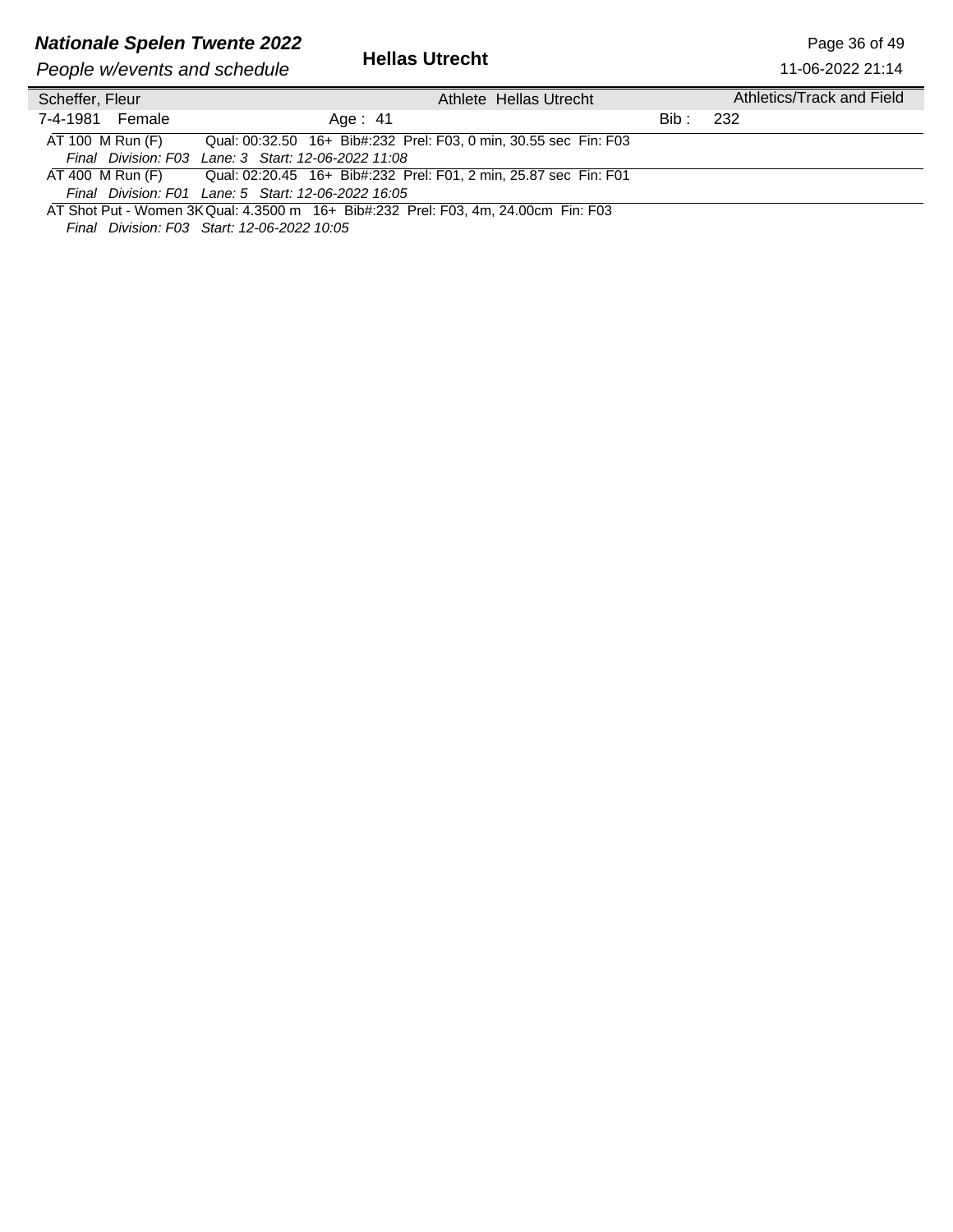**Nationale Spelen Twente 2022**

*People w/events and schedule*

**Hellas Utrecht**

11-06-2022 21:14

| Scheffer, Fleur | | Athlete Hellas Utrecht | | Athletics/Track and Field |
|---|---|---|---|---|
| 7-4-1981 Female | Age : 41 | | Bib : | 232 |

AT 100 M Run (F) Qual: 00:32.50 16+ Bib#:232 Prel: F03, 0 min, 30.55 sec Fin: F03
*Final Division: F03 Lane: 3 Start: 12-06-2022 11:08*

AT 400 M Run (F) Qual: 02:20.45 16+ Bib#:232 Prel: F01, 2 min, 25.87 sec Fin: F01
*Final Division: F01 Lane: 5 Start: 12-06-2022 16:05*

AT Shot Put - Women 3K Qual: 4.3500 m 16+ Bib#:232 Prel: F03, 4m, 24.00cm Fin: F03
*Final Division: F03 Start: 12-06-2022 10:05*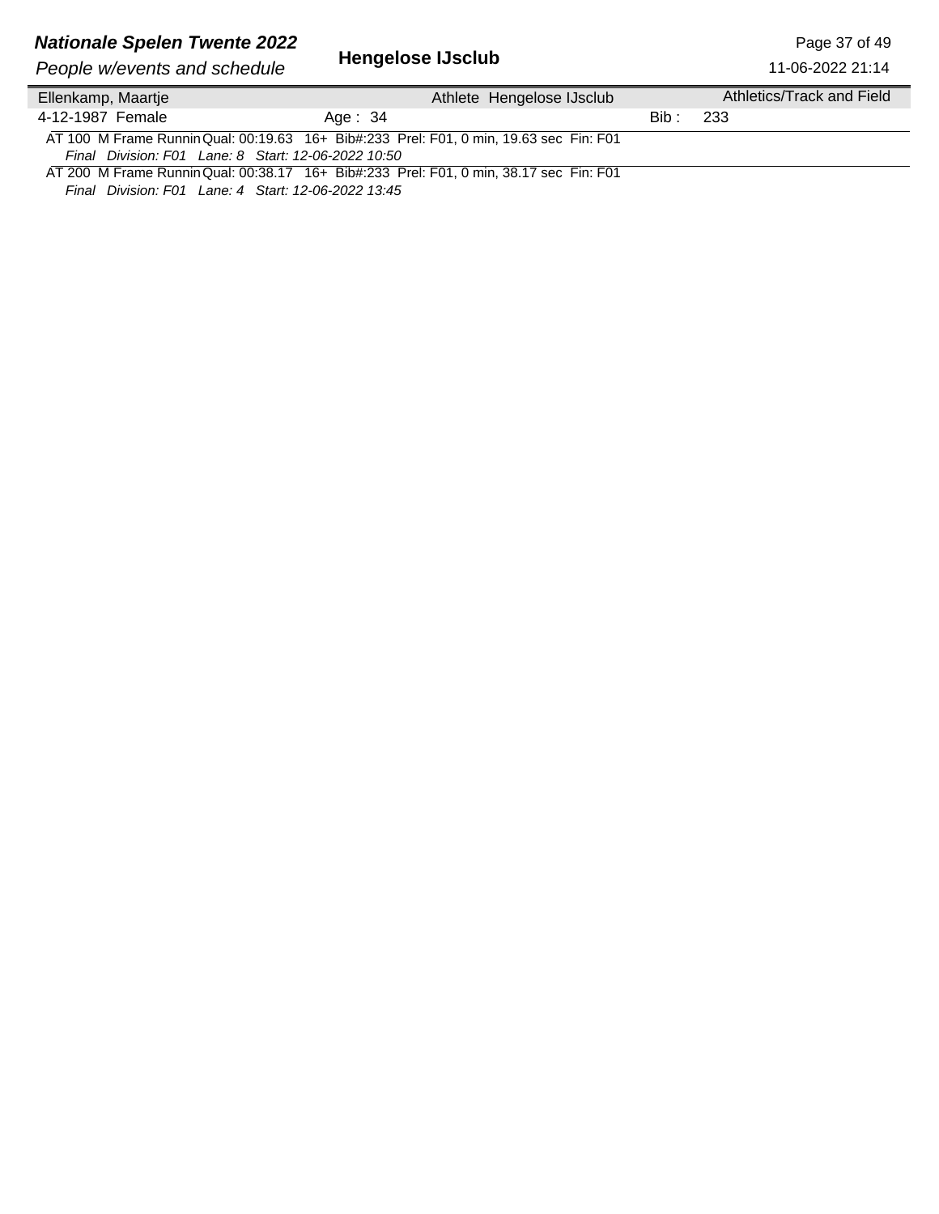**Hengelose IJsclub**

| Ellenkamp, Maartje | | Athlete Hengelose IJsclub | Athletics/Track and Field |
|---|---|---|---|
| 4-12-1987 Female | Age : 34 | | Bib : 233 |

AT 100 M Frame Runnin Qual: 00:19.63 16+ Bib#:233 Prel: F01, 0 min, 19.63 sec Fin: F01

*Final Division: F01 Lane: 8 Start: 12-06-2022 10:50*

AT 200 M Frame Runnin Qual: 00:38.17 16+ Bib#:233 Prel: F01, 0 min, 38.17 sec Fin: F01

*Final Division: F01 Lane: 4 Start: 12-06-2022 13:45*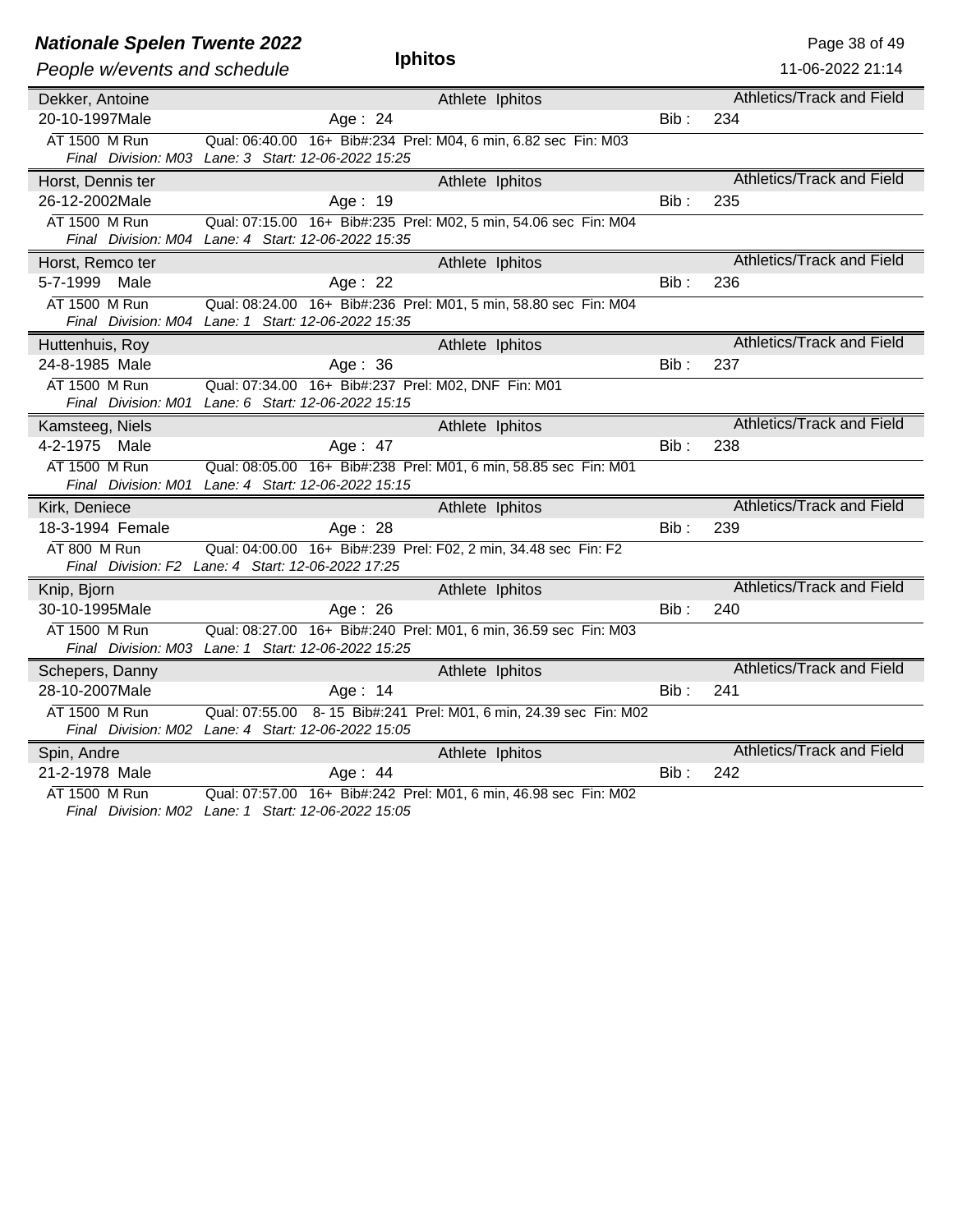## Iphitos

**Dekker, Antoine** — Athlete Iphitos — Athletics/Track and Field
20-10-1997 Male — Age : 24 — Bib : 234

AT 1500 M Run — Qual: 06:40.00 16+ Bib#:234 Prel: M04, 6 min, 6.82 sec Fin: M03
*Final Division: M03 Lane: 3 Start: 12-06-2022 15:25*

**Horst, Dennis ter** — Athlete Iphitos — Athletics/Track and Field
26-12-2002 Male — Age : 19 — Bib : 235

AT 1500 M Run — Qual: 07:15.00 16+ Bib#:235 Prel: M02, 5 min, 54.06 sec Fin: M04
*Final Division: M04 Lane: 4 Start: 12-06-2022 15:35*

**Horst, Remco ter** — Athlete Iphitos — Athletics/Track and Field
5-7-1999 Male — Age : 22 — Bib : 236

AT 1500 M Run — Qual: 08:24.00 16+ Bib#:236 Prel: M01, 5 min, 58.80 sec Fin: M04
*Final Division: M04 Lane: 1 Start: 12-06-2022 15:35*

**Huttenhuis, Roy** — Athlete Iphitos — Athletics/Track and Field
24-8-1985 Male — Age : 36 — Bib : 237

AT 1500 M Run — Qual: 07:34.00 16+ Bib#:237 Prel: M02, DNF Fin: M01
*Final Division: M01 Lane: 6 Start: 12-06-2022 15:15*

**Kamsteeg, Niels** — Athlete Iphitos — Athletics/Track and Field
4-2-1975 Male — Age : 47 — Bib : 238

AT 1500 M Run — Qual: 08:05.00 16+ Bib#:238 Prel: M01, 6 min, 58.85 sec Fin: M01
*Final Division: M01 Lane: 4 Start: 12-06-2022 15:15*

**Kirk, Deniece** — Athlete Iphitos — Athletics/Track and Field
18-3-1994 Female — Age : 28 — Bib : 239

AT 800 M Run — Qual: 04:00.00 16+ Bib#:239 Prel: F02, 2 min, 34.48 sec Fin: F2
*Final Division: F2 Lane: 4 Start: 12-06-2022 17:25*

**Knip, Bjorn** — Athlete Iphitos — Athletics/Track and Field
30-10-1995 Male — Age : 26 — Bib : 240

AT 1500 M Run — Qual: 08:27.00 16+ Bib#:240 Prel: M01, 6 min, 36.59 sec Fin: M03
*Final Division: M03 Lane: 1 Start: 12-06-2022 15:25*

**Schepers, Danny** — Athlete Iphitos — Athletics/Track and Field
28-10-2007 Male — Age : 14 — Bib : 241

AT 1500 M Run — Qual: 07:55.00 8- 15 Bib#:241 Prel: M01, 6 min, 24.39 sec Fin: M02
*Final Division: M02 Lane: 4 Start: 12-06-2022 15:05*

**Spin, Andre** — Athlete Iphitos — Athletics/Track and Field
21-2-1978 Male — Age : 44 — Bib : 242

AT 1500 M Run — Qual: 07:57.00 16+ Bib#:242 Prel: M01, 6 min, 46.98 sec Fin: M02
*Final Division: M02 Lane: 1 Start: 12-06-2022 15:05*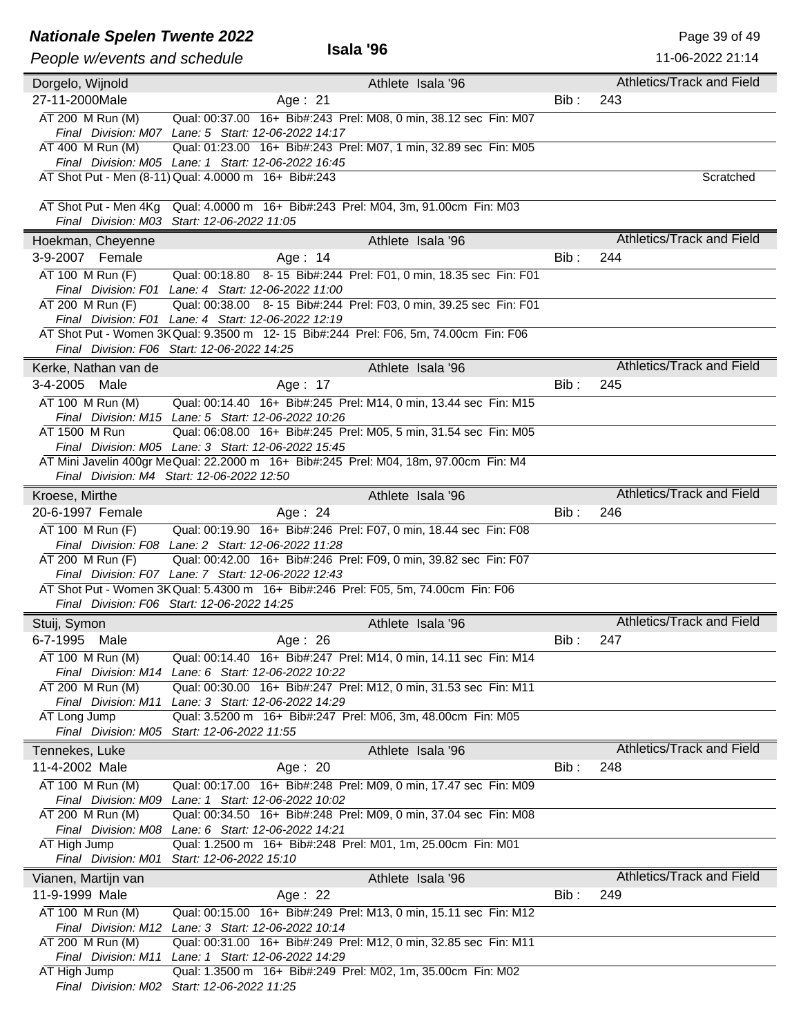## Isala '96

### Dorgelo, Wijnold — Athlete Isala '96 — Athletics/Track and Field

27-11-2000 Male — Age : 21 — Bib : 243

- AT 200 M Run (M) — Qual: 00:37.00 16+ Bib#:243 Prel: M08, 0 min, 38.12 sec Fin: M07
  *Final Division: M07 Lane: 5 Start: 12-06-2022 14:17*
- AT 400 M Run (M) — Qual: 01:23.00 16+ Bib#:243 Prel: M07, 1 min, 32.89 sec Fin: M05
  *Final Division: M05 Lane: 1 Start: 12-06-2022 16:45*
- AT Shot Put - Men (8-11) Qual: 4.0000 m 16+ Bib#:243 — Scratched
- AT Shot Put - Men 4Kg — Qual: 4.0000 m 16+ Bib#:243 Prel: M04, 3m, 91.00cm Fin: M03
  *Final Division: M03 Start: 12-06-2022 11:05*

### Hoekman, Cheyenne — Athlete Isala '96 — Athletics/Track and Field

3-9-2007 Female — Age : 14 — Bib : 244

- AT 100 M Run (F) — Qual: 00:18.80 8- 15 Bib#:244 Prel: F01, 0 min, 18.35 sec Fin: F01
  *Final Division: F01 Lane: 4 Start: 12-06-2022 11:00*
- AT 200 M Run (F) — Qual: 00:38.00 8- 15 Bib#:244 Prel: F03, 0 min, 39.25 sec Fin: F01
  *Final Division: F01 Lane: 4 Start: 12-06-2022 12:19*
- AT Shot Put - Women 3K Qual: 9.3500 m 12- 15 Bib#:244 Prel: F06, 5m, 74.00cm Fin: F06
  *Final Division: F06 Start: 12-06-2022 14:25*

### Kerke, Nathan van de — Athlete Isala '96 — Athletics/Track and Field

3-4-2005 Male — Age : 17 — Bib : 245

- AT 100 M Run (M) — Qual: 00:14.40 16+ Bib#:245 Prel: M14, 0 min, 13.44 sec Fin: M15
  *Final Division: M15 Lane: 5 Start: 12-06-2022 10:26*
- AT 1500 M Run — Qual: 06:08.00 16+ Bib#:245 Prel: M05, 5 min, 31.54 sec Fin: M05
  *Final Division: M05 Lane: 3 Start: 12-06-2022 15:45*
- AT Mini Javelin 400gr Me Qual: 22.2000 m 16+ Bib#:245 Prel: M04, 18m, 97.00cm Fin: M4
  *Final Division: M4 Start: 12-06-2022 12:50*

### Kroese, Mirthe — Athlete Isala '96 — Athletics/Track and Field

20-6-1997 Female — Age : 24 — Bib : 246

- AT 100 M Run (F) — Qual: 00:19.90 16+ Bib#:246 Prel: F07, 0 min, 18.44 sec Fin: F08
  *Final Division: F08 Lane: 2 Start: 12-06-2022 11:28*
- AT 200 M Run (F) — Qual: 00:42.00 16+ Bib#:246 Prel: F09, 0 min, 39.82 sec Fin: F07
  *Final Division: F07 Lane: 7 Start: 12-06-2022 12:43*
- AT Shot Put - Women 3K Qual: 5.4300 m 16+ Bib#:246 Prel: F05, 5m, 74.00cm Fin: F06
  *Final Division: F06 Start: 12-06-2022 14:25*

### Stuij, Symon — Athlete Isala '96 — Athletics/Track and Field

6-7-1995 Male — Age : 26 — Bib : 247

- AT 100 M Run (M) — Qual: 00:14.40 16+ Bib#:247 Prel: M14, 0 min, 14.11 sec Fin: M14
  *Final Division: M14 Lane: 6 Start: 12-06-2022 10:22*
- AT 200 M Run (M) — Qual: 00:30.00 16+ Bib#:247 Prel: M12, 0 min, 31.53 sec Fin: M11
  *Final Division: M11 Lane: 3 Start: 12-06-2022 14:29*
- AT Long Jump — Qual: 3.5200 m 16+ Bib#:247 Prel: M06, 3m, 48.00cm Fin: M05
  *Final Division: M05 Start: 12-06-2022 11:55*

### Tennekes, Luke — Athlete Isala '96 — Athletics/Track and Field

11-4-2002 Male — Age : 20 — Bib : 248

- AT 100 M Run (M) — Qual: 00:17.00 16+ Bib#:248 Prel: M09, 0 min, 17.47 sec Fin: M09
  *Final Division: M09 Lane: 1 Start: 12-06-2022 10:02*
- AT 200 M Run (M) — Qual: 00:34.50 16+ Bib#:248 Prel: M09, 0 min, 37.04 sec Fin: M08
  *Final Division: M08 Lane: 6 Start: 12-06-2022 14:21*
- AT High Jump — Qual: 1.2500 m 16+ Bib#:248 Prel: M01, 1m, 25.00cm Fin: M01
  *Final Division: M01 Start: 12-06-2022 15:10*

### Vianen, Martijn van — Athlete Isala '96 — Athletics/Track and Field

11-9-1999 Male — Age : 22 — Bib : 249

- AT 100 M Run (M) — Qual: 00:15.00 16+ Bib#:249 Prel: M13, 0 min, 15.11 sec Fin: M12
  *Final Division: M12 Lane: 3 Start: 12-06-2022 10:14*
- AT 200 M Run (M) — Qual: 00:31.00 16+ Bib#:249 Prel: M12, 0 min, 32.85 sec Fin: M11
  *Final Division: M11 Lane: 1 Start: 12-06-2022 14:29*
- AT High Jump — Qual: 1.3500 m 16+ Bib#:249 Prel: M02, 1m, 35.00cm Fin: M02
  *Final Division: M02 Start: 12-06-2022 11:25*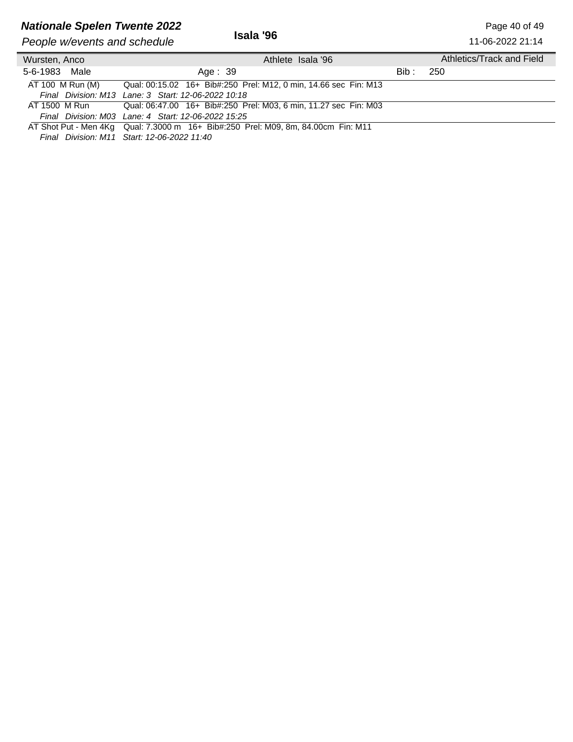Wursten, Anco — Athlete Isala '96 — Athletics/Track and Field

5-6-1983 Male — Age : 39 — Bib : 250

AT 100 M Run (M) — Qual: 00:15.02 16+ Bib#:250 Prel: M12, 0 min, 14.66 sec Fin: M13
*Final Division: M13 Lane: 3 Start: 12-06-2022 10:18*

AT 1500 M Run — Qual: 06:47.00 16+ Bib#:250 Prel: M03, 6 min, 11.27 sec Fin: M03
*Final Division: M03 Lane: 4 Start: 12-06-2022 15:25*

AT Shot Put - Men 4Kg — Qual: 7.3000 m 16+ Bib#:250 Prel: M09, 8m, 84.00cm Fin: M11
*Final Division: M11 Start: 12-06-2022 11:40*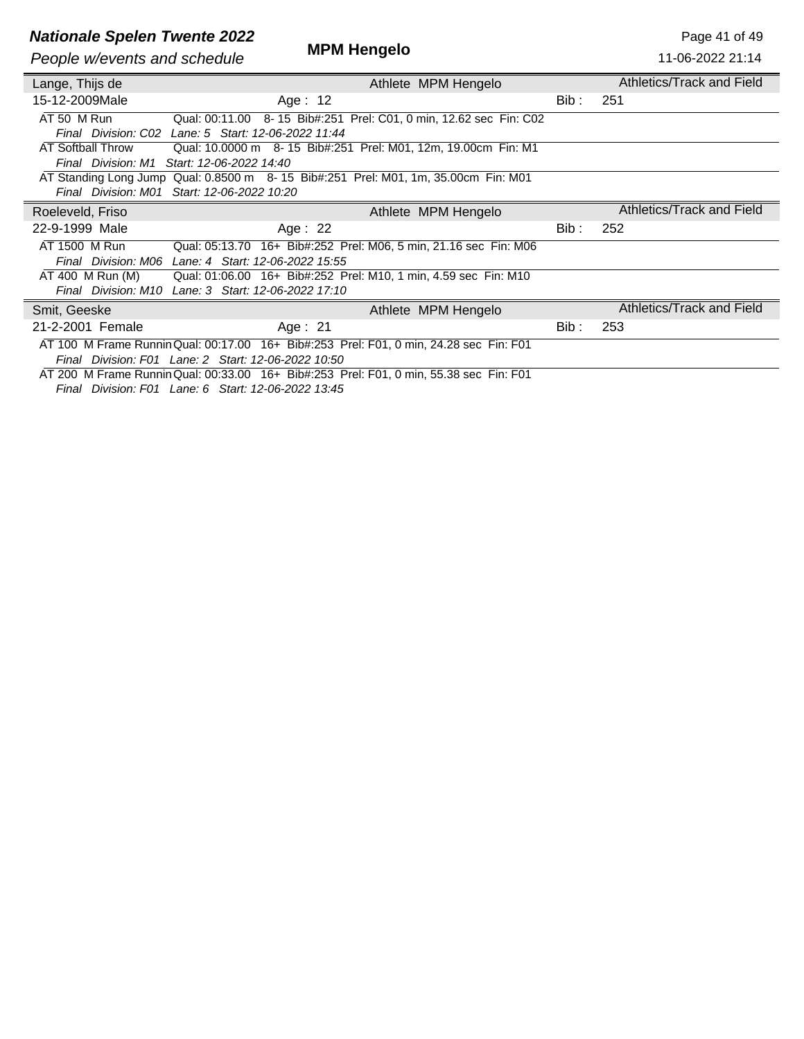| Lange, Thijs de | | Athlete MPM Hengelo | | Athletics/Track and Field |
|---|---|---|---|---|
| 15-12-2009Male | Age : 12 | | Bib : | 251 |

AT 50 M Run     Qual: 00:11.00   8- 15  Bib#:251  Prel: C01, 0 min, 12.62 sec  Fin: C02
*Final  Division: C02  Lane: 5  Start: 12-06-2022 11:44*

AT Softball Throw     Qual: 10.0000 m   8- 15  Bib#:251  Prel: M01, 12m, 19.00cm  Fin: M1
*Final  Division: M1  Start: 12-06-2022 14:40*

AT Standing Long Jump  Qual: 0.8500 m   8- 15  Bib#:251  Prel: M01, 1m, 35.00cm  Fin: M01
*Final  Division: M01  Start: 12-06-2022 10:20*

| Roeleveld, Friso | | Athlete MPM Hengelo | | Athletics/Track and Field |
|---|---|---|---|---|
| 22-9-1999 Male | Age : 22 | | Bib : | 252 |

AT 1500 M Run     Qual: 05:13.70  16+  Bib#:252  Prel: M06, 5 min, 21.16 sec  Fin: M06
*Final  Division: M06  Lane: 4  Start: 12-06-2022 15:55*

AT 400 M Run (M)     Qual: 01:06.00  16+  Bib#:252  Prel: M10, 1 min, 4.59 sec  Fin: M10
*Final  Division: M10  Lane: 3  Start: 12-06-2022 17:10*

| Smit, Geeske | | Athlete MPM Hengelo | | Athletics/Track and Field |
|---|---|---|---|---|
| 21-2-2001 Female | Age : 21 | | Bib : | 253 |

AT 100 M Frame Runnin Qual: 00:17.00  16+  Bib#:253  Prel: F01, 0 min, 24.28 sec  Fin: F01
*Final  Division: F01  Lane: 2  Start: 12-06-2022 10:50*

AT 200 M Frame Runnin Qual: 00:33.00  16+  Bib#:253  Prel: F01, 0 min, 55.38 sec  Fin: F01
*Final  Division: F01  Lane: 6  Start: 12-06-2022 13:45*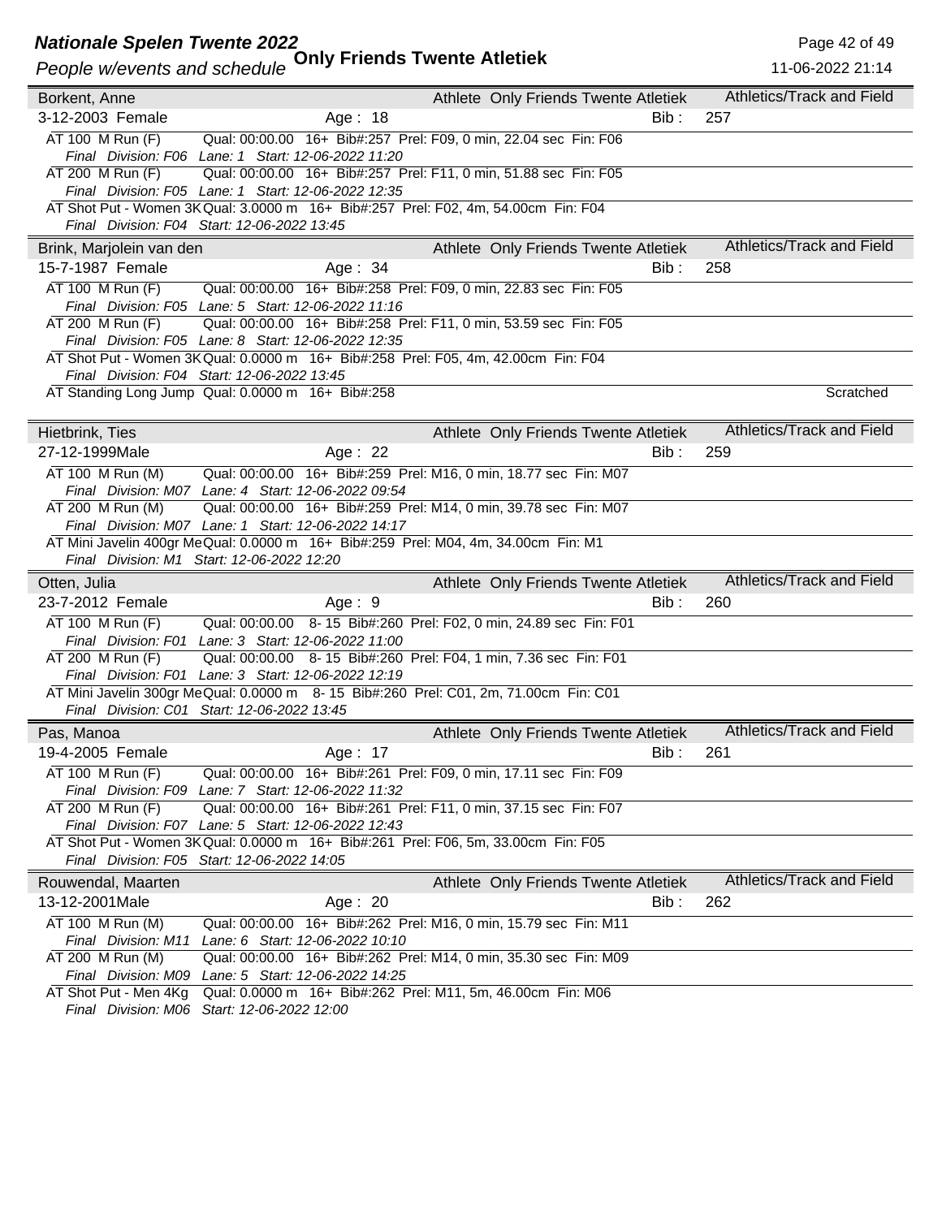# Nationale Spelen Twente 2022

*People w/events and schedule* **Only Friends Twente Atletiek**

11-06-2022 21:14

---

**Borkent, Anne** | Athlete Only Friends Twente Atletiek | Athletics/Track and Field

3-12-2003 Female | Age : 18 | Bib : 257

- AT 100 M Run (F) — Qual: 00:00.00 16+ Bib#:257 Prel: F09, 0 min, 22.04 sec Fin: F06
  *Final Division: F06 Lane: 1 Start: 12-06-2022 11:20*
- AT 200 M Run (F) — Qual: 00:00.00 16+ Bib#:257 Prel: F11, 0 min, 51.88 sec Fin: F05
  *Final Division: F05 Lane: 1 Start: 12-06-2022 12:35*
- AT Shot Put - Women 3K Qual: 3.0000 m 16+ Bib#:257 Prel: F02, 4m, 54.00cm Fin: F04
  *Final Division: F04 Start: 12-06-2022 13:45*

---

**Brink, Marjolein van den** | Athlete Only Friends Twente Atletiek | Athletics/Track and Field

15-7-1987 Female | Age : 34 | Bib : 258

- AT 100 M Run (F) — Qual: 00:00.00 16+ Bib#:258 Prel: F09, 0 min, 22.83 sec Fin: F05
  *Final Division: F05 Lane: 5 Start: 12-06-2022 11:16*
- AT 200 M Run (F) — Qual: 00:00.00 16+ Bib#:258 Prel: F11, 0 min, 53.59 sec Fin: F05
  *Final Division: F05 Lane: 8 Start: 12-06-2022 12:35*
- AT Shot Put - Women 3K Qual: 0.0000 m 16+ Bib#:258 Prel: F05, 4m, 42.00cm Fin: F04
  *Final Division: F04 Start: 12-06-2022 13:45*
- AT Standing Long Jump Qual: 0.0000 m 16+ Bib#:258 — Scratched

---

**Hietbrink, Ties** | Athlete Only Friends Twente Atletiek | Athletics/Track and Field

27-12-1999Male | Age : 22 | Bib : 259

- AT 100 M Run (M) — Qual: 00:00.00 16+ Bib#:259 Prel: M16, 0 min, 18.77 sec Fin: M07
  *Final Division: M07 Lane: 4 Start: 12-06-2022 09:54*
- AT 200 M Run (M) — Qual: 00:00.00 16+ Bib#:259 Prel: M14, 0 min, 39.78 sec Fin: M07
  *Final Division: M07 Lane: 1 Start: 12-06-2022 14:17*
- AT Mini Javelin 400gr Me Qual: 0.0000 m 16+ Bib#:259 Prel: M04, 4m, 34.00cm Fin: M1
  *Final Division: M1 Start: 12-06-2022 12:20*

---

**Otten, Julia** | Athlete Only Friends Twente Atletiek | Athletics/Track and Field

23-7-2012 Female | Age : 9 | Bib : 260

- AT 100 M Run (F) — Qual: 00:00.00 8- 15 Bib#:260 Prel: F02, 0 min, 24.89 sec Fin: F01
  *Final Division: F01 Lane: 3 Start: 12-06-2022 11:00*
- AT 200 M Run (F) — Qual: 00:00.00 8- 15 Bib#:260 Prel: F04, 1 min, 7.36 sec Fin: F01
  *Final Division: F01 Lane: 3 Start: 12-06-2022 12:19*
- AT Mini Javelin 300gr Me Qual: 0.0000 m 8- 15 Bib#:260 Prel: C01, 2m, 71.00cm Fin: C01
  *Final Division: C01 Start: 12-06-2022 13:45*

---

**Pas, Manoa** | Athlete Only Friends Twente Atletiek | Athletics/Track and Field

19-4-2005 Female | Age : 17 | Bib : 261

- AT 100 M Run (F) — Qual: 00:00.00 16+ Bib#:261 Prel: F09, 0 min, 17.11 sec Fin: F09
  *Final Division: F09 Lane: 7 Start: 12-06-2022 11:32*
- AT 200 M Run (F) — Qual: 00:00.00 16+ Bib#:261 Prel: F11, 0 min, 37.15 sec Fin: F07
  *Final Division: F07 Lane: 5 Start: 12-06-2022 12:43*
- AT Shot Put - Women 3K Qual: 0.0000 m 16+ Bib#:261 Prel: F06, 5m, 33.00cm Fin: F05
  *Final Division: F05 Start: 12-06-2022 14:05*

---

**Rouwendal, Maarten** | Athlete Only Friends Twente Atletiek | Athletics/Track and Field

13-12-2001Male | Age : 20 | Bib : 262

- AT 100 M Run (M) — Qual: 00:00.00 16+ Bib#:262 Prel: M16, 0 min, 15.79 sec Fin: M11
  *Final Division: M11 Lane: 6 Start: 12-06-2022 10:10*
- AT 200 M Run (M) — Qual: 00:00.00 16+ Bib#:262 Prel: M14, 0 min, 35.30 sec Fin: M09
  *Final Division: M09 Lane: 5 Start: 12-06-2022 14:25*
- AT Shot Put - Men 4Kg — Qual: 0.0000 m 16+ Bib#:262 Prel: M11, 5m, 46.00cm Fin: M06
  *Final Division: M06 Start: 12-06-2022 12:00*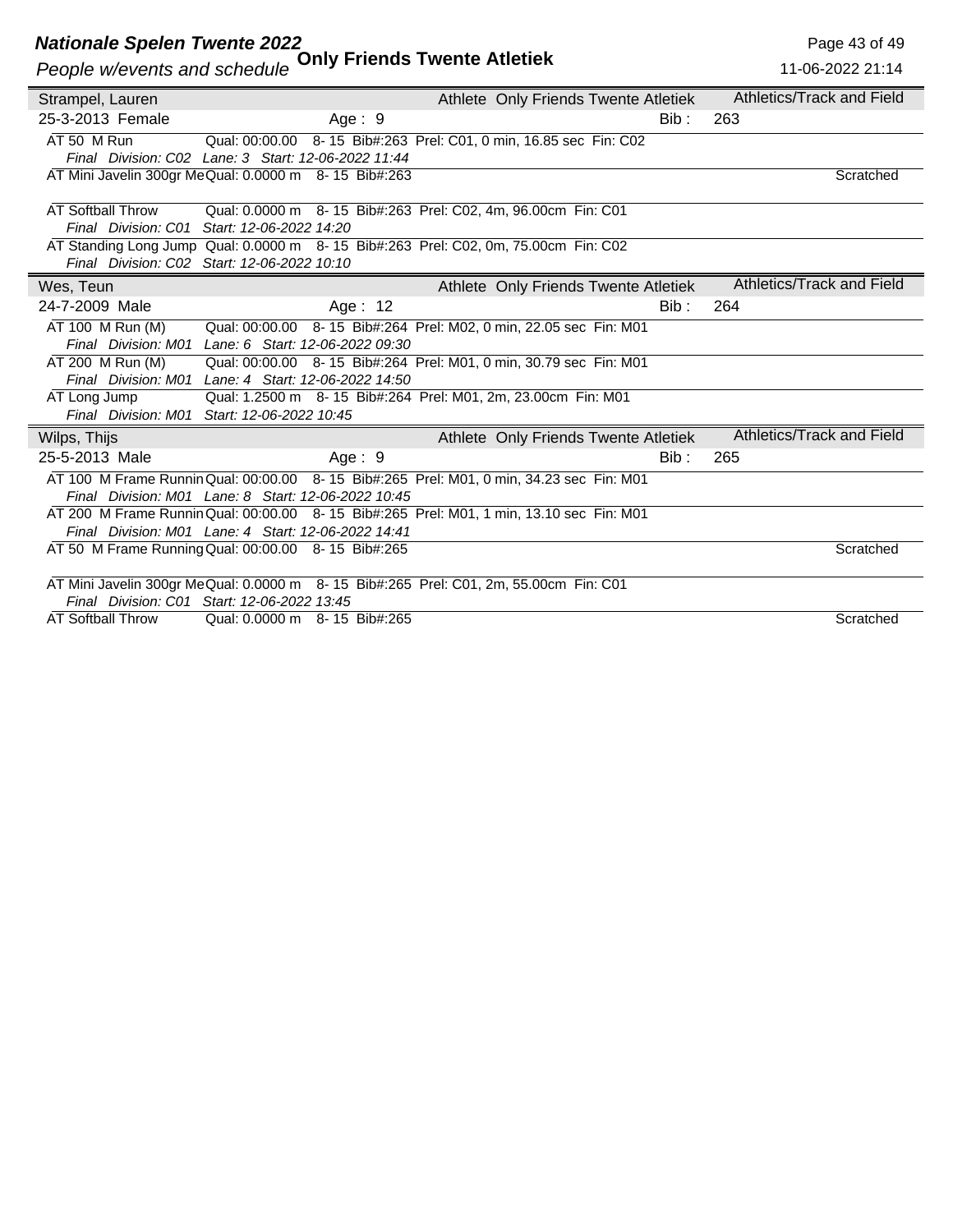| Strampel, Lauren | | Athlete Only Friends Twente Atletiek | Athletics/Track and Field |
|---|---|---|---|
| 25-3-2013 Female | Age : 9 | Bib : | 263 |

AT 50 M Run — Qual: 00:00.00 8- 15 Bib#:263 Prel: C01, 0 min, 16.85 sec Fin: C02
*Final Division: C02 Lane: 3 Start: 12-06-2022 11:44*

AT Mini Javelin 300gr Me Qual: 0.0000 m 8- 15 Bib#:263 — Scratched

AT Softball Throw — Qual: 0.0000 m 8- 15 Bib#:263 Prel: C02, 4m, 96.00cm Fin: C01
*Final Division: C01 Start: 12-06-2022 14:20*

AT Standing Long Jump Qual: 0.0000 m 8- 15 Bib#:263 Prel: C02, 0m, 75.00cm Fin: C02
*Final Division: C02 Start: 12-06-2022 10:10*

| Wes, Teun | | Athlete Only Friends Twente Atletiek | Athletics/Track and Field |
|---|---|---|---|
| 24-7-2009 Male | Age : 12 | Bib : | 264 |

AT 100 M Run (M) — Qual: 00:00.00 8- 15 Bib#:264 Prel: M02, 0 min, 22.05 sec Fin: M01
*Final Division: M01 Lane: 6 Start: 12-06-2022 09:30*

AT 200 M Run (M) — Qual: 00:00.00 8- 15 Bib#:264 Prel: M01, 0 min, 30.79 sec Fin: M01
*Final Division: M01 Lane: 4 Start: 12-06-2022 14:50*

AT Long Jump — Qual: 1.2500 m 8- 15 Bib#:264 Prel: M01, 2m, 23.00cm Fin: M01
*Final Division: M01 Start: 12-06-2022 10:45*

| Wilps, Thijs | | Athlete Only Friends Twente Atletiek | Athletics/Track and Field |
|---|---|---|---|
| 25-5-2013 Male | Age : 9 | Bib : | 265 |

AT 100 M Frame Runnin Qual: 00:00.00 8- 15 Bib#:265 Prel: M01, 0 min, 34.23 sec Fin: M01
*Final Division: M01 Lane: 8 Start: 12-06-2022 10:45*

AT 200 M Frame Runnin Qual: 00:00.00 8- 15 Bib#:265 Prel: M01, 1 min, 13.10 sec Fin: M01
*Final Division: M01 Lane: 4 Start: 12-06-2022 14:41*

AT 50 M Frame Running Qual: 00:00.00 8- 15 Bib#:265 — Scratched

AT Mini Javelin 300gr Me Qual: 0.0000 m 8- 15 Bib#:265 Prel: C01, 2m, 55.00cm Fin: C01
*Final Division: C01 Start: 12-06-2022 13:45*

AT Softball Throw — Qual: 0.0000 m 8- 15 Bib#:265 — Scratched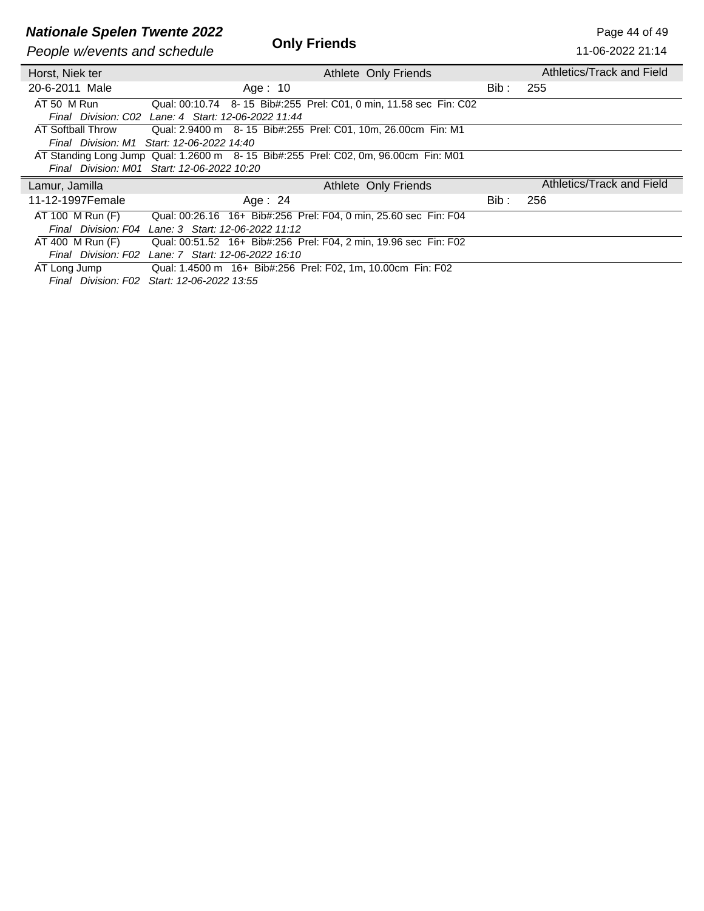| Horst, Niek ter | | Athlete Only Friends | Athletics/Track and Field |
|---|---|---|---|
| 20-6-2011 Male | Age : 10 | Bib : | 255 |

AT 50 M Run    Qual: 00:10.74  8- 15  Bib#:255  Prel: C01, 0 min, 11.58 sec  Fin: C02
*Final  Division: C02  Lane: 4  Start: 12-06-2022 11:44*

AT Softball Throw    Qual: 2.9400 m  8- 15  Bib#:255  Prel: C01, 10m, 26.00cm  Fin: M1
*Final  Division: M1  Start: 12-06-2022 14:40*

AT Standing Long Jump  Qual: 1.2600 m  8- 15  Bib#:255  Prel: C02, 0m, 96.00cm  Fin: M01
*Final  Division: M01  Start: 12-06-2022 10:20*

| Lamur, Jamilla | | Athlete Only Friends | Athletics/Track and Field |
|---|---|---|---|
| 11-12-1997Female | Age : 24 | Bib : | 256 |

AT 100 M Run (F)    Qual: 00:26.16  16+  Bib#:256  Prel: F04, 0 min, 25.60 sec  Fin: F04
*Final  Division: F04  Lane: 3  Start: 12-06-2022 11:12*

AT 400 M Run (F)    Qual: 00:51.52  16+  Bib#:256  Prel: F04, 2 min, 19.96 sec  Fin: F02
*Final  Division: F02  Lane: 7  Start: 12-06-2022 16:10*

AT Long Jump    Qual: 1.4500 m  16+  Bib#:256  Prel: F02, 1m, 10.00cm  Fin: F02
*Final  Division: F02  Start: 12-06-2022 13:55*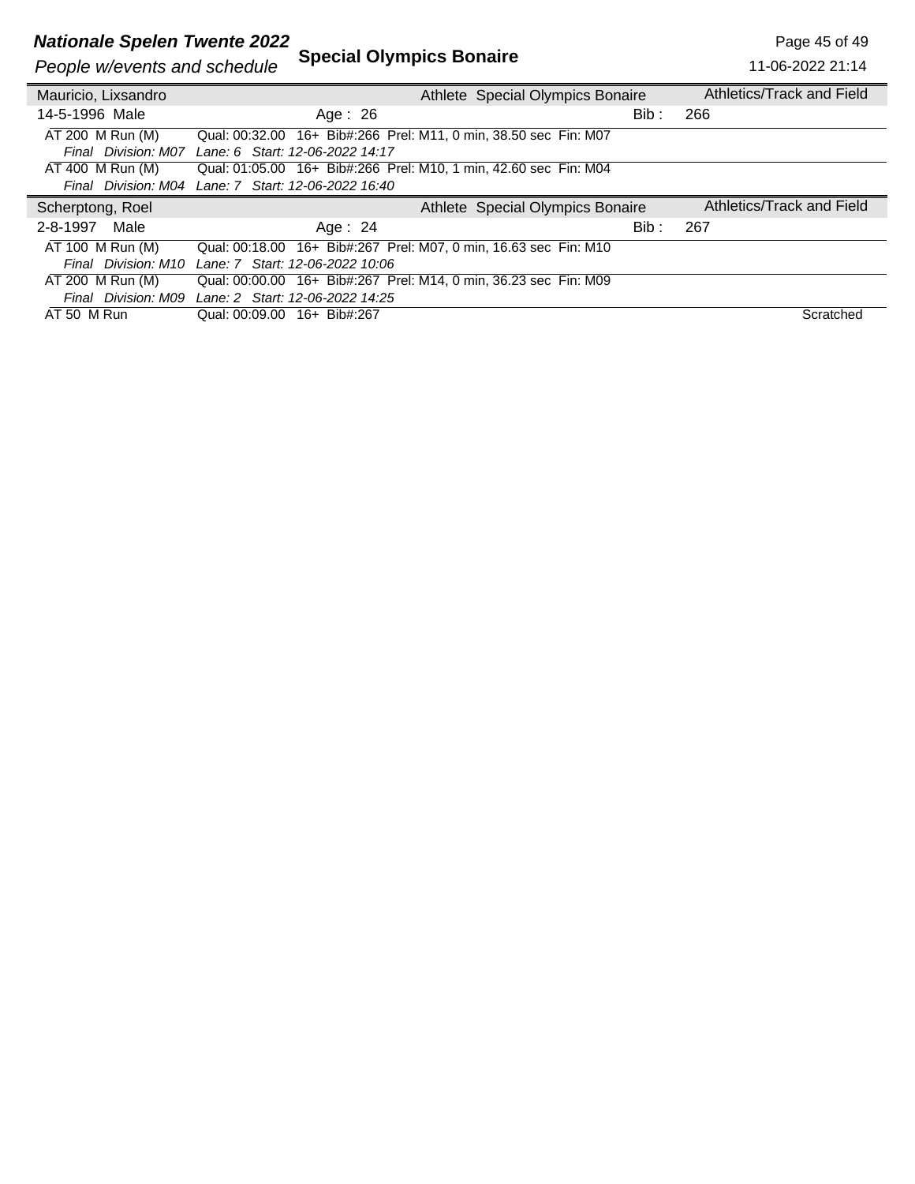**Special Olympics Bonaire**

## Mauricio, Lixsandro

Athlete Special Olympics Bonaire — Athletics/Track and Field

14-5-1996 Male — Age : 26 — Bib : 266

| Event | Details |
|---|---|
| AT 200 M Run (M) | Qual: 00:32.00 16+ Bib#:266 Prel: M11, 0 min, 38.50 sec Fin: M07 |
| *Final Division: M07* | *Lane: 6 Start: 12-06-2022 14:17* |
| AT 400 M Run (M) | Qual: 01:05.00 16+ Bib#:266 Prel: M10, 1 min, 42.60 sec Fin: M04 |
| *Final Division: M04* | *Lane: 7 Start: 12-06-2022 16:40* |

## Scherptong, Roel

Athlete Special Olympics Bonaire — Athletics/Track and Field

2-8-1997 Male — Age : 24 — Bib : 267

| Event | Details | Status |
|---|---|---|
| AT 100 M Run (M) | Qual: 00:18.00 16+ Bib#:267 Prel: M07, 0 min, 16.63 sec Fin: M10 | |
| *Final Division: M10* | *Lane: 7 Start: 12-06-2022 10:06* | |
| AT 200 M Run (M) | Qual: 00:00.00 16+ Bib#:267 Prel: M14, 0 min, 36.23 sec Fin: M09 | |
| *Final Division: M09* | *Lane: 2 Start: 12-06-2022 14:25* | |
| AT 50 M Run | Qual: 00:09.00 16+ Bib#:267 | Scratched |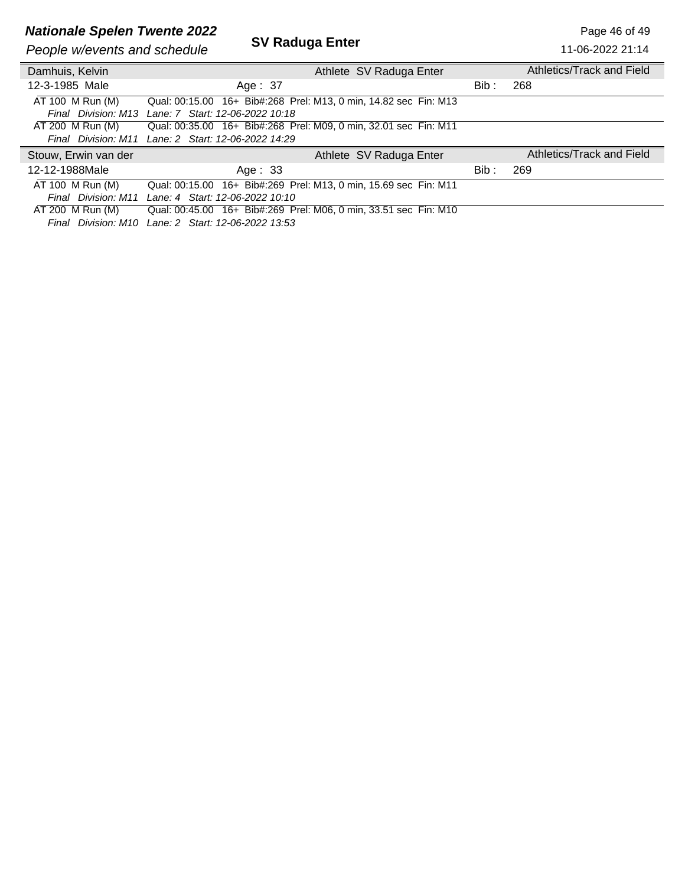| Damhuis, Kelvin | | Athlete SV Raduga Enter | | Athletics/Track and Field |
|---|---|---|---|---|
| 12-3-1985 Male | Age : 37 | | Bib : | 268 |

AT 100 M Run (M) Qual: 00:15.00 16+ Bib#:268 Prel: M13, 0 min, 14.82 sec Fin: M13
*Final Division: M13 Lane: 7 Start: 12-06-2022 10:18*

AT 200 M Run (M) Qual: 00:35.00 16+ Bib#:268 Prel: M09, 0 min, 32.01 sec Fin: M11
*Final Division: M11 Lane: 2 Start: 12-06-2022 14:29*

| Stouw, Erwin van der | | Athlete SV Raduga Enter | | Athletics/Track and Field |
|---|---|---|---|---|
| 12-12-1988Male | Age : 33 | | Bib : | 269 |

AT 100 M Run (M) Qual: 00:15.00 16+ Bib#:269 Prel: M13, 0 min, 15.69 sec Fin: M11
*Final Division: M11 Lane: 4 Start: 12-06-2022 10:10*

AT 200 M Run (M) Qual: 00:45.00 16+ Bib#:269 Prel: M06, 0 min, 33.51 sec Fin: M10
*Final Division: M10 Lane: 2 Start: 12-06-2022 13:53*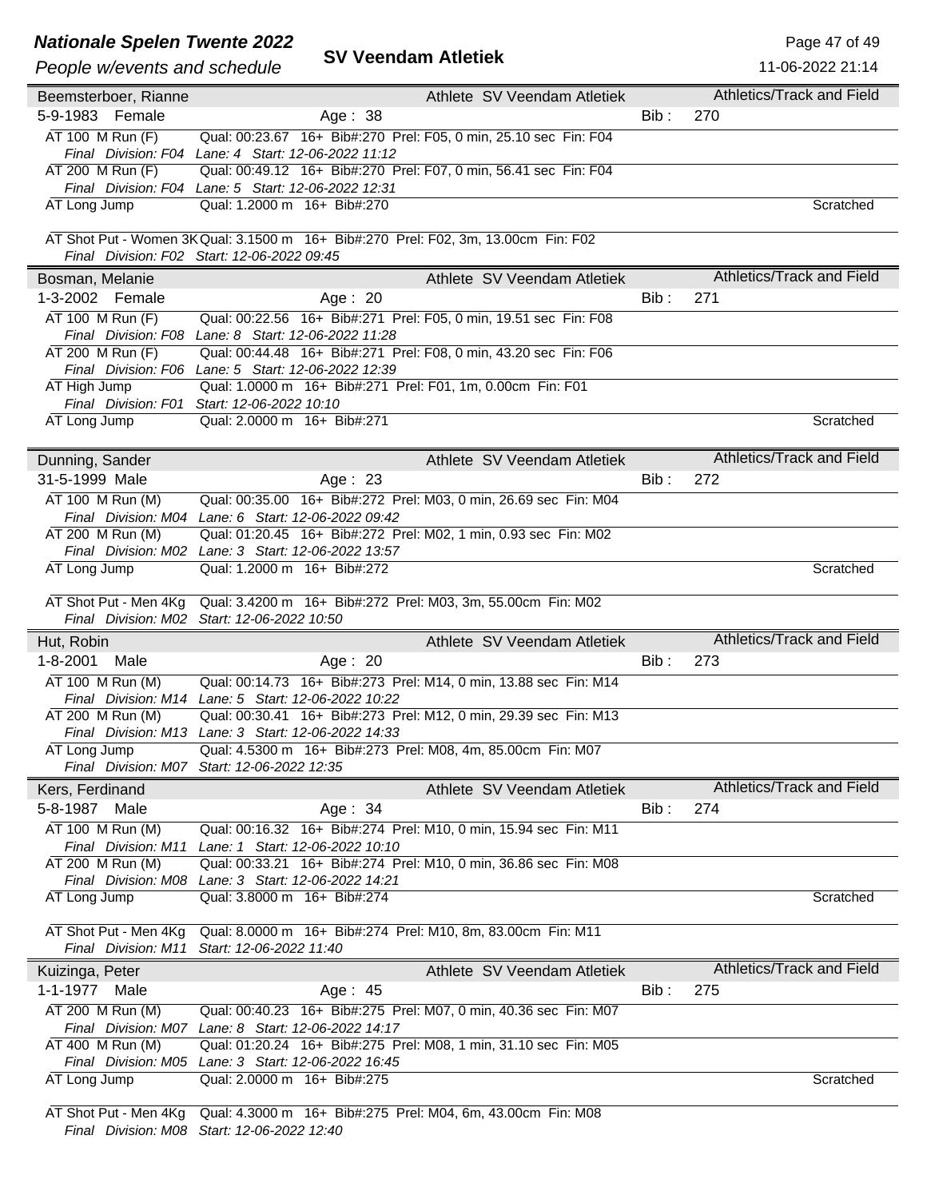# Nationale Spelen Twente 2022

*People w/events and schedule*

**SV Veendam Atletiek**

11-06-2022 21:14

---

**Beemsterboer, Rianne** — Athlete SV Veendam Atletiek — Athletics/Track and Field

5-9-1983 Female — Age : 38 — Bib : 270

| Event | Details | |
|---|---|---|
| AT 100 M Run (F) | Qual: 00:23.67 16+ Bib#:270 Prel: F05, 0 min, 25.10 sec Fin: F04 | |
| *Final Division: F04* | *Lane: 4 Start: 12-06-2022 11:12* | |
| AT 200 M Run (F) | Qual: 00:49.12 16+ Bib#:270 Prel: F07, 0 min, 56.41 sec Fin: F04 | |
| *Final Division: F04* | *Lane: 5 Start: 12-06-2022 12:31* | |
| AT Long Jump | Qual: 1.2000 m 16+ Bib#:270 | Scratched |
| AT Shot Put - Women 3K | Qual: 3.1500 m 16+ Bib#:270 Prel: F02, 3m, 13.00cm Fin: F02 | |
| *Final Division: F02* | *Start: 12-06-2022 09:45* | |

---

**Bosman, Melanie** — Athlete SV Veendam Atletiek — Athletics/Track and Field

1-3-2002 Female — Age : 20 — Bib : 271

| Event | Details | |
|---|---|---|
| AT 100 M Run (F) | Qual: 00:22.56 16+ Bib#:271 Prel: F05, 0 min, 19.51 sec Fin: F08 | |
| *Final Division: F08* | *Lane: 8 Start: 12-06-2022 11:28* | |
| AT 200 M Run (F) | Qual: 00:44.48 16+ Bib#:271 Prel: F08, 0 min, 43.20 sec Fin: F06 | |
| *Final Division: F06* | *Lane: 5 Start: 12-06-2022 12:39* | |
| AT High Jump | Qual: 1.0000 m 16+ Bib#:271 Prel: F01, 1m, 0.00cm Fin: F01 | |
| *Final Division: F01* | *Start: 12-06-2022 10:10* | |
| AT Long Jump | Qual: 2.0000 m 16+ Bib#:271 | Scratched |

---

**Dunning, Sander** — Athlete SV Veendam Atletiek — Athletics/Track and Field

31-5-1999 Male — Age : 23 — Bib : 272

| Event | Details | |
|---|---|---|
| AT 100 M Run (M) | Qual: 00:35.00 16+ Bib#:272 Prel: M03, 0 min, 26.69 sec Fin: M04 | |
| *Final Division: M04* | *Lane: 6 Start: 12-06-2022 09:42* | |
| AT 200 M Run (M) | Qual: 01:20.45 16+ Bib#:272 Prel: M02, 1 min, 0.93 sec Fin: M02 | |
| *Final Division: M02* | *Lane: 3 Start: 12-06-2022 13:57* | |
| AT Long Jump | Qual: 1.2000 m 16+ Bib#:272 | Scratched |
| AT Shot Put - Men 4Kg | Qual: 3.4200 m 16+ Bib#:272 Prel: M03, 3m, 55.00cm Fin: M02 | |
| *Final Division: M02* | *Start: 12-06-2022 10:50* | |

---

**Hut, Robin** — Athlete SV Veendam Atletiek — Athletics/Track and Field

1-8-2001 Male — Age : 20 — Bib : 273

| Event | Details | |
|---|---|---|
| AT 100 M Run (M) | Qual: 00:14.73 16+ Bib#:273 Prel: M14, 0 min, 13.88 sec Fin: M14 | |
| *Final Division: M14* | *Lane: 5 Start: 12-06-2022 10:22* | |
| AT 200 M Run (M) | Qual: 00:30.41 16+ Bib#:273 Prel: M12, 0 min, 29.39 sec Fin: M13 | |
| *Final Division: M13* | *Lane: 3 Start: 12-06-2022 14:33* | |
| AT Long Jump | Qual: 4.5300 m 16+ Bib#:273 Prel: M08, 4m, 85.00cm Fin: M07 | |
| *Final Division: M07* | *Start: 12-06-2022 12:35* | |

---

**Kers, Ferdinand** — Athlete SV Veendam Atletiek — Athletics/Track and Field

5-8-1987 Male — Age : 34 — Bib : 274

| Event | Details | |
|---|---|---|
| AT 100 M Run (M) | Qual: 00:16.32 16+ Bib#:274 Prel: M10, 0 min, 15.94 sec Fin: M11 | |
| *Final Division: M11* | *Lane: 1 Start: 12-06-2022 10:10* | |
| AT 200 M Run (M) | Qual: 00:33.21 16+ Bib#:274 Prel: M10, 0 min, 36.86 sec Fin: M08 | |
| *Final Division: M08* | *Lane: 3 Start: 12-06-2022 14:21* | |
| AT Long Jump | Qual: 3.8000 m 16+ Bib#:274 | Scratched |
| AT Shot Put - Men 4Kg | Qual: 8.0000 m 16+ Bib#:274 Prel: M10, 8m, 83.00cm Fin: M11 | |
| *Final Division: M11* | *Start: 12-06-2022 11:40* | |

---

**Kuizinga, Peter** — Athlete SV Veendam Atletiek — Athletics/Track and Field

1-1-1977 Male — Age : 45 — Bib : 275

| Event | Details | |
|---|---|---|
| AT 200 M Run (M) | Qual: 00:40.23 16+ Bib#:275 Prel: M07, 0 min, 40.36 sec Fin: M07 | |
| *Final Division: M07* | *Lane: 8 Start: 12-06-2022 14:17* | |
| AT 400 M Run (M) | Qual: 01:20.24 16+ Bib#:275 Prel: M08, 1 min, 31.10 sec Fin: M05 | |
| *Final Division: M05* | *Lane: 3 Start: 12-06-2022 16:45* | |
| AT Long Jump | Qual: 2.0000 m 16+ Bib#:275 | Scratched |
| AT Shot Put - Men 4Kg | Qual: 4.3000 m 16+ Bib#:275 Prel: M04, 6m, 43.00cm Fin: M08 | |
| *Final Division: M08* | *Start: 12-06-2022 12:40* | |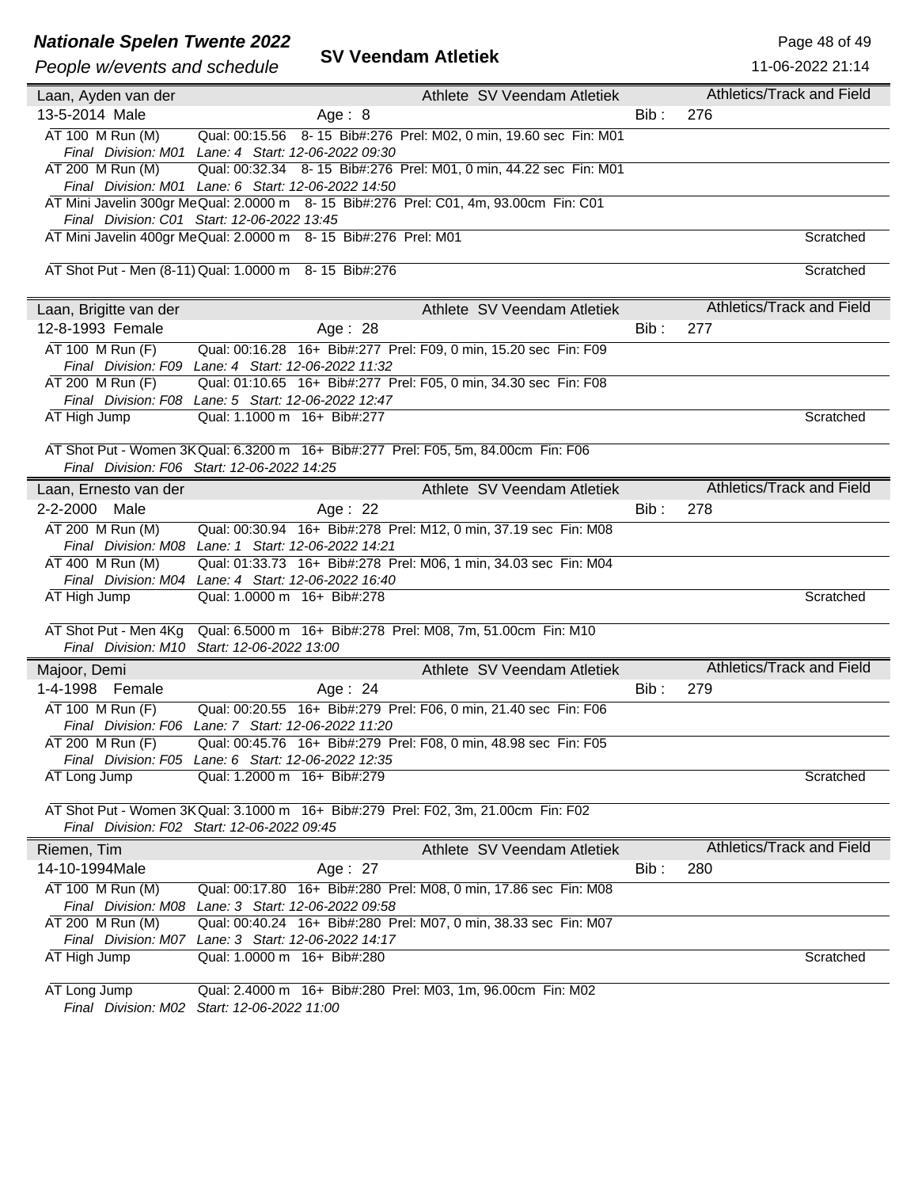## Laan, Ayden van der

Athlete SV Veendam Atletiek — Athletics/Track and Field

13-5-2014 Male — Age : 8 — Bib : 276

| Event | Details | Status |
|---|---|---|
| AT 100 M Run (M) | Qual: 00:15.56 8- 15 Bib#:276 Prel: M02, 0 min, 19.60 sec Fin: M01<br>*Final Division: M01 Lane: 4 Start: 12-06-2022 09:30* | |
| AT 200 M Run (M) | Qual: 00:32.34 8- 15 Bib#:276 Prel: M01, 0 min, 44.22 sec Fin: M01<br>*Final Division: M01 Lane: 6 Start: 12-06-2022 14:50* | |
| AT Mini Javelin 300gr Me | Qual: 2.0000 m 8- 15 Bib#:276 Prel: C01, 4m, 93.00cm Fin: C01<br>*Final Division: C01 Start: 12-06-2022 13:45* | |
| AT Mini Javelin 400gr Me | Qual: 2.0000 m 8- 15 Bib#:276 Prel: M01 | Scratched |
| AT Shot Put - Men (8-11) | Qual: 1.0000 m 8- 15 Bib#:276 | Scratched |

## Laan, Brigitte van der

Athlete SV Veendam Atletiek — Athletics/Track and Field

12-8-1993 Female — Age : 28 — Bib : 277

| Event | Details | Status |
|---|---|---|
| AT 100 M Run (F) | Qual: 00:16.28 16+ Bib#:277 Prel: F09, 0 min, 15.20 sec Fin: F09<br>*Final Division: F09 Lane: 4 Start: 12-06-2022 11:32* | |
| AT 200 M Run (F) | Qual: 01:10.65 16+ Bib#:277 Prel: F05, 0 min, 34.30 sec Fin: F08<br>*Final Division: F08 Lane: 5 Start: 12-06-2022 12:47* | |
| AT High Jump | Qual: 1.1000 m 16+ Bib#:277 | Scratched |
| AT Shot Put - Women 3K | Qual: 6.3200 m 16+ Bib#:277 Prel: F05, 5m, 84.00cm Fin: F06<br>*Final Division: F06 Start: 12-06-2022 14:25* | |

## Laan, Ernesto van der

Athlete SV Veendam Atletiek — Athletics/Track and Field

2-2-2000 Male — Age : 22 — Bib : 278

| Event | Details | Status |
|---|---|---|
| AT 200 M Run (M) | Qual: 00:30.94 16+ Bib#:278 Prel: M12, 0 min, 37.19 sec Fin: M08<br>*Final Division: M08 Lane: 1 Start: 12-06-2022 14:21* | |
| AT 400 M Run (M) | Qual: 01:33.73 16+ Bib#:278 Prel: M06, 1 min, 34.03 sec Fin: M04<br>*Final Division: M04 Lane: 4 Start: 12-06-2022 16:40* | |
| AT High Jump | Qual: 1.0000 m 16+ Bib#:278 | Scratched |
| AT Shot Put - Men 4Kg | Qual: 6.5000 m 16+ Bib#:278 Prel: M08, 7m, 51.00cm Fin: M10<br>*Final Division: M10 Start: 12-06-2022 13:00* | |

## Majoor, Demi

Athlete SV Veendam Atletiek — Athletics/Track and Field

1-4-1998 Female — Age : 24 — Bib : 279

| Event | Details | Status |
|---|---|---|
| AT 100 M Run (F) | Qual: 00:20.55 16+ Bib#:279 Prel: F06, 0 min, 21.40 sec Fin: F06<br>*Final Division: F06 Lane: 7 Start: 12-06-2022 11:20* | |
| AT 200 M Run (F) | Qual: 00:45.76 16+ Bib#:279 Prel: F08, 0 min, 48.98 sec Fin: F05<br>*Final Division: F05 Lane: 6 Start: 12-06-2022 12:35* | |
| AT Long Jump | Qual: 1.2000 m 16+ Bib#:279 | Scratched |
| AT Shot Put - Women 3K | Qual: 3.1000 m 16+ Bib#:279 Prel: F02, 3m, 21.00cm Fin: F02<br>*Final Division: F02 Start: 12-06-2022 09:45* | |

## Riemen, Tim

Athlete SV Veendam Atletiek — Athletics/Track and Field

14-10-1994 Male — Age : 27 — Bib : 280

| Event | Details | Status |
|---|---|---|
| AT 100 M Run (M) | Qual: 00:17.80 16+ Bib#:280 Prel: M08, 0 min, 17.86 sec Fin: M08<br>*Final Division: M08 Lane: 3 Start: 12-06-2022 09:58* | |
| AT 200 M Run (M) | Qual: 00:40.24 16+ Bib#:280 Prel: M07, 0 min, 38.33 sec Fin: M07<br>*Final Division: M07 Lane: 3 Start: 12-06-2022 14:17* | |
| AT High Jump | Qual: 1.0000 m 16+ Bib#:280 | Scratched |
| AT Long Jump | Qual: 2.4000 m 16+ Bib#:280 Prel: M03, 1m, 96.00cm Fin: M02<br>*Final Division: M02 Start: 12-06-2022 11:00* | |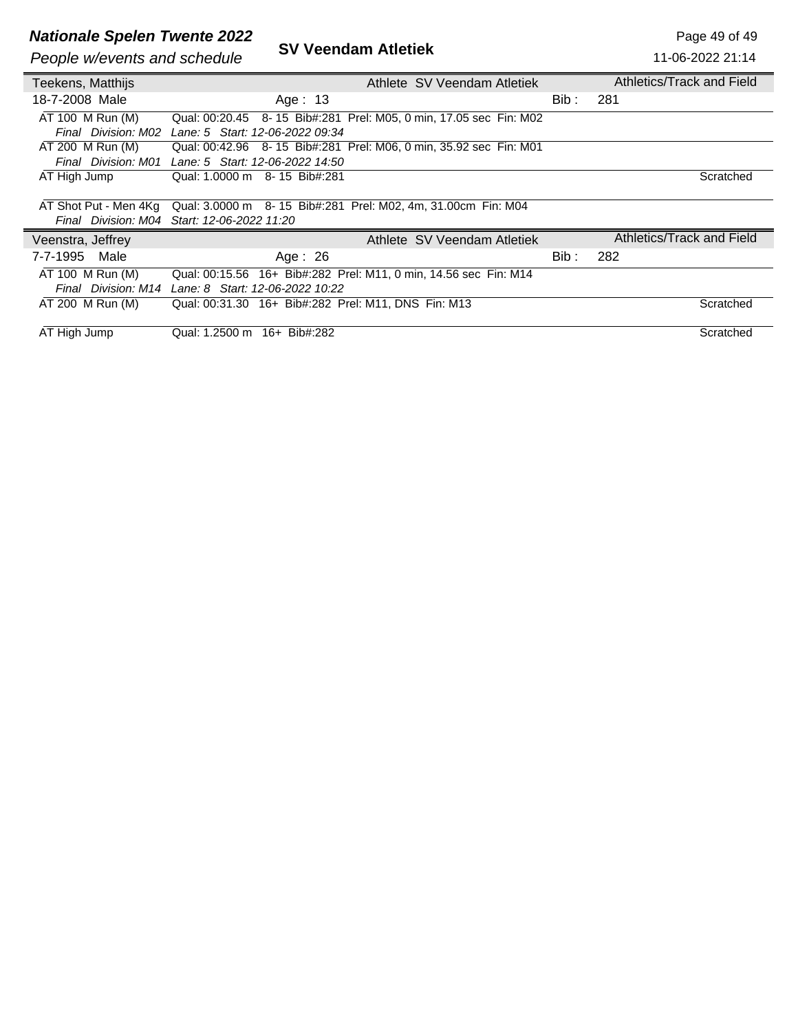| Teekens, Matthijs | | Athlete SV Veendam Atletiek | Athletics/Track and Field |
|---|---|---|---|
| 18-7-2008 Male | Age : 13 | Bib : | 281 |

| | | |
|---|---|---|
| AT 100 M Run (M) | Qual: 00:20.45 8- 15 Bib#:281 Prel: M05, 0 min, 17.05 sec Fin: M02 | |
| *Final Division: M02* | *Lane: 5 Start: 12-06-2022 09:34* | |
| AT 200 M Run (M) | Qual: 00:42.96 8- 15 Bib#:281 Prel: M06, 0 min, 35.92 sec Fin: M01 | |
| *Final Division: M01* | *Lane: 5 Start: 12-06-2022 14:50* | |
| AT High Jump | Qual: 1.0000 m 8- 15 Bib#:281 | Scratched |
| AT Shot Put - Men 4Kg | Qual: 3.0000 m 8- 15 Bib#:281 Prel: M02, 4m, 31.00cm Fin: M04 | |
| *Final Division: M04* | *Start: 12-06-2022 11:20* | |

| Veenstra, Jeffrey | | Athlete SV Veendam Atletiek | Athletics/Track and Field |
|---|---|---|---|
| 7-7-1995 Male | Age : 26 | Bib : | 282 |

| | | |
|---|---|---|
| AT 100 M Run (M) | Qual: 00:15.56 16+ Bib#:282 Prel: M11, 0 min, 14.56 sec Fin: M14 | |
| *Final Division: M14* | *Lane: 8 Start: 12-06-2022 10:22* | |
| AT 200 M Run (M) | Qual: 00:31.30 16+ Bib#:282 Prel: M11, DNS Fin: M13 | Scratched |
| AT High Jump | Qual: 1.2500 m 16+ Bib#:282 | Scratched |